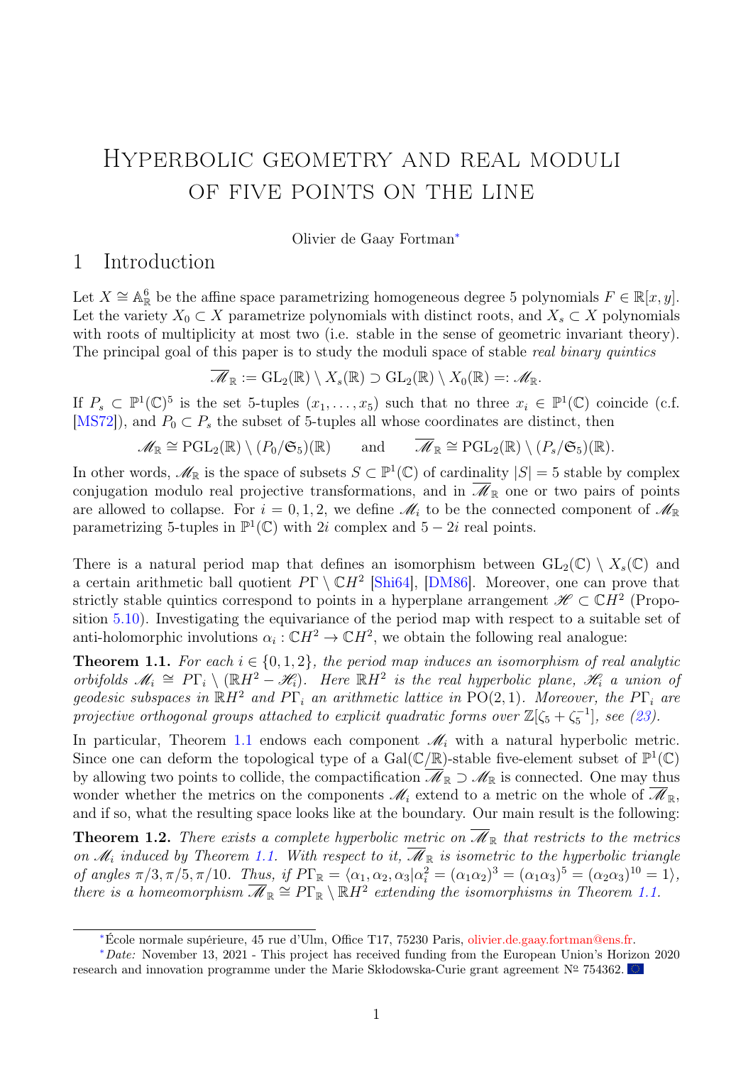# Hyperbolic geometry and real moduli of five points on the line

Olivier de Gaay Fortman*

## 1 Introduction

Let $X \cong \mathbb{A}^6_{\mathbb{R}}$ be the affine space parametrizing homogeneous degree 5 polynomials $F \in \mathbb{R}[x, y]$. Let the variety $X_0 \subset X$ parametrize polynomials with distinct roots, and $X_s \subset X$ polynomials with roots of multiplicity at most two (i.e. stable in the sense of geometric invariant theory). The principal goal of this paper is to study the moduli space of stable *real binary quintics*

$$\overline{\mathscr{M}}_{\mathbb{R}} := \mathrm{GL}_2(\mathbb{R}) \setminus X_s(\mathbb{R}) \supset \mathrm{GL}_2(\mathbb{R}) \setminus X_0(\mathbb{R}) =: \mathscr{M}_{\mathbb{R}}.$$

If $P_s \subset \mathbb{P}^1(\mathbb{C})^5$ is the set 5-tuples $(x_1, \ldots, x_5)$ such that no three $x_i \in \mathbb{P}^1(\mathbb{C})$ coincide (c.f. [MS72]), and $P_0 \subset P_s$ the subset of 5-tuples all whose coordinates are distinct, then

$$\mathscr{M}_{\mathbb{R}} \cong \mathrm{PGL}_2(\mathbb{R}) \setminus (P_0/\mathfrak{S}_5)(\mathbb{R}) \qquad \text{and} \qquad \overline{\mathscr{M}}_{\mathbb{R}} \cong \mathrm{PGL}_2(\mathbb{R}) \setminus (P_s/\mathfrak{S}_5)(\mathbb{R}).$$

In other words, $\mathscr{M}_{\mathbb{R}}$ is the space of subsets $S \subset \mathbb{P}^1(\mathbb{C})$ of cardinality $|S| = 5$ stable by complex conjugation modulo real projective transformations, and in $\overline{\mathscr{M}}_{\mathbb{R}}$ one or two pairs of points are allowed to collapse. For $i = 0, 1, 2$, we define $\mathscr{M}_i$ to be the connected component of $\mathscr{M}_{\mathbb{R}}$ parametrizing 5-tuples in $\mathbb{P}^1(\mathbb{C})$ with $2i$ complex and $5 - 2i$ real points.

There is a natural period map that defines an isomorphism between $\mathrm{GL}_2(\mathbb{C}) \setminus X_s(\mathbb{C})$ and a certain arithmetic ball quotient $P\Gamma \setminus \mathbb{C}H^2$ [Shi64], [DM86]. Moreover, one can prove that strictly stable quintics correspond to points in a hyperplane arrangement $\mathscr{H} \subset \mathbb{C}H^2$ (Proposition 5.10). Investigating the equivariance of the period map with respect to a suitable set of anti-holomorphic involutions $\alpha_i : \mathbb{C}H^2 \to \mathbb{C}H^2$, we obtain the following real analogue:

**Theorem 1.1.** *For each $i \in \{0, 1, 2\}$, the period map induces an isomorphism of real analytic orbifolds $\mathscr{M}_i \cong P\Gamma_i \setminus (\mathbb{R}H^2 - \mathscr{H}_i)$. Here $\mathbb{R}H^2$ is the real hyperbolic plane, $\mathscr{H}_i$ a union of geodesic subspaces in $\mathbb{R}H^2$ and $P\Gamma_i$ an arithmetic lattice in $\mathrm{PO}(2, 1)$. Moreover, the $P\Gamma_i$ are projective orthogonal groups attached to explicit quadratic forms over $\mathbb{Z}[\zeta_5 + \zeta_5^{-1}]$, see (23).*

In particular, Theorem 1.1 endows each component $\mathscr{M}_i$ with a natural hyperbolic metric. Since one can deform the topological type of a $\mathrm{Gal}(\mathbb{C}/\mathbb{R})$-stable five-element subset of $\mathbb{P}^1(\mathbb{C})$ by allowing two points to collide, the compactification $\overline{\mathscr{M}}_{\mathbb{R}} \supset \mathscr{M}_{\mathbb{R}}$ is connected. One may thus wonder whether the metrics on the components $\mathscr{M}_i$ extend to a metric on the whole of $\overline{\mathscr{M}}_{\mathbb{R}}$, and if so, what the resulting space looks like at the boundary. Our main result is the following:

**Theorem 1.2.** *There exists a complete hyperbolic metric on $\overline{\mathscr{M}}_{\mathbb{R}}$ that restricts to the metrics on $\mathscr{M}_i$ induced by Theorem 1.1. With respect to it, $\overline{\mathscr{M}}_{\mathbb{R}}$ is isometric to the hyperbolic triangle of angles $\pi/3, \pi/5, \pi/10$. Thus, if $P\Gamma_{\mathbb{R}} = \langle \alpha_1, \alpha_2, \alpha_3 | \alpha_i^2 = (\alpha_1\alpha_2)^3 = (\alpha_1\alpha_3)^5 = (\alpha_2\alpha_3)^{10} = 1 \rangle$, there is a homeomorphism $\overline{\mathscr{M}}_{\mathbb{R}} \cong P\Gamma_{\mathbb{R}} \setminus \mathbb{R}H^2$ extending the isomorphisms in Theorem 1.1.*

---

*École normale supérieure, 45 rue d'Ulm, Office T17, 75230 Paris, olivier.de.gaay.fortman@ens.fr.

*Date: November 13, 2021 - This project has received funding from the European Union's Horizon 2020 research and innovation programme under the Marie Skłodowska-Curie grant agreement № 754362.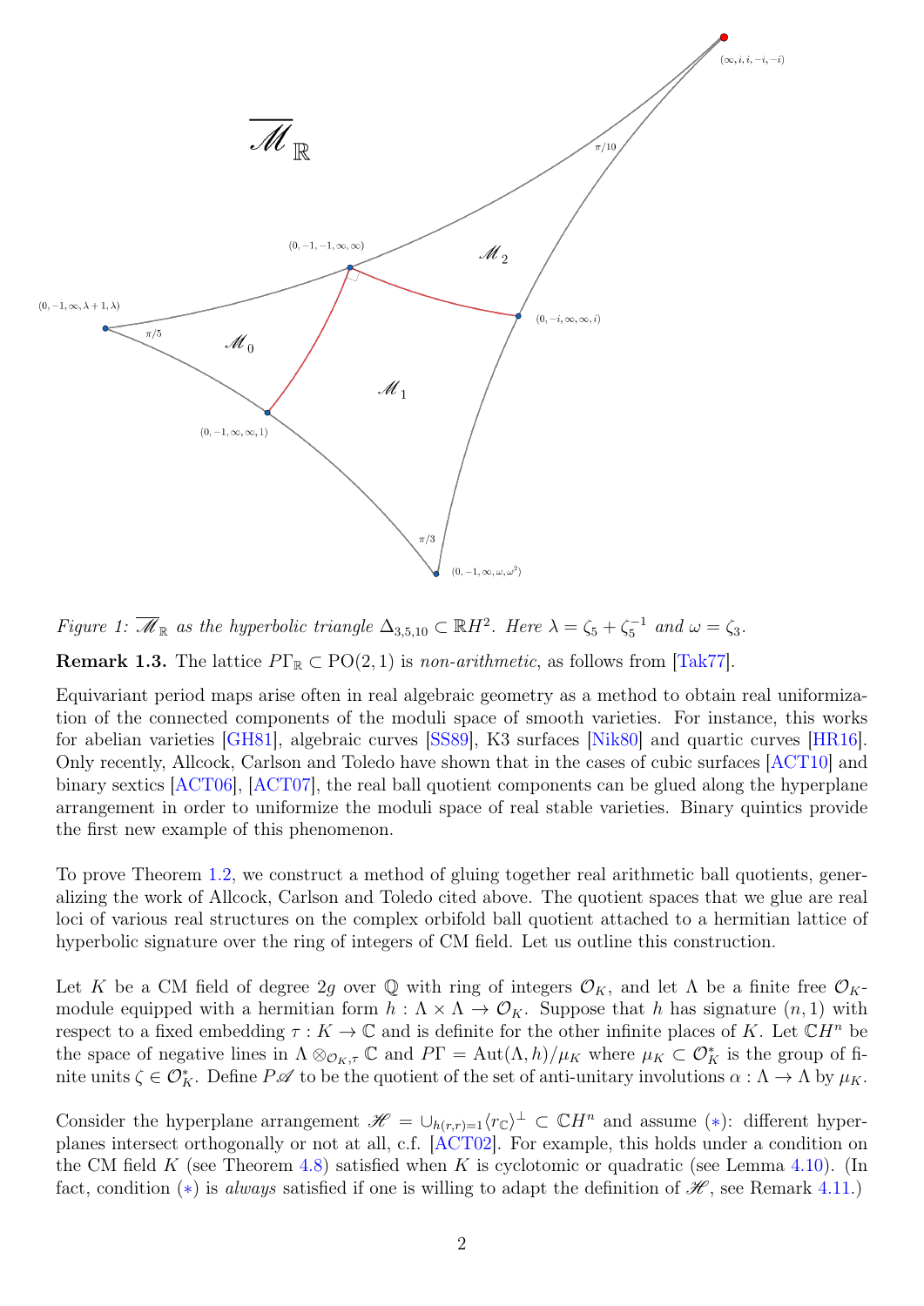*Figure 1:* $\overline{\mathscr{M}}_{\mathbb{R}}$ *as the hyperbolic triangle* $\Delta_{3,5,10} \subset \mathbb{R}H^2$. *Here* $\lambda = \zeta_5 + \zeta_5^{-1}$ *and* $\omega = \zeta_3$.

**Remark 1.3.** The lattice $P\Gamma_{\mathbb{R}} \subset \mathrm{PO}(2,1)$ is *non-arithmetic*, as follows from [Tak77].

Equivariant period maps arise often in real algebraic geometry as a method to obtain real uniformization of the connected components of the moduli space of smooth varieties. For instance, this works for abelian varieties [GH81], algebraic curves [SS89], K3 surfaces [Nik80] and quartic curves [HR16]. Only recently, Allcock, Carlson and Toledo have shown that in the cases of cubic surfaces [ACT10] and binary sextics [ACT06], [ACT07], the real ball quotient components can be glued along the hyperplane arrangement in order to uniformize the moduli space of real stable varieties. Binary quintics provide the first new example of this phenomenon.

To prove Theorem 1.2, we construct a method of gluing together real arithmetic ball quotients, generalizing the work of Allcock, Carlson and Toledo cited above. The quotient spaces that we glue are real loci of various real structures on the complex orbifold ball quotient attached to a hermitian lattice of hyperbolic signature over the ring of integers of CM field. Let us outline this construction.

Let $K$ be a CM field of degree $2g$ over $\mathbb{Q}$ with ring of integers $\mathcal{O}_K$, and let $\Lambda$ be a finite free $\mathcal{O}_K$-module equipped with a hermitian form $h : \Lambda \times \Lambda \to \mathcal{O}_K$. Suppose that $h$ has signature $(n, 1)$ with respect to a fixed embedding $\tau : K \to \mathbb{C}$ and is definite for the other infinite places of $K$. Let $\mathbb{C}H^n$ be the space of negative lines in $\Lambda \otimes_{\mathcal{O}_K,\tau} \mathbb{C}$ and $P\Gamma = \mathrm{Aut}(\Lambda, h)/\mu_K$ where $\mu_K \subset \mathcal{O}_K^*$ is the group of finite units $\zeta \in \mathcal{O}_K^*$. Define $P\mathscr{A}$ to be the quotient of the set of anti-unitary involutions $\alpha : \Lambda \to \Lambda$ by $\mu_K$.

Consider the hyperplane arrangement $\mathscr{H} = \cup_{h(r,r)=1} \langle r_{\mathbb{C}} \rangle^{\perp} \subset \mathbb{C}H^n$ and assume ($*$): different hyperplanes intersect orthogonally or not at all, c.f. [ACT02]. For example, this holds under a condition on the CM field $K$ (see Theorem 4.8) satisfied when $K$ is cyclotomic or quadratic (see Lemma 4.10). (In fact, condition ($*$) is *always* satisfied if one is willing to adapt the definition of $\mathscr{H}$, see Remark 4.11.)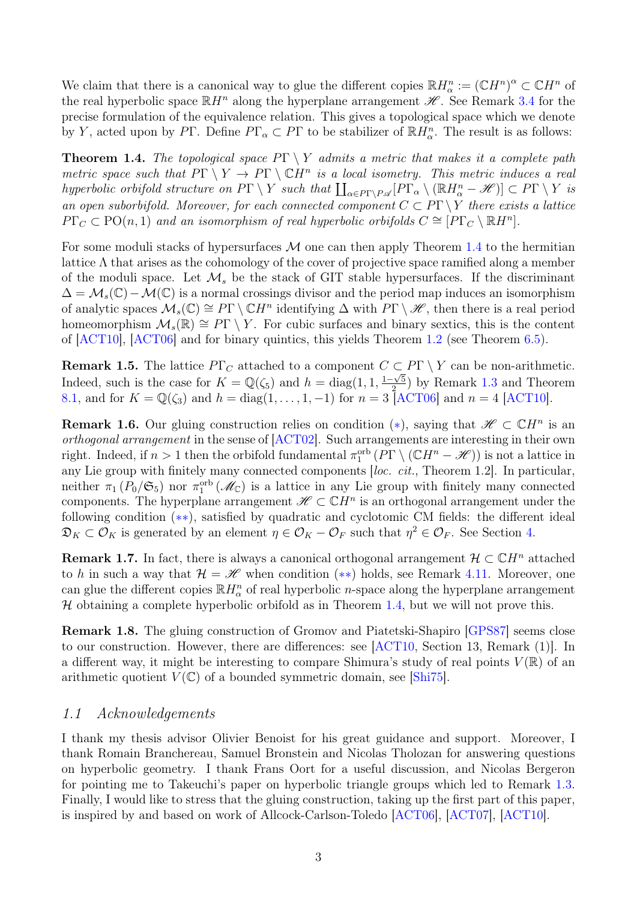We claim that there is a canonical way to glue the different copies $\mathbb{R}H^n_\alpha := (\mathbb{C}H^n)^\alpha \subset \mathbb{C}H^n$ of the real hyperbolic space $\mathbb{R}H^n$ along the hyperplane arrangement $\mathscr{H}$. See Remark 3.4 for the precise formulation of the equivalence relation. This gives a topological space which we denote by $Y$, acted upon by $P\Gamma$. Define $P\Gamma_\alpha \subset P\Gamma$ to be stabilizer of $\mathbb{R}H^n_\alpha$. The result is as follows:

**Theorem 1.4.** *The topological space $P\Gamma \setminus Y$ admits a metric that makes it a complete path metric space such that $P\Gamma \setminus Y \to P\Gamma \setminus \mathbb{C}H^n$ is a local isometry. This metric induces a real hyperbolic orbifold structure on $P\Gamma \setminus Y$ such that $\coprod_{\alpha \in P\Gamma \setminus P\mathscr{A}} [P\Gamma_\alpha \setminus (\mathbb{R}H^n_\alpha - \mathscr{H})] \subset P\Gamma \setminus Y$ is an open suborbifold. Moreover, for each connected component $C \subset P\Gamma \setminus Y$ there exists a lattice $P\Gamma_C \subset \mathrm{PO}(n,1)$ and an isomorphism of real hyperbolic orbifolds $C \cong [P\Gamma_C \setminus \mathbb{R}H^n]$.*

For some moduli stacks of hypersurfaces $\mathcal{M}$ one can then apply Theorem 1.4 to the hermitian lattice $\Lambda$ that arises as the cohomology of the cover of projective space ramified along a member of the moduli space. Let $\mathcal{M}_s$ be the stack of GIT stable hypersurfaces. If the discriminant $\Delta = \mathcal{M}_s(\mathbb{C}) - \mathcal{M}(\mathbb{C})$ is a normal crossings divisor and the period map induces an isomorphism of analytic spaces $\mathcal{M}_s(\mathbb{C}) \cong P\Gamma \setminus \mathbb{C}H^n$ identifying $\Delta$ with $P\Gamma \setminus \mathscr{H}$, then there is a real period homeomorphism $\mathcal{M}_s(\mathbb{R}) \cong P\Gamma \setminus Y$. For cubic surfaces and binary sextics, this is the content of [ACT10], [ACT06] and for binary quintics, this yields Theorem 1.2 (see Theorem 6.5).

**Remark 1.5.** The lattice $P\Gamma_C$ attached to a component $C \subset P\Gamma \setminus Y$ can be non-arithmetic. Indeed, such is the case for $K = \mathbb{Q}(\zeta_5)$ and $h = \mathrm{diag}(1, 1, \frac{1-\sqrt{5}}{2})$ by Remark 1.3 and Theorem 8.1, and for $K = \mathbb{Q}(\zeta_3)$ and $h = \mathrm{diag}(1, \dots, 1, -1)$ for $n = 3$ [ACT06] and $n = 4$ [ACT10].

**Remark 1.6.** Our gluing construction relies on condition $(*)$, saying that $\mathscr{H} \subset \mathbb{C}H^n$ is an *orthogonal arrangement* in the sense of [ACT02]. Such arrangements are interesting in their own right. Indeed, if $n > 1$ then the orbifold fundamental $\pi_1^{\mathrm{orb}}(P\Gamma \setminus (\mathbb{C}H^n - \mathscr{H}))$ is not a lattice in any Lie group with finitely many connected components [*loc. cit.*, Theorem 1.2]. In particular, neither $\pi_1(P_0/\mathfrak{S}_5)$ nor $\pi_1^{\mathrm{orb}}(\mathscr{M}_{\mathbb{C}})$ is a lattice in any Lie group with finitely many connected components. The hyperplane arrangement $\mathscr{H} \subset \mathbb{C}H^n$ is an orthogonal arrangement under the following condition $(**)$, satisfied by quadratic and cyclotomic CM fields: the different ideal $\mathfrak{D}_K \subset \mathcal{O}_K$ is generated by an element $\eta \in \mathcal{O}_K - \mathcal{O}_F$ such that $\eta^2 \in \mathcal{O}_F$. See Section 4.

**Remark 1.7.** In fact, there is always a canonical orthogonal arrangement $\mathcal{H} \subset \mathbb{C}H^n$ attached to $h$ in such a way that $\mathcal{H} = \mathscr{H}$ when condition $(**)$ holds, see Remark 4.11. Moreover, one can glue the different copies $\mathbb{R}H^n_\alpha$ of real hyperbolic $n$-space along the hyperplane arrangement $\mathcal{H}$ obtaining a complete hyperbolic orbifold as in Theorem 1.4, but we will not prove this.

**Remark 1.8.** The gluing construction of Gromov and Piatetski-Shapiro [GPS87] seems close to our construction. However, there are differences: see [ACT10, Section 13, Remark (1)]. In a different way, it might be interesting to compare Shimura's study of real points $V(\mathbb{R})$ of an arithmetic quotient $V(\mathbb{C})$ of a bounded symmetric domain, see [Shi75].

## 1.1 Acknowledgements

I thank my thesis advisor Olivier Benoist for his great guidance and support. Moreover, I thank Romain Branchereau, Samuel Bronstein and Nicolas Tholozan for answering questions on hyperbolic geometry. I thank Frans Oort for a useful discussion, and Nicolas Bergeron for pointing me to Takeuchi's paper on hyperbolic triangle groups which led to Remark 1.3. Finally, I would like to stress that the gluing construction, taking up the first part of this paper, is inspired by and based on work of Allcock-Carlson-Toledo [ACT06], [ACT07], [ACT10].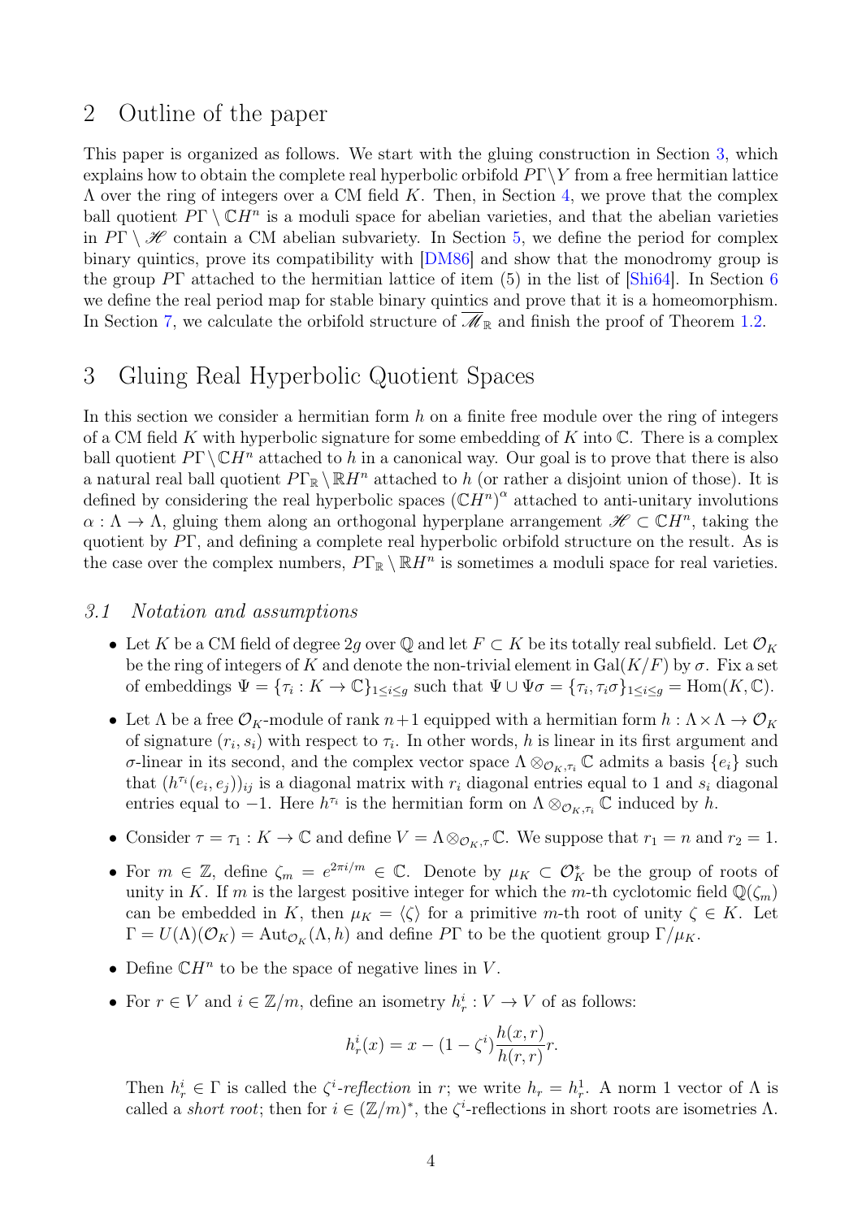## 2 Outline of the paper

This paper is organized as follows. We start with the gluing construction in Section 3, which explains how to obtain the complete real hyperbolic orbifold $P\Gamma \backslash Y$ from a free hermitian lattice $\Lambda$ over the ring of integers over a CM field $K$. Then, in Section 4, we prove that the complex ball quotient $P\Gamma \setminus \mathbb{C}H^n$ is a moduli space for abelian varieties, and that the abelian varieties in $P\Gamma \setminus \mathscr{H}$ contain a CM abelian subvariety. In Section 5, we define the period for complex binary quintics, prove its compatibility with [DM86] and show that the monodromy group is the group $P\Gamma$ attached to the hermitian lattice of item (5) in the list of [Shi64]. In Section 6 we define the real period map for stable binary quintics and prove that it is a homeomorphism. In Section 7, we calculate the orbifold structure of $\overline{\mathscr{M}}_{\mathbb{R}}$ and finish the proof of Theorem 1.2.

## 3 Gluing Real Hyperbolic Quotient Spaces

In this section we consider a hermitian form $h$ on a finite free module over the ring of integers of a CM field $K$ with hyperbolic signature for some embedding of $K$ into $\mathbb{C}$. There is a complex ball quotient $P\Gamma \backslash \mathbb{C}H^n$ attached to $h$ in a canonical way. Our goal is to prove that there is also a natural real ball quotient $P\Gamma_{\mathbb{R}} \setminus \mathbb{R}H^n$ attached to $h$ (or rather a disjoint union of those). It is defined by considering the real hyperbolic spaces $(\mathbb{C}H^n)^{\alpha}$ attached to anti-unitary involutions $\alpha : \Lambda \to \Lambda$, gluing them along an orthogonal hyperplane arrangement $\mathscr{H} \subset \mathbb{C}H^n$, taking the quotient by $P\Gamma$, and defining a complete real hyperbolic orbifold structure on the result. As is the case over the complex numbers, $P\Gamma_{\mathbb{R}} \setminus \mathbb{R}H^n$ is sometimes a moduli space for real varieties.

### *3.1 Notation and assumptions*

- Let $K$ be a CM field of degree $2g$ over $\mathbb{Q}$ and let $F \subset K$ be its totally real subfield. Let $\mathcal{O}_K$ be the ring of integers of $K$ and denote the non-trivial element in $\mathrm{Gal}(K/F)$ by $\sigma$. Fix a set of embeddings $\Psi = \{\tau_i : K \to \mathbb{C}\}_{1 \leq i \leq g}$ such that $\Psi \cup \Psi\sigma = \{\tau_i, \tau_i\sigma\}_{1 \leq i \leq g} = \mathrm{Hom}(K, \mathbb{C})$.
- Let $\Lambda$ be a free $\mathcal{O}_K$-module of rank $n+1$ equipped with a hermitian form $h : \Lambda \times \Lambda \to \mathcal{O}_K$ of signature $(r_i, s_i)$ with respect to $\tau_i$. In other words, $h$ is linear in its first argument and $\sigma$-linear in its second, and the complex vector space $\Lambda \otimes_{\mathcal{O}_K, \tau_i} \mathbb{C}$ admits a basis $\{e_i\}$ such that $(h^{\tau_i}(e_i, e_j))_{ij}$ is a diagonal matrix with $r_i$ diagonal entries equal to 1 and $s_i$ diagonal entries equal to $-1$. Here $h^{\tau_i}$ is the hermitian form on $\Lambda \otimes_{\mathcal{O}_K, \tau_i} \mathbb{C}$ induced by $h$.
- Consider $\tau = \tau_1 : K \to \mathbb{C}$ and define $V = \Lambda \otimes_{\mathcal{O}_K, \tau} \mathbb{C}$. We suppose that $r_1 = n$ and $r_2 = 1$.
- For $m \in \mathbb{Z}$, define $\zeta_m = e^{2\pi i/m} \in \mathbb{C}$. Denote by $\mu_K \subset \mathcal{O}_K^*$ be the group of roots of unity in $K$. If $m$ is the largest positive integer for which the $m$-th cyclotomic field $\mathbb{Q}(\zeta_m)$ can be embedded in $K$, then $\mu_K = \langle \zeta \rangle$ for a primitive $m$-th root of unity $\zeta \in K$. Let $\Gamma = U(\Lambda)(\mathcal{O}_K) = \mathrm{Aut}_{\mathcal{O}_K}(\Lambda, h)$ and define $P\Gamma$ to be the quotient group $\Gamma/\mu_K$.
- Define $\mathbb{C}H^n$ to be the space of negative lines in $V$.
- For $r \in V$ and $i \in \mathbb{Z}/m$, define an isometry $h_r^i : V \to V$ of as follows:

$$h_r^i(x) = x - (1 - \zeta^i)\frac{h(x, r)}{h(r, r)} r.$$

  Then $h_r^i \in \Gamma$ is called the $\zeta^i$-*reflection* in $r$; we write $h_r = h_r^1$. A norm 1 vector of $\Lambda$ is called a *short root*; then for $i \in (\mathbb{Z}/m)^*$, the $\zeta^i$-reflections in short roots are isometries $\Lambda$.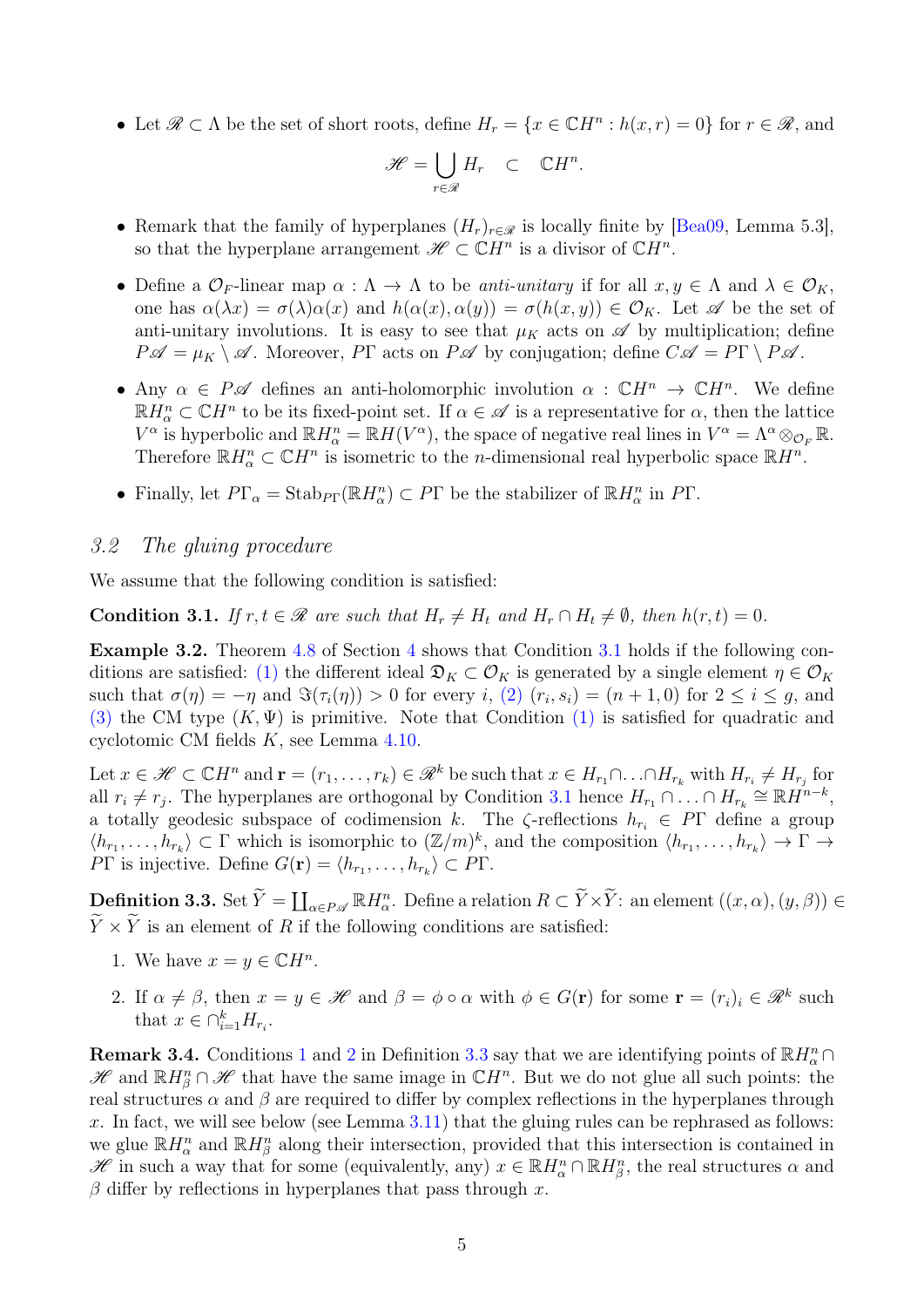- Let $\mathscr{R} \subset \Lambda$ be the set of short roots, define $H_r = \{x \in \mathbb{C}H^n : h(x,r) = 0\}$ for $r \in \mathscr{R}$, and

$$\mathscr{H} = \bigcup_{r \in \mathscr{R}} H_r \quad \subset \quad \mathbb{C}H^n.$$

- Remark that the family of hyperplanes $(H_r)_{r \in \mathscr{R}}$ is locally finite by [Bea09, Lemma 5.3], so that the hyperplane arrangement $\mathscr{H} \subset \mathbb{C}H^n$ is a divisor of $\mathbb{C}H^n$.

- Define a $\mathcal{O}_F$-linear map $\alpha : \Lambda \to \Lambda$ to be *anti-unitary* if for all $x, y \in \Lambda$ and $\lambda \in \mathcal{O}_K$, one has $\alpha(\lambda x) = \sigma(\lambda)\alpha(x)$ and $h(\alpha(x), \alpha(y)) = \sigma(h(x,y)) \in \mathcal{O}_K$. Let $\mathscr{A}$ be the set of anti-unitary involutions. It is easy to see that $\mu_K$ acts on $\mathscr{A}$ by multiplication; define $P\mathscr{A} = \mu_K \setminus \mathscr{A}$. Moreover, $P\Gamma$ acts on $P\mathscr{A}$ by conjugation; define $C\mathscr{A} = P\Gamma \setminus P\mathscr{A}$.

- Any $\alpha \in P\mathscr{A}$ defines an anti-holomorphic involution $\alpha : \mathbb{C}H^n \to \mathbb{C}H^n$. We define $\mathbb{R}H^n_\alpha \subset \mathbb{C}H^n$ to be its fixed-point set. If $\alpha \in \mathscr{A}$ is a representative for $\alpha$, then the lattice $V^\alpha$ is hyperbolic and $\mathbb{R}H^n_\alpha = \mathbb{R}H(V^\alpha)$, the space of negative real lines in $V^\alpha = \Lambda^\alpha \otimes_{\mathcal{O}_F} \mathbb{R}$. Therefore $\mathbb{R}H^n_\alpha \subset \mathbb{C}H^n$ is isometric to the $n$-dimensional real hyperbolic space $\mathbb{R}H^n$.

- Finally, let $P\Gamma_\alpha = \mathrm{Stab}_{P\Gamma}(\mathbb{R}H^n_\alpha) \subset P\Gamma$ be the stabilizer of $\mathbb{R}H^n_\alpha$ in $P\Gamma$.

### 3.2 The gluing procedure

We assume that the following condition is satisfied:

**Condition 3.1.** *If $r, t \in \mathscr{R}$ are such that $H_r \neq H_t$ and $H_r \cap H_t \neq \emptyset$, then $h(r,t) = 0$.*

**Example 3.2.** Theorem 4.8 of Section 4 shows that Condition 3.1 holds if the following conditions are satisfied: (1) the different ideal $\mathfrak{D}_K \subset \mathcal{O}_K$ is generated by a single element $\eta \in \mathcal{O}_K$ such that $\sigma(\eta) = -\eta$ and $\Im(\tau_i(\eta)) > 0$ for every $i$, (2) $(r_i, s_i) = (n+1, 0)$ for $2 \leq i \leq g$, and (3) the CM type $(K, \Psi)$ is primitive. Note that Condition (1) is satisfied for quadratic and cyclotomic CM fields $K$, see Lemma 4.10.

Let $x \in \mathscr{H} \subset \mathbb{C}H^n$ and $\mathbf{r} = (r_1, \ldots, r_k) \in \mathscr{R}^k$ be such that $x \in H_{r_1} \cap \ldots \cap H_{r_k}$ with $H_{r_i} \neq H_{r_j}$ for all $r_i \neq r_j$. The hyperplanes are orthogonal by Condition 3.1 hence $H_{r_1} \cap \ldots \cap H_{r_k} \cong \mathbb{R}H^{n-k}$, a totally geodesic subspace of codimension $k$. The $\zeta$-reflections $h_{r_i} \in P\Gamma$ define a group $\langle h_{r_1}, \ldots, h_{r_k} \rangle \subset \Gamma$ which is isomorphic to $(\mathbb{Z}/m)^k$, and the composition $\langle h_{r_1}, \ldots, h_{r_k} \rangle \to \Gamma \to P\Gamma$ is injective. Define $G(\mathbf{r}) = \langle h_{r_1}, \ldots, h_{r_k} \rangle \subset P\Gamma$.

**Definition 3.3.** Set $\widetilde{Y} = \coprod_{\alpha \in P\mathscr{A}} \mathbb{R}H^n_\alpha$. Define a relation $R \subset \widetilde{Y} \times \widetilde{Y}$: an element $((x,\alpha),(y,\beta)) \in \widetilde{Y} \times \widetilde{Y}$ is an element of $R$ if the following conditions are satisfied:

1. We have $x = y \in \mathbb{C}H^n$.
2. If $\alpha \neq \beta$, then $x = y \in \mathscr{H}$ and $\beta = \phi \circ \alpha$ with $\phi \in G(\mathbf{r})$ for some $\mathbf{r} = (r_i)_i \in \mathscr{R}^k$ such that $x \in \cap_{i=1}^k H_{r_i}$.

**Remark 3.4.** Conditions 1 and 2 in Definition 3.3 say that we are identifying points of $\mathbb{R}H^n_\alpha \cap \mathscr{H}$ and $\mathbb{R}H^n_\beta \cap \mathscr{H}$ that have the same image in $\mathbb{C}H^n$. But we do not glue all such points: the real structures $\alpha$ and $\beta$ are required to differ by complex reflections in the hyperplanes through $x$. In fact, we will see below (see Lemma 3.11) that the gluing rules can be rephrased as follows: we glue $\mathbb{R}H^n_\alpha$ and $\mathbb{R}H^n_\beta$ along their intersection, provided that this intersection is contained in $\mathscr{H}$ in such a way that for some (equivalently, any) $x \in \mathbb{R}H^n_\alpha \cap \mathbb{R}H^n_\beta$, the real structures $\alpha$ and $\beta$ differ by reflections in hyperplanes that pass through $x$.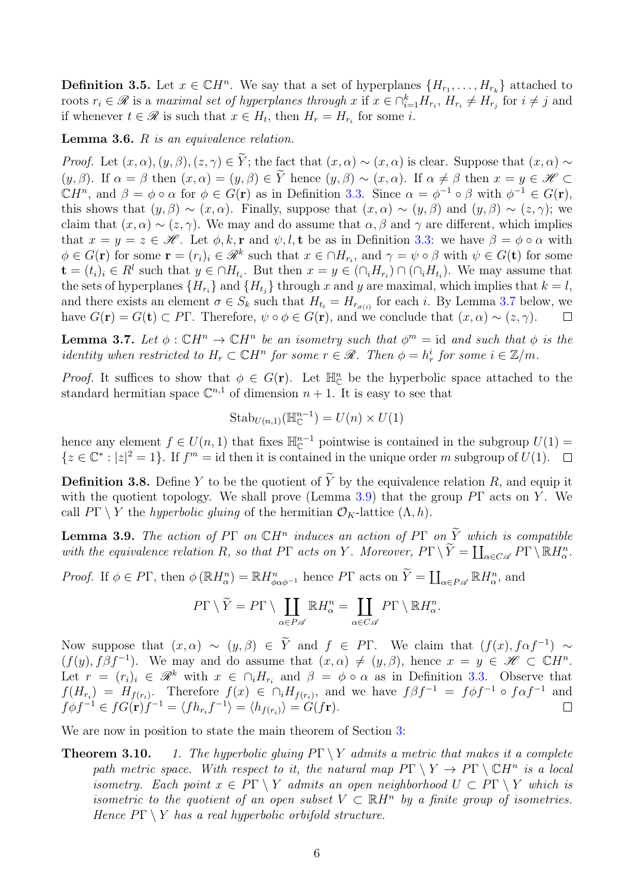**Definition 3.5.** Let $x \in \mathbb{C}H^n$. We say that a set of hyperplanes $\{H_{r_1}, \dots, H_{r_k}\}$ attached to roots $r_i \in \mathscr{R}$ is a *maximal set of hyperplanes through* $x$ if $x \in \cap_{i=1}^k H_{r_i}$, $H_{r_i} \neq H_{r_j}$ for $i \neq j$ and if whenever $t \in \mathscr{R}$ is such that $x \in H_t$, then $H_r = H_{r_i}$ for some $i$.

**Lemma 3.6.** *$R$ is an equivalence relation.*

*Proof.* Let $(x,\alpha), (y,\beta), (z,\gamma) \in \widetilde{Y}$; the fact that $(x,\alpha) \sim (x,\alpha)$ is clear. Suppose that $(x,\alpha) \sim (y,\beta)$. If $\alpha = \beta$ then $(x,\alpha) = (y,\beta) \in \widetilde{Y}$ hence $(y,\beta) \sim (x,\alpha)$. If $\alpha \neq \beta$ then $x = y \in \mathscr{H} \subset \mathbb{C}H^n$, and $\beta = \phi \circ \alpha$ for $\phi \in G(\mathbf{r})$ as in Definition 3.3. Since $\alpha = \phi^{-1} \circ \beta$ with $\phi^{-1} \in G(\mathbf{r})$, this shows that $(y,\beta) \sim (x,\alpha)$. Finally, suppose that $(x,\alpha) \sim (y,\beta)$ and $(y,\beta) \sim (z,\gamma)$; we claim that $(x,\alpha) \sim (z,\gamma)$. We may and do assume that $\alpha, \beta$ and $\gamma$ are different, which implies that $x = y = z \in \mathscr{H}$. Let $\phi, k, \mathbf{r}$ and $\psi, l, \mathbf{t}$ be as in Definition 3.3: we have $\beta = \phi \circ \alpha$ with $\phi \in G(\mathbf{r})$ for some $\mathbf{r} = (r_i)_i \in \mathscr{R}^k$ such that $x \in \cap H_{r_i}$, and $\gamma = \psi \circ \beta$ with $\psi \in G(\mathbf{t})$ for some $\mathbf{t} = (t_i)_i \in R^l$ such that $y \in \cap H_{t_i}$. But then $x = y \in (\cap_i H_{r_i}) \cap (\cap_i H_{t_i})$. We may assume that the sets of hyperplanes $\{H_{r_i}\}$ and $\{H_{t_j}\}$ through $x$ and $y$ are maximal, which implies that $k = l$, and there exists an element $\sigma \in S_k$ such that $H_{t_i} = H_{r_{\sigma(i)}}$ for each $i$. By Lemma 3.7 below, we have $G(\mathbf{r}) = G(\mathbf{t}) \subset P\Gamma$. Therefore, $\psi \circ \phi \in G(\mathbf{r})$, and we conclude that $(x,\alpha) \sim (z,\gamma)$. $\square$

**Lemma 3.7.** *Let $\phi : \mathbb{C}H^n \to \mathbb{C}H^n$ be an isometry such that $\phi^m = \mathrm{id}$ and such that $\phi$ is the identity when restricted to $H_r \subset \mathbb{C}H^n$ for some $r \in \mathscr{R}$. Then $\phi = h_r^i$ for some $i \in \mathbb{Z}/m$.*

*Proof.* It suffices to show that $\phi \in G(\mathbf{r})$. Let $\mathbb{H}^n_{\mathbb{C}}$ be the hyperbolic space attached to the standard hermitian space $\mathbb{C}^{n,1}$ of dimension $n+1$. It is easy to see that

$$\mathrm{Stab}_{U(n,1)}(\mathbb{H}^{n-1}_{\mathbb{C}}) = U(n) \times U(1)$$

hence any element $f \in U(n,1)$ that fixes $\mathbb{H}^{n-1}_{\mathbb{C}}$ pointwise is contained in the subgroup $U(1) = \{z \in \mathbb{C}^* : |z|^2 = 1\}$. If $f^m = \mathrm{id}$ then it is contained in the unique order $m$ subgroup of $U(1)$. $\square$

**Definition 3.8.** Define $Y$ to be the quotient of $\widetilde{Y}$ by the equivalence relation $R$, and equip it with the quotient topology. We shall prove (Lemma 3.9) that the group $P\Gamma$ acts on $Y$. We call $P\Gamma \setminus Y$ the *hyperbolic gluing* of the hermitian $\mathcal{O}_K$-lattice $(\Lambda, h)$.

**Lemma 3.9.** *The action of $P\Gamma$ on $\mathbb{C}H^n$ induces an action of $P\Gamma$ on $\widetilde{Y}$ which is compatible with the equivalence relation $R$, so that $P\Gamma$ acts on $Y$. Moreover, $P\Gamma \setminus \widetilde{Y} = \coprod_{\alpha \in C\mathscr{A}} P\Gamma \setminus \mathbb{R}H^n_\alpha$.*

*Proof.* If $\phi \in P\Gamma$, then $\phi(\mathbb{R}H^n_\alpha) = \mathbb{R}H^n_{\phi\alpha\phi^{-1}}$ hence $P\Gamma$ acts on $\widetilde{Y} = \coprod_{\alpha \in P\mathscr{A}} \mathbb{R}H^n_\alpha$, and

$$P\Gamma \setminus \widetilde{Y} = P\Gamma \setminus \coprod_{\alpha \in P\mathscr{A}} \mathbb{R}H^n_\alpha = \coprod_{\alpha \in C\mathscr{A}} P\Gamma \setminus \mathbb{R}H^n_\alpha.$$

Now suppose that $(x,\alpha) \sim (y,\beta) \in \widetilde{Y}$ and $f \in P\Gamma$. We claim that $(f(x), f\alpha f^{-1}) \sim (f(y), f\beta f^{-1})$. We may and do assume that $(x,\alpha) \neq (y,\beta)$, hence $x = y \in \mathscr{H} \subset \mathbb{C}H^n$. Let $r = (r_i)_i \in \mathscr{R}^k$ with $x \in \cap_i H_{r_i}$ and $\beta = \phi \circ \alpha$ as in Definition 3.3. Observe that $f(H_{r_i}) = H_{f(r_i)}$. Therefore $f(x) \in \cap_i H_{f(r_i)}$, and we have $f\beta f^{-1} = f\phi f^{-1} \circ f\alpha f^{-1}$ and $f\phi f^{-1} \in fG(\mathbf{r})f^{-1} = \langle f h_{r_i} f^{-1} \rangle = \langle h_{f(r_i)} \rangle = G(f\mathbf{r})$. $\square$

We are now in position to state the main theorem of Section 3:

**Theorem 3.10.** *1. The hyperbolic gluing $P\Gamma \setminus Y$ admits a metric that makes it a complete path metric space. With respect to it, the natural map $P\Gamma \setminus Y \to P\Gamma \setminus \mathbb{C}H^n$ is a local isometry. Each point $x \in P\Gamma \setminus Y$ admits an open neighborhood $U \subset P\Gamma \setminus Y$ which is isometric to the quotient of an open subset $V \subset \mathbb{R}H^n$ by a finite group of isometries. Hence $P\Gamma \setminus Y$ has a real hyperbolic orbifold structure.*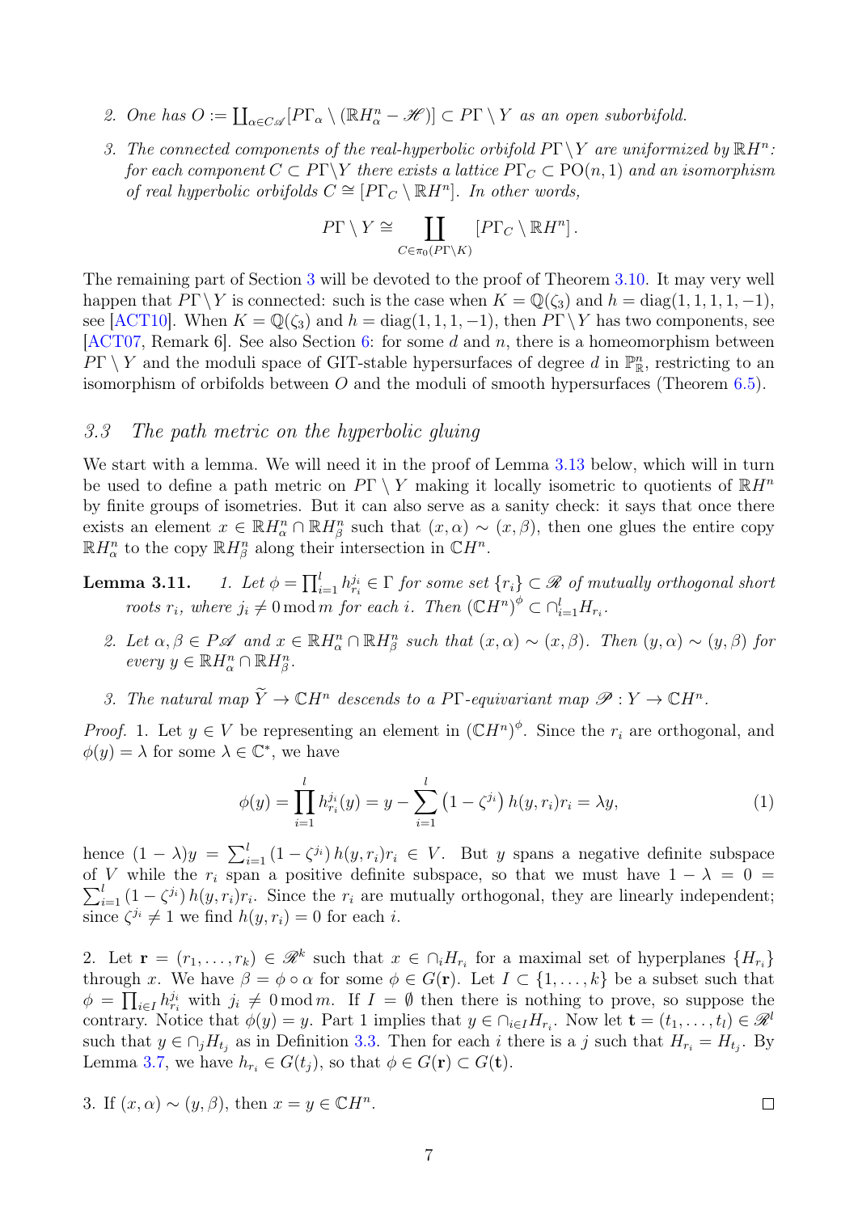2. *One has* $O := \coprod_{\alpha \in C\mathscr{A}} [P\Gamma_\alpha \setminus (\mathbb{R}H^n_\alpha - \mathscr{H})] \subset P\Gamma \setminus Y$ *as an open suborbifold.*

3. *The connected components of the real-hyperbolic orbifold* $P\Gamma \setminus Y$ *are uniformized by* $\mathbb{R}H^n$*: for each component* $C \subset P\Gamma \setminus Y$ *there exists a lattice* $P\Gamma_C \subset \mathrm{PO}(n,1)$ *and an isomorphism of real hyperbolic orbifolds* $C \cong [P\Gamma_C \setminus \mathbb{R}H^n]$*. In other words,*

$$P\Gamma \setminus Y \cong \coprod_{C \in \pi_0(P\Gamma \setminus K)} [P\Gamma_C \setminus \mathbb{R}H^n].$$

The remaining part of Section 3 will be devoted to the proof of Theorem 3.10. It may very well happen that $P\Gamma \setminus Y$ is connected: such is the case when $K = \mathbb{Q}(\zeta_3)$ and $h = \mathrm{diag}(1,1,1,1,-1)$, see [ACT10]. When $K = \mathbb{Q}(\zeta_3)$ and $h = \mathrm{diag}(1,1,1,-1)$, then $P\Gamma \setminus Y$ has two components, see [ACT07, Remark 6]. See also Section 6: for some $d$ and $n$, there is a homeomorphism between $P\Gamma \setminus Y$ and the moduli space of GIT-stable hypersurfaces of degree $d$ in $\mathbb{P}^n_{\mathbb{R}}$, restricting to an isomorphism of orbifolds between $O$ and the moduli of smooth hypersurfaces (Theorem 6.5).

### 3.3 The path metric on the hyperbolic gluing

We start with a lemma. We will need it in the proof of Lemma 3.13 below, which will in turn be used to define a path metric on $P\Gamma \setminus Y$ making it locally isometric to quotients of $\mathbb{R}H^n$ by finite groups of isometries. But it can also serve as a sanity check: it says that once there exists an element $x \in \mathbb{R}H^n_\alpha \cap \mathbb{R}H^n_\beta$ such that $(x, \alpha) \sim (x, \beta)$, then one glues the entire copy $\mathbb{R}H^n_\alpha$ to the copy $\mathbb{R}H^n_\beta$ along their intersection in $\mathbb{C}H^n$.

**Lemma 3.11.** 1. *Let* $\phi = \prod_{i=1}^{l} h_{r_i}^{j_i} \in \Gamma$ *for some set* $\{r_i\} \subset \mathscr{R}$ *of mutually orthogonal short roots* $r_i$*, where* $j_i \neq 0 \bmod m$ *for each* $i$*. Then* $(\mathbb{C}H^n)^\phi \subset \cap_{i=1}^{l} H_{r_i}$*.*

2. *Let* $\alpha, \beta \in P\mathscr{A}$ *and* $x \in \mathbb{R}H^n_\alpha \cap \mathbb{R}H^n_\beta$ *such that* $(x, \alpha) \sim (x, \beta)$*. Then* $(y, \alpha) \sim (y, \beta)$ *for every* $y \in \mathbb{R}H^n_\alpha \cap \mathbb{R}H^n_\beta$*.*

3. *The natural map* $\widetilde{Y} \to \mathbb{C}H^n$ *descends to a* $P\Gamma$*-equivariant map* $\mathscr{P} : Y \to \mathbb{C}H^n$*.*

*Proof.* 1. Let $y \in V$ be representing an element in $(\mathbb{C}H^n)^\phi$. Since the $r_i$ are orthogonal, and $\phi(y) = \lambda$ for some $\lambda \in \mathbb{C}^*$, we have

$$\phi(y) = \prod_{i=1}^{l} h_{r_i}^{j_i}(y) = y - \sum_{i=1}^{l} \left(1 - \zeta^{j_i}\right) h(y, r_i) r_i = \lambda y, \tag{1}$$

hence $(1-\lambda)y = \sum_{i=1}^{l} (1 - \zeta^{j_i})\, h(y, r_i) r_i \in V$. But $y$ spans a negative definite subspace of $V$ while the $r_i$ span a positive definite subspace, so that we must have $1 - \lambda = 0 = \sum_{i=1}^{l} (1 - \zeta^{j_i})\, h(y, r_i) r_i$. Since the $r_i$ are mutually orthogonal, they are linearly independent; since $\zeta^{j_i} \neq 1$ we find $h(y, r_i) = 0$ for each $i$.

2. Let $\mathbf{r} = (r_1, \ldots, r_k) \in \mathscr{R}^k$ such that $x \in \cap_i H_{r_i}$ for a maximal set of hyperplanes $\{H_{r_i}\}$ through $x$. We have $\beta = \phi \circ \alpha$ for some $\phi \in G(\mathbf{r})$. Let $I \subset \{1, \ldots, k\}$ be a subset such that $\phi = \prod_{i \in I} h_{r_i}^{j_i}$ with $j_i \neq 0 \bmod m$. If $I = \emptyset$ then there is nothing to prove, so suppose the contrary. Notice that $\phi(y) = y$. Part 1 implies that $y \in \cap_{i \in I} H_{r_i}$. Now let $\mathbf{t} = (t_1, \ldots, t_l) \in \mathscr{R}^l$ such that $y \in \cap_j H_{t_j}$ as in Definition 3.3. Then for each $i$ there is a $j$ such that $H_{r_i} = H_{t_j}$. By Lemma 3.7, we have $h_{r_i} \in G(t_j)$, so that $\phi \in G(\mathbf{r}) \subset G(\mathbf{t})$.

3. If $(x, \alpha) \sim (y, \beta)$, then $x = y \in \mathbb{C}H^n$. $\square$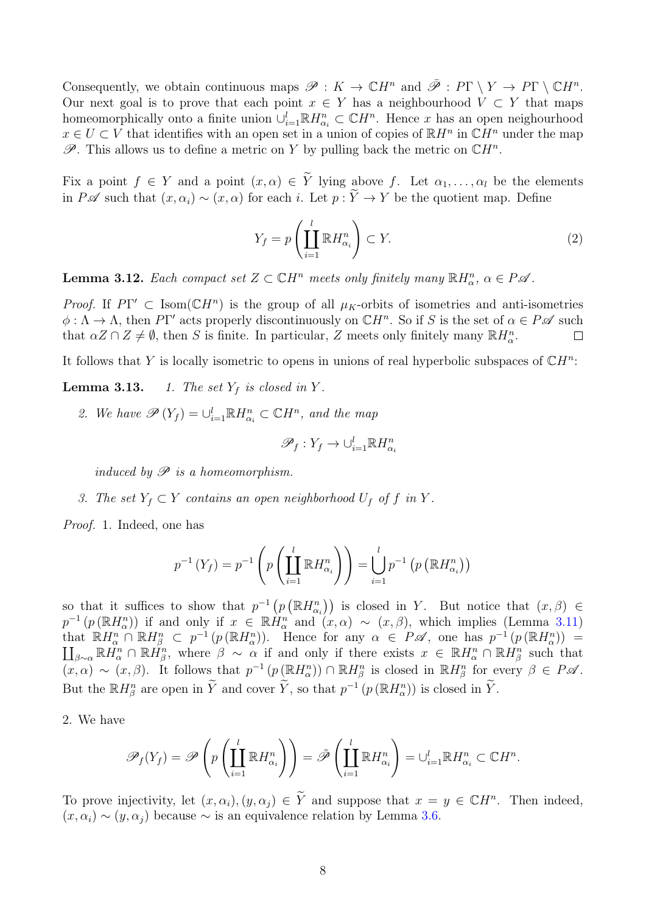Consequently, we obtain continuous maps $\mathscr{P} : K \to \mathbb{C}H^n$ and $\bar{\mathscr{P}} : P\Gamma \setminus Y \to P\Gamma \setminus \mathbb{C}H^n$. Our next goal is to prove that each point $x \in Y$ has a neighbourhood $V \subset Y$ that maps homeomorphically onto a finite union $\cup_{i=1}^l \mathbb{R}H^n_{\alpha_i} \subset \mathbb{C}H^n$. Hence $x$ has an open neighourhood $x \in U \subset V$ that identifies with an open set in a union of copies of $\mathbb{R}H^n$ in $\mathbb{C}H^n$ under the map $\mathscr{P}$. This allows us to define a metric on $Y$ by pulling back the metric on $\mathbb{C}H^n$.

Fix a point $f \in Y$ and a point $(x, \alpha) \in \widetilde{Y}$ lying above $f$. Let $\alpha_1, \dots, \alpha_l$ be the elements in $P\mathscr{A}$ such that $(x, \alpha_i) \sim (x, \alpha)$ for each $i$. Let $p : \widetilde{Y} \to Y$ be the quotient map. Define

$$Y_f = p\left(\coprod_{i=1}^{l} \mathbb{R}H^n_{\alpha_i}\right) \subset Y. \tag{2}$$

**Lemma 3.12.** *Each compact set $Z \subset \mathbb{C}H^n$ meets only finitely many $\mathbb{R}H^n_\alpha$, $\alpha \in P\mathscr{A}$.*

*Proof.* If $P\Gamma' \subset \text{Isom}(\mathbb{C}H^n)$ is the group of all $\mu_K$-orbits of isometries and anti-isometries $\phi : \Lambda \to \Lambda$, then $P\Gamma'$ acts properly discontinuously on $\mathbb{C}H^n$. So if $S$ is the set of $\alpha \in P\mathscr{A}$ such that $\alpha Z \cap Z \neq \emptyset$, then $S$ is finite. In particular, $Z$ meets only finitely many $\mathbb{R}H^n_\alpha$. $\square$

It follows that $Y$ is locally isometric to opens in unions of real hyperbolic subspaces of $\mathbb{C}H^n$:

**Lemma 3.13.** *1. The set $Y_f$ is closed in $Y$.*

*2. We have $\mathscr{P}(Y_f) = \cup_{i=1}^l \mathbb{R}H^n_{\alpha_i} \subset \mathbb{C}H^n$, and the map*

$$\mathscr{P}_f : Y_f \to \cup_{i=1}^l \mathbb{R}H^n_{\alpha_i}$$

*induced by $\mathscr{P}$ is a homeomorphism.*

*3. The set $Y_f \subset Y$ contains an open neighborhood $U_f$ of $f$ in $Y$.*

*Proof.* 1. Indeed, one has

$$p^{-1}(Y_f) = p^{-1}\left(p\left(\coprod_{i=1}^{l} \mathbb{R}H^n_{\alpha_i}\right)\right) = \bigcup_{i=1}^{l} p^{-1}\left(p\left(\mathbb{R}H^n_{\alpha_i}\right)\right)$$

so that it suffices to show that $p^{-1}\left(p\left(\mathbb{R}H^n_{\alpha_i}\right)\right)$ is closed in $Y$. But notice that $(x, \beta) \in p^{-1}(p(\mathbb{R}H^n_\alpha))$ if and only if $x \in \mathbb{R}H^n_\alpha$ and $(x, \alpha) \sim (x, \beta)$, which implies (Lemma 3.11) that $\mathbb{R}H^n_\alpha \cap \mathbb{R}H^n_\beta \subset p^{-1}(p(\mathbb{R}H^n_\alpha))$. Hence for any $\alpha \in P\mathscr{A}$, one has $p^{-1}(p(\mathbb{R}H^n_\alpha)) = \coprod_{\beta \sim \alpha} \mathbb{R}H^n_\alpha \cap \mathbb{R}H^n_\beta$, where $\beta \sim \alpha$ if and only if there exists $x \in \mathbb{R}H^n_\alpha \cap \mathbb{R}H^n_\beta$ such that $(x, \alpha) \sim (x, \beta)$. It follows that $p^{-1}(p(\mathbb{R}H^n_\alpha)) \cap \mathbb{R}H^n_\beta$ is closed in $\mathbb{R}H^n_\beta$ for every $\beta \in P\mathscr{A}$. But the $\mathbb{R}H^n_\beta$ are open in $\widetilde{Y}$ and cover $\widetilde{Y}$, so that $p^{-1}(p(\mathbb{R}H^n_\alpha))$ is closed in $\widetilde{Y}$.

2. We have

$$\mathscr{P}_f(Y_f) = \mathscr{P}\left(p\left(\coprod_{i=1}^{l} \mathbb{R}H^n_{\alpha_i}\right)\right) = \tilde{\mathscr{P}}\left(\coprod_{i=1}^{l} \mathbb{R}H^n_{\alpha_i}\right) = \cup_{i=1}^l \mathbb{R}H^n_{\alpha_i} \subset \mathbb{C}H^n.$$

To prove injectivity, let $(x, \alpha_i), (y, \alpha_j) \in \widetilde{Y}$ and suppose that $x = y \in \mathbb{C}H^n$. Then indeed, $(x, \alpha_i) \sim (y, \alpha_j)$ because $\sim$ is an equivalence relation by Lemma 3.6.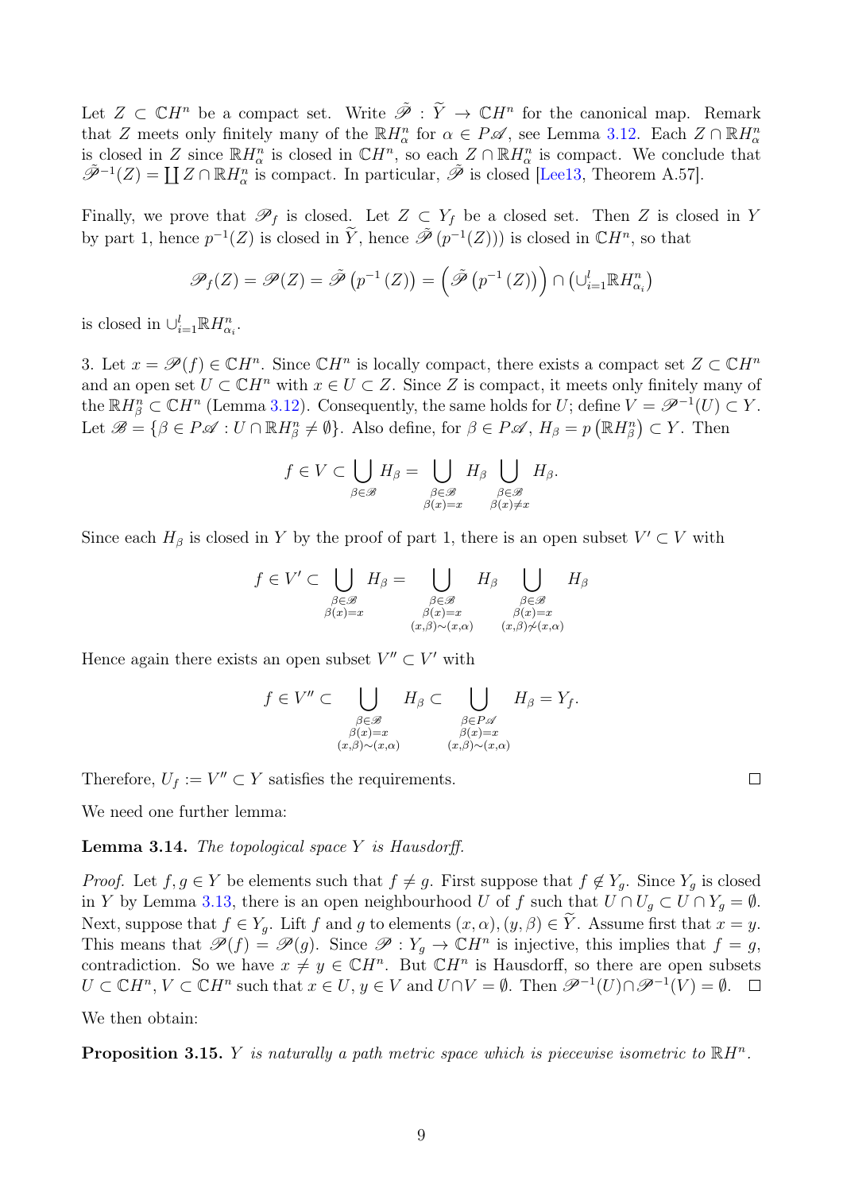Let $Z \subset \mathbb{C}H^n$ be a compact set. Write $\tilde{\mathscr{P}} : \widetilde{Y} \to \mathbb{C}H^n$ for the canonical map. Remark that $Z$ meets only finitely many of the $\mathbb{R}H^n_\alpha$ for $\alpha \in P\mathscr{A}$, see Lemma 3.12. Each $Z \cap \mathbb{R}H^n_\alpha$ is closed in $Z$ since $\mathbb{R}H^n_\alpha$ is closed in $\mathbb{C}H^n$, so each $Z \cap \mathbb{R}H^n_\alpha$ is compact. We conclude that $\tilde{\mathscr{P}}^{-1}(Z) = \coprod Z \cap \mathbb{R}H^n_\alpha$ is compact. In particular, $\tilde{\mathscr{P}}$ is closed [Lee13, Theorem A.57].

Finally, we prove that $\mathscr{P}_f$ is closed. Let $Z \subset Y_f$ be a closed set. Then $Z$ is closed in $Y$ by part 1, hence $p^{-1}(Z)$ is closed in $\widetilde{Y}$, hence $\tilde{\mathscr{P}}\left(p^{-1}(Z)\right)$ is closed in $\mathbb{C}H^n$, so that

$$\mathscr{P}_f(Z) = \mathscr{P}(Z) = \tilde{\mathscr{P}}\left(p^{-1}\left(Z\right)\right) = \left(\tilde{\mathscr{P}}\left(p^{-1}\left(Z\right)\right)\right) \cap \left(\cup_{i=1}^l \mathbb{R}H^n_{\alpha_i}\right)$$

is closed in $\cup_{i=1}^l \mathbb{R}H^n_{\alpha_i}$.

3. Let $x = \mathscr{P}(f) \in \mathbb{C}H^n$. Since $\mathbb{C}H^n$ is locally compact, there exists a compact set $Z \subset \mathbb{C}H^n$ and an open set $U \subset \mathbb{C}H^n$ with $x \in U \subset Z$. Since $Z$ is compact, it meets only finitely many of the $\mathbb{R}H^n_\beta \subset \mathbb{C}H^n$ (Lemma 3.12). Consequently, the same holds for $U$; define $V = \mathscr{P}^{-1}(U) \subset Y$. Let $\mathscr{B} = \{\beta \in P\mathscr{A} : U \cap \mathbb{R}H^n_\beta \neq \emptyset\}$. Also define, for $\beta \in P\mathscr{A}$, $H_\beta = p\left(\mathbb{R}H^n_\beta\right) \subset Y$. Then

$$f \in V \subset \bigcup_{\beta \in \mathscr{B}} H_\beta = \bigcup_{\substack{\beta \in \mathscr{B} \\ \beta(x) = x}} H_\beta \bigcup_{\substack{\beta \in \mathscr{B} \\ \beta(x) \neq x}} H_\beta.$$

Since each $H_\beta$ is closed in $Y$ by the proof of part 1, there is an open subset $V' \subset V$ with

$$f \in V' \subset \bigcup_{\substack{\beta \in \mathscr{B} \\ \beta(x) = x}} H_\beta = \bigcup_{\substack{\beta \in \mathscr{B} \\ \beta(x) = x \\ (x,\beta) \sim (x,\alpha)}} H_\beta \bigcup_{\substack{\beta \in \mathscr{B} \\ \beta(x) = x \\ (x,\beta) \not\sim (x,\alpha)}} H_\beta$$

Hence again there exists an open subset $V'' \subset V'$ with

$$f \in V'' \subset \bigcup_{\substack{\beta \in \mathscr{B} \\ \beta(x) = x \\ (x,\beta) \sim (x,\alpha)}} H_\beta \subset \bigcup_{\substack{\beta \in P\mathscr{A} \\ \beta(x) = x \\ (x,\beta) \sim (x,\alpha)}} H_\beta = Y_f.$$

Therefore, $U_f := V'' \subset Y$ satisfies the requirements. ◻

We need one further lemma:

**Lemma 3.14.** *The topological space $Y$ is Hausdorff.*

*Proof.* Let $f, g \in Y$ be elements such that $f \neq g$. First suppose that $f \notin Y_g$. Since $Y_g$ is closed in $Y$ by Lemma 3.13, there is an open neighbourhood $U$ of $f$ such that $U \cap U_g \subset U \cap Y_g = \emptyset$. Next, suppose that $f \in Y_g$. Lift $f$ and $g$ to elements $(x, \alpha), (y, \beta) \in \widetilde{Y}$. Assume first that $x = y$. This means that $\mathscr{P}(f) = \mathscr{P}(g)$. Since $\mathscr{P} : Y_g \to \mathbb{C}H^n$ is injective, this implies that $f = g$, contradiction. So we have $x \neq y \in \mathbb{C}H^n$. But $\mathbb{C}H^n$ is Hausdorff, so there are open subsets $U \subset \mathbb{C}H^n, V \subset \mathbb{C}H^n$ such that $x \in U$, $y \in V$ and $U \cap V = \emptyset$. Then $\mathscr{P}^{-1}(U) \cap \mathscr{P}^{-1}(V) = \emptyset$. ◻

We then obtain:

**Proposition 3.15.** *$Y$ is naturally a path metric space which is piecewise isometric to $\mathbb{R}H^n$.*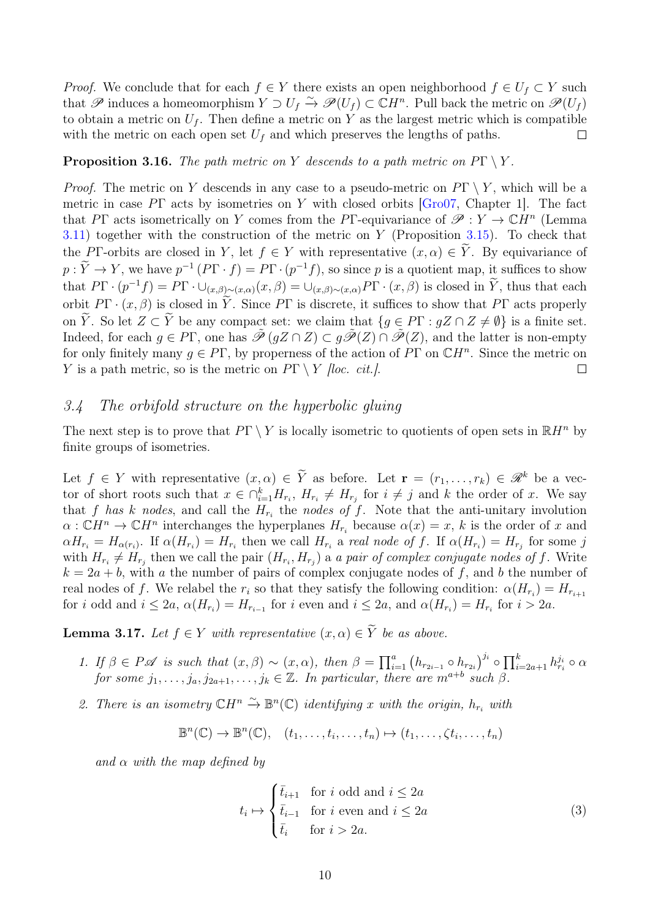*Proof.* We conclude that for each $f \in Y$ there exists an open neighborhood $f \in U_f \subset Y$ such that $\mathscr{P}$ induces a homeomorphism $Y \supset U_f \xrightarrow{\sim} \mathscr{P}(U_f) \subset \mathbb{C}H^n$. Pull back the metric on $\mathscr{P}(U_f)$ to obtain a metric on $U_f$. Then define a metric on $Y$ as the largest metric which is compatible with the metric on each open set $U_f$ and which preserves the lengths of paths. $\square$

**Proposition 3.16.** *The path metric on $Y$ descends to a path metric on $P\Gamma \setminus Y$.*

*Proof.* The metric on $Y$ descends in any case to a pseudo-metric on $P\Gamma \setminus Y$, which will be a metric in case $P\Gamma$ acts by isometries on $Y$ with closed orbits [Gro07, Chapter 1]. The fact that $P\Gamma$ acts isometrically on $Y$ comes from the $P\Gamma$-equivariance of $\mathscr{P} : Y \to \mathbb{C}H^n$ (Lemma 3.11) together with the construction of the metric on $Y$ (Proposition 3.15). To check that the $P\Gamma$-orbits are closed in $Y$, let $f \in Y$ with representative $(x, \alpha) \in \widetilde{Y}$. By equivariance of $p : \widetilde{Y} \to Y$, we have $p^{-1}(P\Gamma \cdot f) = P\Gamma \cdot (p^{-1}f)$, so since $p$ is a quotient map, it suffices to show that $P\Gamma \cdot (p^{-1}f) = P\Gamma \cdot \cup_{(x,\beta)\sim(x,\alpha)}(x, \beta) = \cup_{(x,\beta)\sim(x,\alpha)} P\Gamma \cdot (x, \beta)$ is closed in $\widetilde{Y}$, thus that each orbit $P\Gamma \cdot (x, \beta)$ is closed in $\widetilde{Y}$. Since $P\Gamma$ is discrete, it suffices to show that $P\Gamma$ acts properly on $\widetilde{Y}$. So let $Z \subset \widetilde{Y}$ be any compact set: we claim that $\{g \in P\Gamma : gZ \cap Z \neq \emptyset\}$ is a finite set. Indeed, for each $g \in P\Gamma$, one has $\widetilde{\mathscr{P}}(gZ \cap Z) \subset g\widetilde{\mathscr{P}}(Z) \cap \widetilde{\mathscr{P}}(Z)$, and the latter is non-empty for only finitely many $g \in P\Gamma$, by properness of the action of $P\Gamma$ on $\mathbb{C}H^n$. Since the metric on $Y$ is a path metric, so is the metric on $P\Gamma \setminus Y$ [*loc. cit.*]. $\square$

### *3.4 The orbifold structure on the hyperbolic gluing*

The next step is to prove that $P\Gamma \setminus Y$ is locally isometric to quotients of open sets in $\mathbb{R}H^n$ by finite groups of isometries.

Let $f \in Y$ with representative $(x, \alpha) \in \widetilde{Y}$ as before. Let $\mathbf{r} = (r_1, \ldots, r_k) \in \mathscr{R}^k$ be a vector of short roots such that $x \in \cap_{i=1}^k H_{r_i}$, $H_{r_i} \neq H_{r_j}$ for $i \neq j$ and $k$ the order of $x$. We say that $f$ *has $k$ nodes*, and call the $H_{r_i}$ the *nodes of $f$*. Note that the anti-unitary involution $\alpha : \mathbb{C}H^n \to \mathbb{C}H^n$ interchanges the hyperplanes $H_{r_i}$ because $\alpha(x) = x$, $k$ is the order of $x$ and $\alpha H_{r_i} = H_{\alpha(r_i)}$. If $\alpha(H_{r_i}) = H_{r_i}$ then we call $H_{r_i}$ a *real node of $f$*. If $\alpha(H_{r_i}) = H_{r_j}$ for some $j$ with $H_{r_i} \neq H_{r_j}$ then we call the pair $(H_{r_i}, H_{r_j})$ a *a pair of complex conjugate nodes of $f$*. Write $k = 2a + b$, with $a$ the number of pairs of complex conjugate nodes of $f$, and $b$ the number of real nodes of $f$. We relabel the $r_i$ so that they satisfy the following condition: $\alpha(H_{r_i}) = H_{r_{i+1}}$ for $i$ odd and $i \leq 2a$, $\alpha(H_{r_i}) = H_{r_{i-1}}$ for $i$ even and $i \leq 2a$, and $\alpha(H_{r_i}) = H_{r_i}$ for $i > 2a$.

**Lemma 3.17.** *Let $f \in Y$ with representative $(x, \alpha) \in \widetilde{Y}$ be as above.*

1. *If $\beta \in P\mathscr{A}$ is such that $(x, \beta) \sim (x, \alpha)$, then $\beta = \prod_{i=1}^a \left(h_{r_{2i-1}} \circ h_{r_{2i}}\right)^{j_i} \circ \prod_{i=2a+1}^k h_{r_i}^{j_i} \circ \alpha$ for some $j_1, \ldots, j_a, j_{2a+1}, \ldots, j_k \in \mathbb{Z}$. In particular, there are $m^{a+b}$ such $\beta$.*
2. *There is an isometry $\mathbb{C}H^n \xrightarrow{\sim} \mathbb{B}^n(\mathbb{C})$ identifying $x$ with the origin, $h_{r_i}$ with*

$$\mathbb{B}^n(\mathbb{C}) \to \mathbb{B}^n(\mathbb{C}), \quad (t_1, \ldots, t_i, \ldots, t_n) \mapsto (t_1, \ldots, \zeta t_i, \ldots, t_n)$$

*and $\alpha$ with the map defined by*

$$t_i \mapsto \begin{cases} \bar{t}_{i+1} & \text{for } i \text{ odd and } i \leq 2a \\ \bar{t}_{i-1} & \text{for } i \text{ even and } i \leq 2a \\ \bar{t}_i & \text{for } i > 2a. \end{cases} \tag{3}$$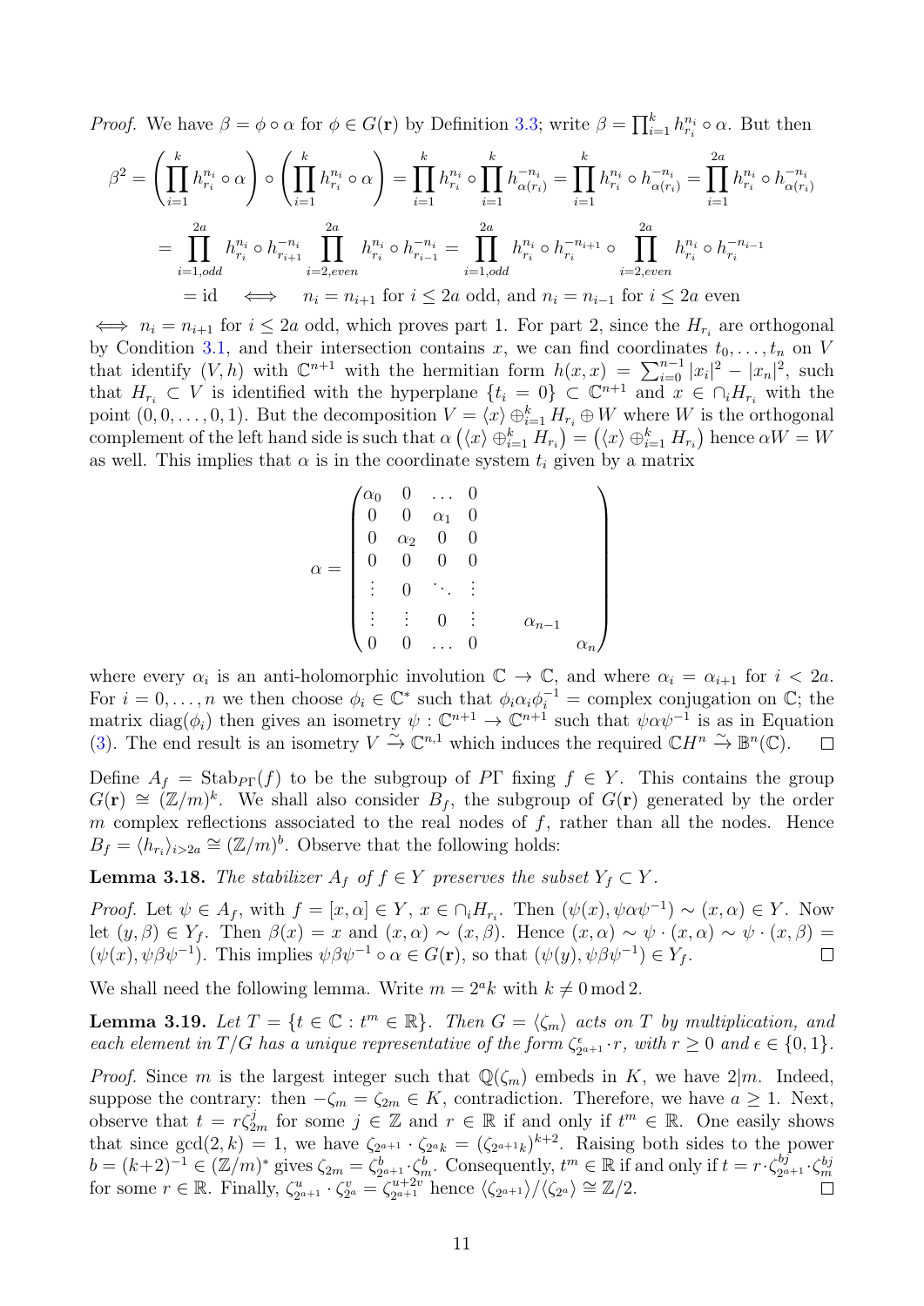*Proof.* We have $\beta = \phi \circ \alpha$ for $\phi \in G(\mathbf{r})$ by Definition 3.3; write $\beta = \prod_{i=1}^k h_{r_i}^{n_i} \circ \alpha$. But then

$$
\begin{aligned}
\beta^2 &= \left(\prod_{i=1}^k h_{r_i}^{n_i} \circ \alpha\right) \circ \left(\prod_{i=1}^k h_{r_i}^{n_i} \circ \alpha\right) = \prod_{i=1}^k h_{r_i}^{n_i} \circ \prod_{i=1}^k h_{\alpha(r_i)}^{-n_i} = \prod_{i=1}^k h_{r_i}^{n_i} \circ h_{\alpha(r_i)}^{-n_i} = \prod_{i=1}^{2a} h_{r_i}^{n_i} \circ h_{\alpha(r_i)}^{-n_i} \\
&= \prod_{i=1,odd}^{2a} h_{r_i}^{n_i} \circ h_{r_{i+1}}^{-n_i} \prod_{i=2,even}^{2a} h_{r_i}^{n_i} \circ h_{r_{i-1}}^{-n_i} = \prod_{i=1,odd}^{2a} h_{r_i}^{n_i} \circ h_{r_i}^{-n_{i+1}} \circ \prod_{i=2,even}^{2a} h_{r_i}^{n_i} \circ h_{r_i}^{-n_{i-1}} \\
&= \mathrm{id} \iff n_i = n_{i+1} \text{ for } i \le 2a \text{ odd, and } n_i = n_{i-1} \text{ for } i \le 2a \text{ even}
\end{aligned}
$$

$\iff n_i = n_{i+1}$ for $i \le 2a$ odd, which proves part 1. For part 2, since the $H_{r_i}$ are orthogonal by Condition 3.1, and their intersection contains $x$, we can find coordinates $t_0, \ldots, t_n$ on $V$ that identify $(V, h)$ with $\mathbb{C}^{n+1}$ with the hermitian form $h(x,x) = \sum_{i=0}^{n-1} |x_i|^2 - |x_n|^2$, such that $H_{r_i} \subset V$ is identified with the hyperplane $\{t_i = 0\} \subset \mathbb{C}^{n+1}$ and $x \in \cap_i H_{r_i}$ with the point $(0, 0, \ldots, 0, 1)$. But the decomposition $V = \langle x \rangle \oplus_{i=1}^k H_{r_i} \oplus W$ where $W$ is the orthogonal complement of the left hand side is such that $\alpha\left(\langle x \rangle \oplus_{i=1}^k H_{r_i}\right) = \left(\langle x \rangle \oplus_{i=1}^k H_{r_i}\right)$ hence $\alpha W = W$ as well. This implies that $\alpha$ is in the coordinate system $t_i$ given by a matrix

$$
\alpha = \begin{pmatrix}
\alpha_0 & 0 & \ldots & 0 & & \\
0 & 0 & \alpha_1 & 0 & & \\
0 & \alpha_2 & 0 & 0 & & \\
0 & 0 & 0 & 0 & & \\
\vdots & 0 & \ddots & \vdots & & \\
\vdots & \vdots & 0 & \vdots & \alpha_{n-1} & \\
0 & 0 & \ldots & 0 & & \alpha_n
\end{pmatrix}
$$

where every $\alpha_i$ is an anti-holomorphic involution $\mathbb{C} \to \mathbb{C}$, and where $\alpha_i = \alpha_{i+1}$ for $i < 2a$. For $i = 0, \ldots, n$ we then choose $\phi_i \in \mathbb{C}^*$ such that $\phi_i \alpha_i \phi_i^{-1} =$ complex conjugation on $\mathbb{C}$; the matrix $\mathrm{diag}(\phi_i)$ then gives an isometry $\psi : \mathbb{C}^{n+1} \to \mathbb{C}^{n+1}$ such that $\psi \alpha \psi^{-1}$ is as in Equation (3). The end result is an isometry $V \xrightarrow{\sim} \mathbb{C}^{n,1}$ which induces the required $\mathbb{C}H^n \xrightarrow{\sim} \mathbb{B}^n(\mathbb{C})$. $\square$

Define $A_f = \mathrm{Stab}_{P\Gamma}(f)$ to be the subgroup of $P\Gamma$ fixing $f \in Y$. This contains the group $G(\mathbf{r}) \cong (\mathbb{Z}/m)^k$. We shall also consider $B_f$, the subgroup of $G(\mathbf{r})$ generated by the order $m$ complex reflections associated to the real nodes of $f$, rather than all the nodes. Hence $B_f = \langle h_{r_i} \rangle_{i > 2a} \cong (\mathbb{Z}/m)^b$. Observe that the following holds:

**Lemma 3.18.** *The stabilizer $A_f$ of $f \in Y$ preserves the subset $Y_f \subset Y$.*

*Proof.* Let $\psi \in A_f$, with $f = [x, \alpha] \in Y$, $x \in \cap_i H_{r_i}$. Then $(\psi(x), \psi\alpha\psi^{-1}) \sim (x, \alpha) \in Y$. Now let $(y, \beta) \in Y_f$. Then $\beta(x) = x$ and $(x, \alpha) \sim (x, \beta)$. Hence $(x, \alpha) \sim \psi \cdot (x, \alpha) \sim \psi \cdot (x, \beta) = (\psi(x), \psi\beta\psi^{-1})$. This implies $\psi\beta\psi^{-1} \circ \alpha \in G(\mathbf{r})$, so that $(\psi(y), \psi\beta\psi^{-1}) \in Y_f$. $\square$

We shall need the following lemma. Write $m = 2^a k$ with $k \neq 0 \bmod 2$.

**Lemma 3.19.** *Let $T = \{t \in \mathbb{C} : t^m \in \mathbb{R}\}$. Then $G = \langle \zeta_m \rangle$ acts on $T$ by multiplication, and each element in $T/G$ has a unique representative of the form $\zeta_{2^{a+1}}^{\epsilon} \cdot r$, with $r \ge 0$ and $\epsilon \in \{0, 1\}$.*

*Proof.* Since $m$ is the largest integer such that $\mathbb{Q}(\zeta_m)$ embeds in $K$, we have $2|m$. Indeed, suppose the contrary: then $-\zeta_m = \zeta_{2m} \in K$, contradiction. Therefore, we have $a \ge 1$. Next, observe that $t = r\zeta_{2m}^j$ for some $j \in \mathbb{Z}$ and $r \in \mathbb{R}$ if and only if $t^m \in \mathbb{R}$. One easily shows that since $\gcd(2, k) = 1$, we have $\zeta_{2^{a+1}} \cdot \zeta_{2^a k} = (\zeta_{2^{a+1}k})^{k+2}$. Raising both sides to the power $b = (k+2)^{-1} \in (\mathbb{Z}/m)^*$ gives $\zeta_{2m} = \zeta_{2^{a+1}}^b \cdot \zeta_m^b$. Consequently, $t^m \in \mathbb{R}$ if and only if $t = r \cdot \zeta_{2^{a+1}}^{bj} \cdot \zeta_m^{bj}$ for some $r \in \mathbb{R}$. Finally, $\zeta_{2^{a+1}}^u \cdot \zeta_{2^a}^v = \zeta_{2^{a+1}}^{u+2v}$ hence $\langle \zeta_{2^{a+1}} \rangle / \langle \zeta_{2^a} \rangle \cong \mathbb{Z}/2$. $\square$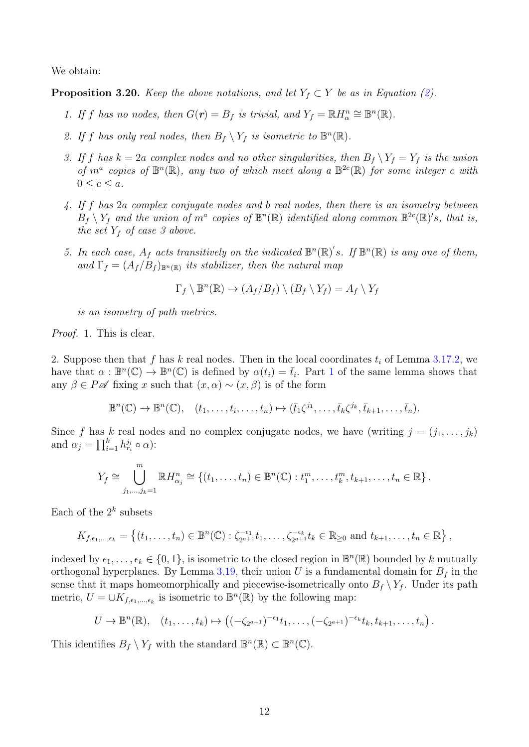We obtain:

**Proposition 3.20.** *Keep the above notations, and let $Y_f \subset Y$ be as in Equation (2).*

1. *If $f$ has no nodes, then $G(\boldsymbol{r}) = B_f$ is trivial, and $Y_f = \mathbb{R}H^n_\alpha \cong \mathbb{B}^n(\mathbb{R})$.*
2. *If $f$ has only real nodes, then $B_f \setminus Y_f$ is isometric to $\mathbb{B}^n(\mathbb{R})$.*
3. *If $f$ has $k = 2a$ complex nodes and no other singularities, then $B_f \setminus Y_f = Y_f$ is the union of $m^a$ copies of $\mathbb{B}^n(\mathbb{R})$, any two of which meet along a $\mathbb{B}^{2c}(\mathbb{R})$ for some integer $c$ with $0 \leq c \leq a$.*
4. *If $f$ has $2a$ complex conjugate nodes and $b$ real nodes, then there is an isometry between $B_f \setminus Y_f$ and the union of $m^a$ copies of $\mathbb{B}^n(\mathbb{R})$ identified along common $\mathbb{B}^{2c}(\mathbb{R})'s$, that is, the set $Y_f$ of case 3 above.*
5. *In each case, $A_f$ acts transitively on the indicated $\mathbb{B}^n(\mathbb{R})'s$. If $\mathbb{B}^n(\mathbb{R})$ is any one of them, and $\Gamma_f = (A_f/B_f)_{\mathbb{B}^n(\mathbb{R})}$ its stabilizer, then the natural map*

$$\Gamma_f \setminus \mathbb{B}^n(\mathbb{R}) \to (A_f/B_f) \setminus (B_f \setminus Y_f) = A_f \setminus Y_f$$

*is an isometry of path metrics.*

*Proof.* 1. This is clear.

2. Suppose then that $f$ has $k$ real nodes. Then in the local coordinates $t_i$ of Lemma 3.17.2, we have that $\alpha : \mathbb{B}^n(\mathbb{C}) \to \mathbb{B}^n(\mathbb{C})$ is defined by $\alpha(t_i) = \bar{t}_i$. Part 1 of the same lemma shows that any $\beta \in P\mathscr{A}$ fixing $x$ such that $(x, \alpha) \sim (x, \beta)$ is of the form

$$\mathbb{B}^n(\mathbb{C}) \to \mathbb{B}^n(\mathbb{C}), \quad (t_1, \ldots, t_i, \ldots, t_n) \mapsto (\bar{t}_1\zeta^{j_1}, \ldots, \bar{t}_k\zeta^{j_k}, \bar{t}_{k+1}, \ldots, \bar{t}_n).$$

Since $f$ has $k$ real nodes and no complex conjugate nodes, we have (writing $j = (j_1, \ldots, j_k)$ and $\alpha_j = \prod_{i=1}^k h_{r_i}^{j_i} \circ \alpha$):

$$Y_f \cong \bigcup_{j_1, \ldots, j_k = 1}^{m} \mathbb{R}H^n_{\alpha_j} \cong \{(t_1, \ldots, t_n) \in \mathbb{B}^n(\mathbb{C}) : t_1^m, \ldots, t_k^m, t_{k+1}, \ldots, t_n \in \mathbb{R}\}.$$

Each of the $2^k$ subsets

$$K_{f,\epsilon_1,\ldots,\epsilon_k} = \left\{(t_1, \ldots, t_n) \in \mathbb{B}^n(\mathbb{C}) : \zeta_{2^{a+1}}^{-\epsilon_1} t_1, \ldots, \zeta_{2^{a+1}}^{-\epsilon_k} t_k \in \mathbb{R}_{\geq 0} \text{ and } t_{k+1}, \ldots, t_n \in \mathbb{R}\right\},$$

indexed by $\epsilon_1, \ldots, \epsilon_k \in \{0, 1\}$, is isometric to the closed region in $\mathbb{B}^n(\mathbb{R})$ bounded by $k$ mutually orthogonal hyperplanes. By Lemma 3.19, their union $U$ is a fundamental domain for $B_f$ in the sense that it maps homeomorphically and piecewise-isometrically onto $B_f \setminus Y_f$. Under its path metric, $U = \cup K_{f,\epsilon_1,\ldots,\epsilon_k}$ is isometric to $\mathbb{B}^n(\mathbb{R})$ by the following map:

$$U \to \mathbb{B}^n(\mathbb{R}), \quad (t_1, \ldots, t_k) \mapsto \left((-\zeta_{2^{a+1}})^{-\epsilon_1} t_1, \ldots, (-\zeta_{2^{a+1}})^{-\epsilon_k} t_k, t_{k+1}, \ldots, t_n\right).$$

This identifies $B_f \setminus Y_f$ with the standard $\mathbb{B}^n(\mathbb{R}) \subset \mathbb{B}^n(\mathbb{C})$.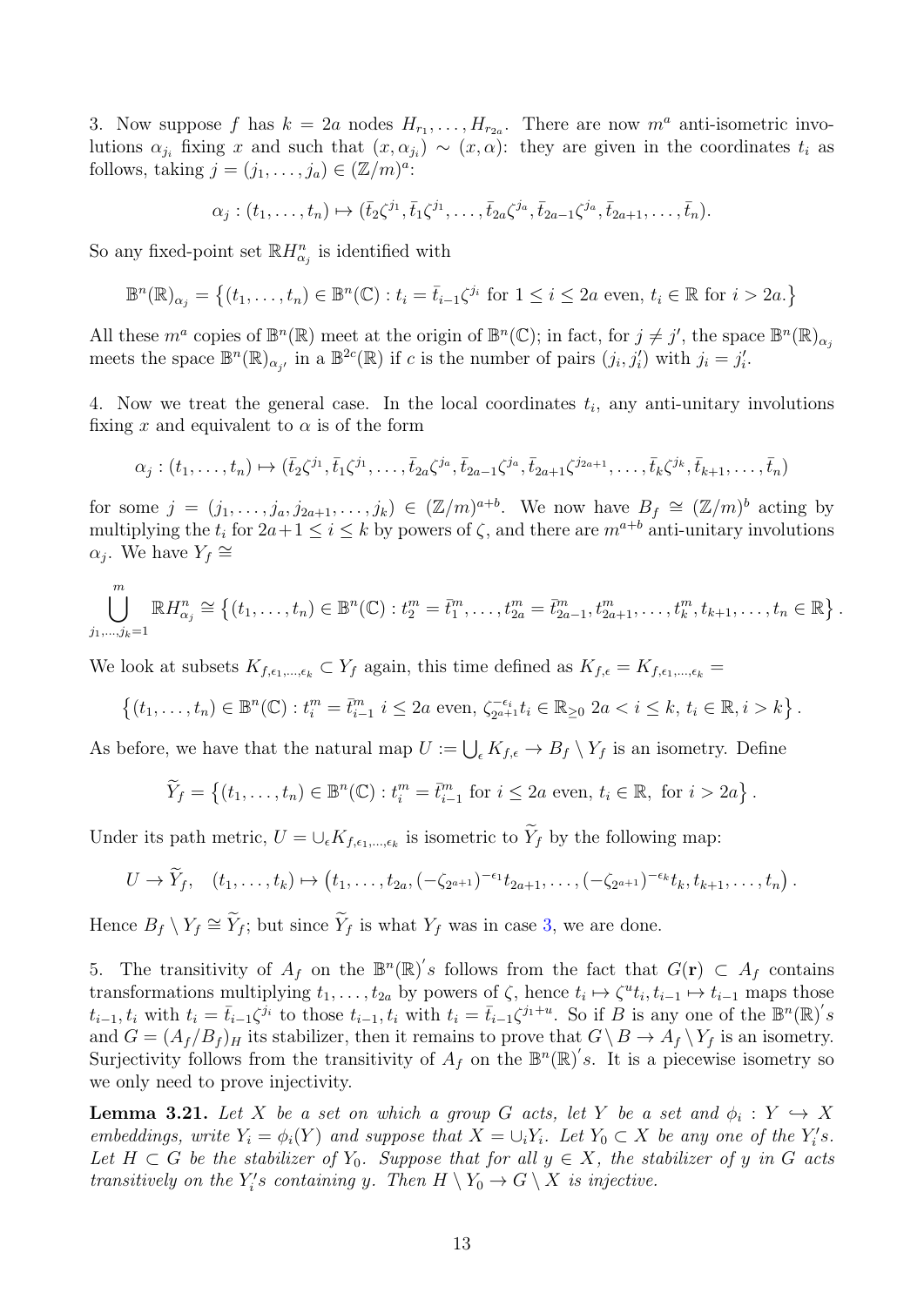3. Now suppose $f$ has $k = 2a$ nodes $H_{r_1}, \ldots, H_{r_{2a}}$. There are now $m^a$ anti-isometric involutions $\alpha_{j_i}$ fixing $x$ and such that $(x, \alpha_{j_i}) \sim (x, \alpha)$: they are given in the coordinates $t_i$ as follows, taking $j = (j_1, \ldots, j_a) \in (\mathbb{Z}/m)^a$:

$$\alpha_j : (t_1, \ldots, t_n) \mapsto (\bar{t}_2\zeta^{j_1}, \bar{t}_1\zeta^{j_1}, \ldots, \bar{t}_{2a}\zeta^{j_a}, \bar{t}_{2a-1}\zeta^{j_a}, \bar{t}_{2a+1}, \ldots, \bar{t}_n).$$

So any fixed-point set $\mathbb{R}H^n_{\alpha_j}$ is identified with

$$\mathbb{B}^n(\mathbb{R})_{\alpha_j} = \left\{(t_1, \ldots, t_n) \in \mathbb{B}^n(\mathbb{C}) : t_i = \bar{t}_{i-1}\zeta^{j_i} \text{ for } 1 \leq i \leq 2a \text{ even, } t_i \in \mathbb{R} \text{ for } i > 2a.\right\}$$

All these $m^a$ copies of $\mathbb{B}^n(\mathbb{R})$ meet at the origin of $\mathbb{B}^n(\mathbb{C})$; in fact, for $j \neq j'$, the space $\mathbb{B}^n(\mathbb{R})_{\alpha_j}$ meets the space $\mathbb{B}^n(\mathbb{R})_{\alpha_{j'}}$ in a $\mathbb{B}^{2c}(\mathbb{R})$ if $c$ is the number of pairs $(j_i, j'_i)$ with $j_i = j'_i$.

4. Now we treat the general case. In the local coordinates $t_i$, any anti-unitary involutions fixing $x$ and equivalent to $\alpha$ is of the form

$$\alpha_j : (t_1, \ldots, t_n) \mapsto (\bar{t}_2\zeta^{j_1}, \bar{t}_1\zeta^{j_1}, \ldots, \bar{t}_{2a}\zeta^{j_a}, \bar{t}_{2a-1}\zeta^{j_a}, \bar{t}_{2a+1}\zeta^{j_{2a+1}}, \ldots, \bar{t}_k\zeta^{j_k}, \bar{t}_{k+1}, \ldots, \bar{t}_n)$$

for some $j = (j_1, \ldots, j_a, j_{2a+1}, \ldots, j_k) \in (\mathbb{Z}/m)^{a+b}$. We now have $B_f \cong (\mathbb{Z}/m)^b$ acting by multiplying the $t_i$ for $2a+1 \leq i \leq k$ by powers of $\zeta$, and there are $m^{a+b}$ anti-unitary involutions $\alpha_j$. We have $Y_f \cong$

$$\bigcup_{j_1, \ldots, j_k = 1}^{m} \mathbb{R}H^n_{\alpha_j} \cong \left\{(t_1, \ldots, t_n) \in \mathbb{B}^n(\mathbb{C}) : t_2^m = \bar{t}_1^m, \ldots, t_{2a}^m = \bar{t}_{2a-1}^m, t_{2a+1}^m, \ldots, t_k^m, t_{k+1}, \ldots, t_n \in \mathbb{R}\right\}.$$

We look at subsets $K_{f,\epsilon_1,\ldots,\epsilon_k} \subset Y_f$ again, this time defined as $K_{f,\epsilon} = K_{f,\epsilon_1,\ldots,\epsilon_k} =$

$$\left\{(t_1, \ldots, t_n) \in \mathbb{B}^n(\mathbb{C}) : t_i^m = \bar{t}_{i-1}^m \ i \leq 2a \text{ even, } \zeta_{2^{a+1}}^{-\epsilon_i} t_i \in \mathbb{R}_{\geq 0} \ 2a < i \leq k, \ t_i \in \mathbb{R}, i > k\right\}.$$

As before, we have that the natural map $U := \bigcup_\epsilon K_{f,\epsilon} \to B_f \setminus Y_f$ is an isometry. Define

$$\widetilde{Y}_f = \left\{(t_1, \ldots, t_n) \in \mathbb{B}^n(\mathbb{C}) : t_i^m = \bar{t}_{i-1}^m \text{ for } i \leq 2a \text{ even, } t_i \in \mathbb{R}, \text{ for } i > 2a\right\}.$$

Under its path metric, $U = \cup_\epsilon K_{f,\epsilon_1,\ldots,\epsilon_k}$ is isometric to $\widetilde{Y}_f$ by the following map:

$$U \to \widetilde{Y}_f, \quad (t_1, \ldots, t_k) \mapsto \left(t_1, \ldots, t_{2a}, (-\zeta_{2^{a+1}})^{-\epsilon_1} t_{2a+1}, \ldots, (-\zeta_{2^{a+1}})^{-\epsilon_k} t_k, t_{k+1}, \ldots, t_n\right).$$

Hence $B_f \setminus Y_f \cong \widetilde{Y}_f$; but since $\widetilde{Y}_f$ is what $Y_f$ was in case 3, we are done.

5. The transitivity of $A_f$ on the $\mathbb{B}^n(\mathbb{R})'s$ follows from the fact that $G(\mathbf{r}) \subset A_f$ contains transformations multiplying $t_1, \ldots, t_{2a}$ by powers of $\zeta$, hence $t_i \mapsto \zeta^u t_i, t_{i-1} \mapsto t_{i-1}$ maps those $t_{i-1}, t_i$ with $t_i = \bar{t}_{i-1}\zeta^{j_i}$ to those $t_{i-1}, t_i$ with $t_i = \bar{t}_{i-1}\zeta^{j_i+u}$. So if $B$ is any one of the $\mathbb{B}^n(\mathbb{R})'s$ and $G = (A_f/B_f)_H$ its stabilizer, then it remains to prove that $G \setminus B \to A_f \setminus Y_f$ is an isometry. Surjectivity follows from the transitivity of $A_f$ on the $\mathbb{B}^n(\mathbb{R})'s$. It is a piecewise isometry so we only need to prove injectivity.

**Lemma 3.21.** *Let $X$ be a set on which a group $G$ acts, let $Y$ be a set and $\phi_i : Y \hookrightarrow X$ embeddings, write $Y_i = \phi_i(Y)$ and suppose that $X = \cup_i Y_i$. Let $Y_0 \subset X$ be any one of the $Y_i's$. Let $H \subset G$ be the stabilizer of $Y_0$. Suppose that for all $y \in X$, the stabilizer of $y$ in $G$ acts transitively on the $Y_i's$ containing $y$. Then $H \setminus Y_0 \to G \setminus X$ is injective.*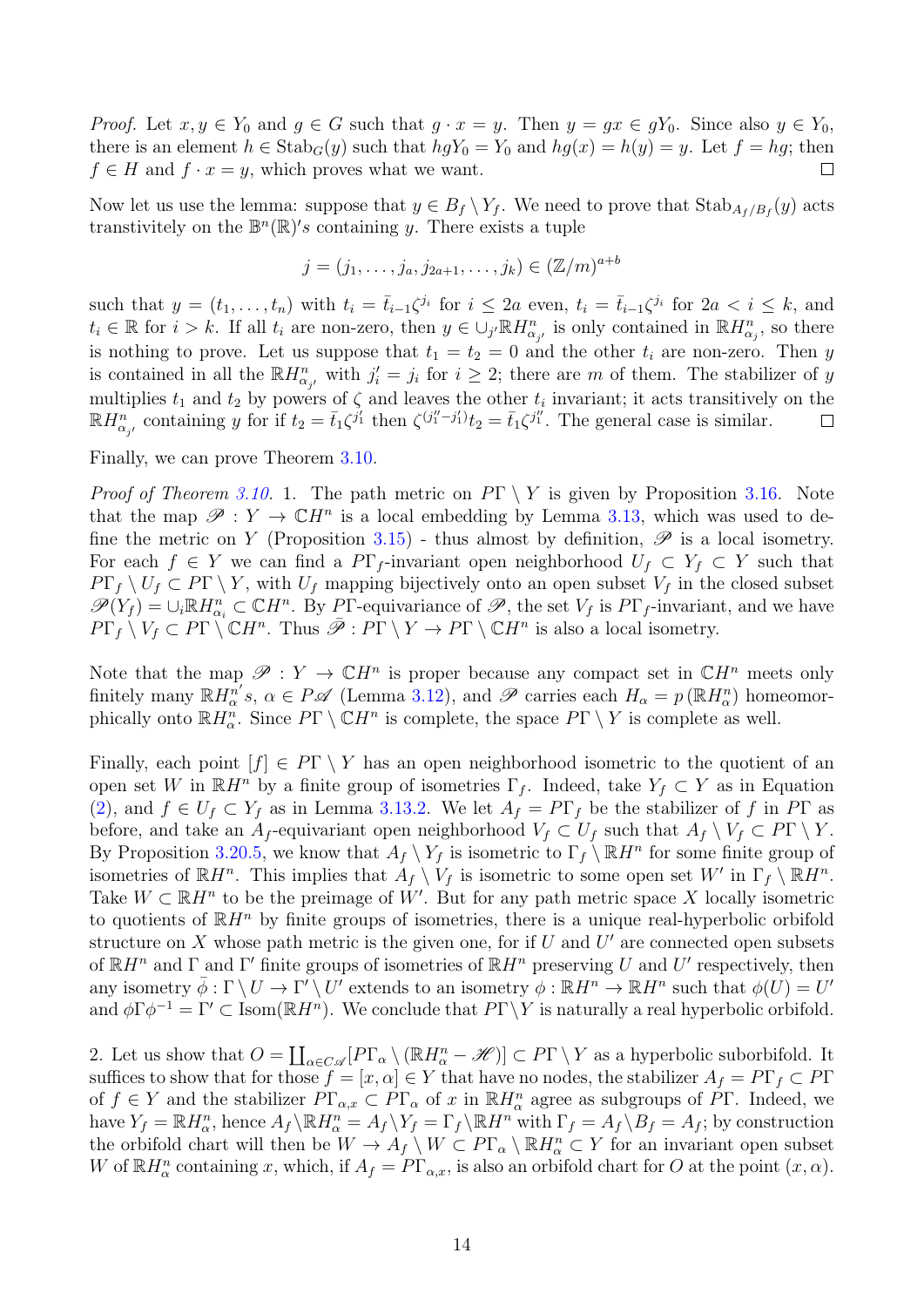*Proof.* Let $x, y \in Y_0$ and $g \in G$ such that $g \cdot x = y$. Then $y = gx \in gY_0$. Since also $y \in Y_0$, there is an element $h \in \mathrm{Stab}_G(y)$ such that $hgY_0 = Y_0$ and $hg(x) = h(y) = y$. Let $f = hg$; then $f \in H$ and $f \cdot x = y$, which proves what we want. $\square$

Now let us use the lemma: suppose that $y \in B_f \setminus Y_f$. We need to prove that $\mathrm{Stab}_{A_f/B_f}(y)$ acts transtivitely on the $\mathbb{B}^n(\mathbb{R})'s$ containing $y$. There exists a tuple

$$j = (j_1, \ldots, j_a, j_{2a+1}, \ldots, j_k) \in (\mathbb{Z}/m)^{a+b}$$

such that $y = (t_1, \ldots, t_n)$ with $t_i = \bar{t}_{i-1}\zeta^{j_i}$ for $i \leq 2a$ even, $t_i = \bar{t}_{i-1}\zeta^{j_i}$ for $2a < i \leq k$, and $t_i \in \mathbb{R}$ for $i > k$. If all $t_i$ are non-zero, then $y \in \cup_{j'} \mathbb{R}H^n_{\alpha_{j'}}$ is only contained in $\mathbb{R}H^n_{\alpha_j}$, so there is nothing to prove. Let us suppose that $t_1 = t_2 = 0$ and the other $t_i$ are non-zero. Then $y$ is contained in all the $\mathbb{R}H^n_{\alpha_{j'}}$ with $j'_i = j_i$ for $i \geq 2$; there are $m$ of them. The stabilizer of $y$ multiplies $t_1$ and $t_2$ by powers of $\zeta$ and leaves the other $t_i$ invariant; it acts transitively on the $\mathbb{R}H^n_{\alpha_{j'}}$ containing $y$ for if $t_2 = \bar{t}_1\zeta^{j'_1}$ then $\zeta^{(j''_1 - j'_1)}t_2 = \bar{t}_1\zeta^{j''_1}$. The general case is similar. $\square$

Finally, we can prove Theorem 3.10.

*Proof of Theorem 3.10.* 1. The path metric on $P\Gamma \setminus Y$ is given by Proposition 3.16. Note that the map $\mathscr{P} : Y \to \mathbb{C}H^n$ is a local embedding by Lemma 3.13, which was used to define the metric on $Y$ (Proposition 3.15) - thus almost by definition, $\mathscr{P}$ is a local isometry. For each $f \in Y$ we can find a $P\Gamma_f$-invariant open neighborhood $U_f \subset Y_f \subset Y$ such that $P\Gamma_f \setminus U_f \subset P\Gamma \setminus Y$, with $U_f$ mapping bijectively onto an open subset $V_f$ in the closed subset $\mathscr{P}(Y_f) = \cup_i \mathbb{R}H^n_{\alpha_i} \subset \mathbb{C}H^n$. By $P\Gamma$-equivariance of $\mathscr{P}$, the set $V_f$ is $P\Gamma_f$-invariant, and we have $P\Gamma_f \setminus V_f \subset P\Gamma \setminus \mathbb{C}H^n$. Thus $\bar{\mathscr{P}} : P\Gamma \setminus Y \to P\Gamma \setminus \mathbb{C}H^n$ is also a local isometry.

Note that the map $\mathscr{P} : Y \to \mathbb{C}H^n$ is proper because any compact set in $\mathbb{C}H^n$ meets only finitely many $\mathbb{R}H^{n'}_\alpha s$, $\alpha \in P\mathscr{A}$ (Lemma 3.12), and $\mathscr{P}$ carries each $H_\alpha = p(\mathbb{R}H^n_\alpha)$ homeomorphically onto $\mathbb{R}H^n_\alpha$. Since $P\Gamma \setminus \mathbb{C}H^n$ is complete, the space $P\Gamma \setminus Y$ is complete as well.

Finally, each point $[f] \in P\Gamma \setminus Y$ has an open neighborhood isometric to the quotient of an open set $W$ in $\mathbb{R}H^n$ by a finite group of isometries $\Gamma_f$. Indeed, take $Y_f \subset Y$ as in Equation (2), and $f \in U_f \subset Y_f$ as in Lemma 3.13.2. We let $A_f = P\Gamma_f$ be the stabilizer of $f$ in $P\Gamma$ as before, and take an $A_f$-equivariant open neighborhood $V_f \subset U_f$ such that $A_f \setminus V_f \subset P\Gamma \setminus Y$. By Proposition 3.20.5, we know that $A_f \setminus Y_f$ is isometric to $\Gamma_f \setminus \mathbb{R}H^n$ for some finite group of isometries of $\mathbb{R}H^n$. This implies that $A_f \setminus V_f$ is isometric to some open set $W'$ in $\Gamma_f \setminus \mathbb{R}H^n$. Take $W \subset \mathbb{R}H^n$ to be the preimage of $W'$. But for any path metric space $X$ locally isometric to quotients of $\mathbb{R}H^n$ by finite groups of isometries, there is a unique real-hyperbolic orbifold structure on $X$ whose path metric is the given one, for if $U$ and $U'$ are connected open subsets of $\mathbb{R}H^n$ and $\Gamma$ and $\Gamma'$ finite groups of isometries of $\mathbb{R}H^n$ preserving $U$ and $U'$ respectively, then any isometry $\bar{\phi} : \Gamma \setminus U \to \Gamma' \setminus U'$ extends to an isometry $\phi : \mathbb{R}H^n \to \mathbb{R}H^n$ such that $\phi(U) = U'$ and $\phi\Gamma\phi^{-1} = \Gamma' \subset \mathrm{Isom}(\mathbb{R}H^n)$. We conclude that $P\Gamma \setminus Y$ is naturally a real hyperbolic orbifold.

2. Let us show that $O = \coprod_{\alpha \in C\mathscr{A}} [P\Gamma_\alpha \setminus (\mathbb{R}H^n_\alpha - \mathscr{H})] \subset P\Gamma \setminus Y$ as a hyperbolic suborbifold. It suffices to show that for those $f = [x, \alpha] \in Y$ that have no nodes, the stabilizer $A_f = P\Gamma_f \subset P\Gamma$ of $f \in Y$ and the stabilizer $P\Gamma_{\alpha,x} \subset P\Gamma_\alpha$ of $x$ in $\mathbb{R}H^n_\alpha$ agree as subgroups of $P\Gamma$. Indeed, we have $Y_f = \mathbb{R}H^n_\alpha$, hence $A_f \setminus \mathbb{R}H^n_\alpha = A_f \setminus Y_f = \Gamma_f \setminus \mathbb{R}H^n$ with $\Gamma_f = A_f \setminus B_f = A_f$; by construction the orbifold chart will then be $W \to A_f \setminus W \subset P\Gamma_\alpha \setminus \mathbb{R}H^n_\alpha \subset Y$ for an invariant open subset $W$ of $\mathbb{R}H^n_\alpha$ containing $x$, which, if $A_f = P\Gamma_{\alpha,x}$, is also an orbifold chart for $O$ at the point $(x, \alpha)$.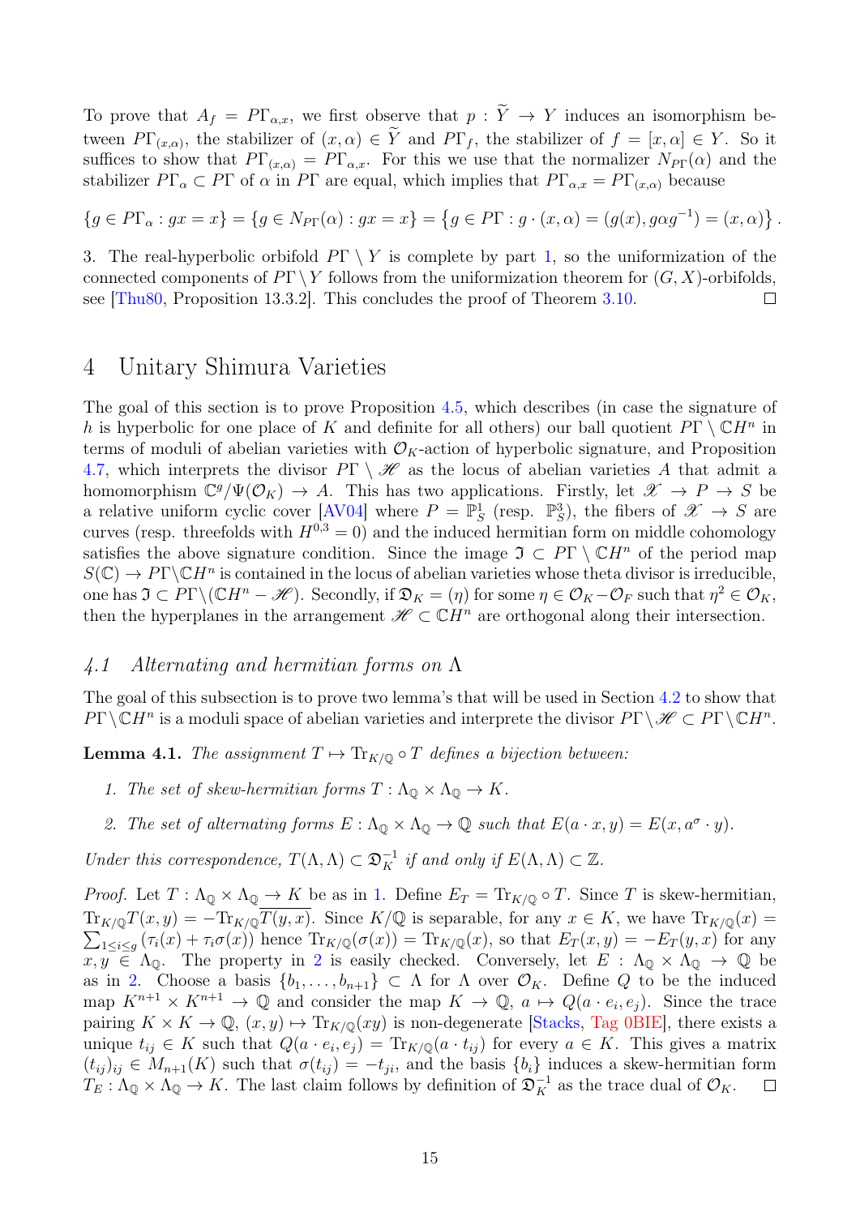To prove that $A_f = P\Gamma_{\alpha,x}$, we first observe that $p : \widetilde{Y} \to Y$ induces an isomorphism between $P\Gamma_{(x,\alpha)}$, the stabilizer of $(x,\alpha) \in \widetilde{Y}$ and $P\Gamma_f$, the stabilizer of $f = [x,\alpha] \in Y$. So it suffices to show that $P\Gamma_{(x,\alpha)} = P\Gamma_{\alpha,x}$. For this we use that the normalizer $N_{P\Gamma}(\alpha)$ and the stabilizer $P\Gamma_\alpha \subset P\Gamma$ of $\alpha$ in $P\Gamma$ are equal, which implies that $P\Gamma_{\alpha,x} = P\Gamma_{(x,\alpha)}$ because

$$\{g \in P\Gamma_\alpha : gx = x\} = \{g \in N_{P\Gamma}(\alpha) : gx = x\} = \left\{g \in P\Gamma : g \cdot (x,\alpha) = (g(x), g\alpha g^{-1}) = (x,\alpha)\right\}.$$

3. The real-hyperbolic orbifold $P\Gamma \setminus Y$ is complete by part 1, so the uniformization of the connected components of $P\Gamma \setminus Y$ follows from the uniformization theorem for $(G,X)$-orbifolds, see [Thu80, Proposition 13.3.2]. This concludes the proof of Theorem 3.10. □

# 4 Unitary Shimura Varieties

The goal of this section is to prove Proposition 4.5, which describes (in case the signature of $h$ is hyperbolic for one place of $K$ and definite for all others) our ball quotient $P\Gamma \setminus \mathbb{C}H^n$ in terms of moduli of abelian varieties with $\mathcal{O}_K$-action of hyperbolic signature, and Proposition 4.7, which interprets the divisor $P\Gamma \setminus \mathscr{H}$ as the locus of abelian varieties $A$ that admit a homomorphism $\mathbb{C}^g/\Psi(\mathcal{O}_K) \to A$. This has two applications. Firstly, let $\mathscr{X} \to P \to S$ be a relative uniform cyclic cover [AV04] where $P = \mathbb{P}^1_S$ (resp. $\mathbb{P}^3_S$), the fibers of $\mathscr{X} \to S$ are curves (resp. threefolds with $H^{0,3} = 0$) and the induced hermitian form on middle cohomology satisfies the above signature condition. Since the image $\mathfrak{I} \subset P\Gamma \setminus \mathbb{C}H^n$ of the period map $S(\mathbb{C}) \to P\Gamma \setminus \mathbb{C}H^n$ is contained in the locus of abelian varieties whose theta divisor is irreducible, one has $\mathfrak{I} \subset P\Gamma \setminus (\mathbb{C}H^n - \mathscr{H})$. Secondly, if $\mathfrak{D}_K = (\eta)$ for some $\eta \in \mathcal{O}_K - \mathcal{O}_F$ such that $\eta^2 \in \mathcal{O}_K$, then the hyperplanes in the arrangement $\mathscr{H} \subset \mathbb{C}H^n$ are orthogonal along their intersection.

## *4.1 Alternating and hermitian forms on $\Lambda$*

The goal of this subsection is to prove two lemma's that will be used in Section 4.2 to show that $P\Gamma \setminus \mathbb{C}H^n$ is a moduli space of abelian varieties and interprete the divisor $P\Gamma \setminus \mathscr{H} \subset P\Gamma \setminus \mathbb{C}H^n$.

**Lemma 4.1.** *The assignment $T \mapsto \mathrm{Tr}_{K/\mathbb{Q}} \circ T$ defines a bijection between:*

1. *The set of skew-hermitian forms $T : \Lambda_\mathbb{Q} \times \Lambda_\mathbb{Q} \to K$.*
2. *The set of alternating forms $E : \Lambda_\mathbb{Q} \times \Lambda_\mathbb{Q} \to \mathbb{Q}$ such that $E(a \cdot x, y) = E(x, a^\sigma \cdot y)$.*

*Under this correspondence, $T(\Lambda,\Lambda) \subset \mathfrak{D}_K^{-1}$ if and only if $E(\Lambda,\Lambda) \subset \mathbb{Z}$.*

*Proof.* Let $T : \Lambda_\mathbb{Q} \times \Lambda_\mathbb{Q} \to K$ be as in 1. Define $E_T = \mathrm{Tr}_{K/\mathbb{Q}} \circ T$. Since $T$ is skew-hermitian, $\mathrm{Tr}_{K/\mathbb{Q}} T(x,y) = -\mathrm{Tr}_{K/\mathbb{Q}} \overline{T(y,x)}$. Since $K/\mathbb{Q}$ is separable, for any $x \in K$, we have $\mathrm{Tr}_{K/\mathbb{Q}}(x) = \sum_{1 \le i \le g} (\tau_i(x) + \tau_i\sigma(x))$ hence $\mathrm{Tr}_{K/\mathbb{Q}}(\sigma(x)) = \mathrm{Tr}_{K/\mathbb{Q}}(x)$, so that $E_T(x,y) = -E_T(y,x)$ for any $x, y \in \Lambda_\mathbb{Q}$. The property in 2 is easily checked. Conversely, let $E : \Lambda_\mathbb{Q} \times \Lambda_\mathbb{Q} \to \mathbb{Q}$ be as in 2. Choose a basis $\{b_1, \dots, b_{n+1}\} \subset \Lambda$ for $\Lambda$ over $\mathcal{O}_K$. Define $Q$ to be the induced map $K^{n+1} \times K^{n+1} \to \mathbb{Q}$ and consider the map $K \to \mathbb{Q}$, $a \mapsto Q(a \cdot e_i, e_j)$. Since the trace pairing $K \times K \to \mathbb{Q}$, $(x,y) \mapsto \mathrm{Tr}_{K/\mathbb{Q}}(xy)$ is non-degenerate [Stacks, Tag 0BIE], there exists a unique $t_{ij} \in K$ such that $Q(a \cdot e_i, e_j) = \mathrm{Tr}_{K/\mathbb{Q}}(a \cdot t_{ij})$ for every $a \in K$. This gives a matrix $(t_{ij})_{ij} \in M_{n+1}(K)$ such that $\sigma(t_{ij}) = -t_{ji}$, and the basis $\{b_i\}$ induces a skew-hermitian form $T_E : \Lambda_\mathbb{Q} \times \Lambda_\mathbb{Q} \to K$. The last claim follows by definition of $\mathfrak{D}_K^{-1}$ as the trace dual of $\mathcal{O}_K$. □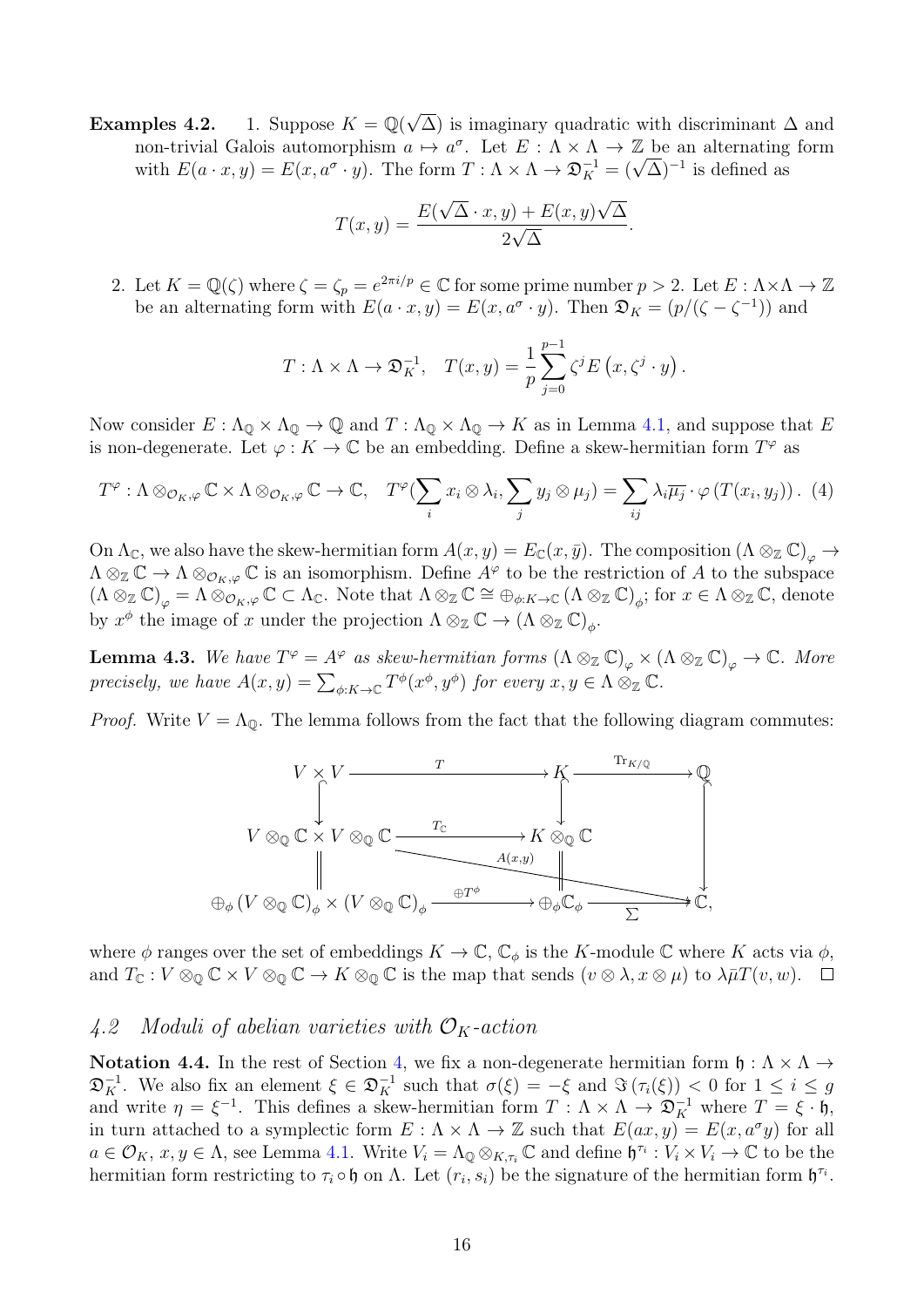**Examples 4.2.**

1. Suppose $K = \mathbb{Q}(\sqrt{\Delta})$ is imaginary quadratic with discriminant $\Delta$ and non-trivial Galois automorphism $a \mapsto a^\sigma$. Let $E : \Lambda \times \Lambda \to \mathbb{Z}$ be an alternating form with $E(a \cdot x, y) = E(x, a^\sigma \cdot y)$. The form $T : \Lambda \times \Lambda \to \mathfrak{D}_K^{-1} = (\sqrt{\Delta})^{-1}$ is defined as

$$T(x, y) = \frac{E(\sqrt{\Delta} \cdot x, y) + E(x, y)\sqrt{\Delta}}{2\sqrt{\Delta}}.$$

2. Let $K = \mathbb{Q}(\zeta)$ where $\zeta = \zeta_p = e^{2\pi i/p} \in \mathbb{C}$ for some prime number $p > 2$. Let $E : \Lambda \times \Lambda \to \mathbb{Z}$ be an alternating form with $E(a \cdot x, y) = E(x, a^\sigma \cdot y)$. Then $\mathfrak{D}_K = (p/(\zeta - \zeta^{-1}))$ and

$$T : \Lambda \times \Lambda \to \mathfrak{D}_K^{-1}, \quad T(x, y) = \frac{1}{p} \sum_{j=0}^{p-1} \zeta^j E\left(x, \zeta^j \cdot y\right).$$

Now consider $E : \Lambda_{\mathbb{Q}} \times \Lambda_{\mathbb{Q}} \to \mathbb{Q}$ and $T : \Lambda_{\mathbb{Q}} \times \Lambda_{\mathbb{Q}} \to K$ as in Lemma 4.1, and suppose that $E$ is non-degenerate. Let $\varphi : K \to \mathbb{C}$ be an embedding. Define a skew-hermitian form $T^\varphi$ as

$$T^\varphi : \Lambda \otimes_{\mathcal{O}_K, \varphi} \mathbb{C} \times \Lambda \otimes_{\mathcal{O}_K, \varphi} \mathbb{C} \to \mathbb{C}, \quad T^\varphi\Big(\sum_i x_i \otimes \lambda_i, \sum_j y_j \otimes \mu_j\Big) = \sum_{ij} \lambda_i \overline{\mu_j} \cdot \varphi\left(T(x_i, y_j)\right). \quad (4)$$

On $\Lambda_{\mathbb{C}}$, we also have the skew-hermitian form $A(x, y) = E_{\mathbb{C}}(x, \bar{y})$. The composition $\left(\Lambda \otimes_{\mathbb{Z}} \mathbb{C}\right)_\varphi \to \Lambda \otimes_{\mathbb{Z}} \mathbb{C} \to \Lambda \otimes_{\mathcal{O}_K, \varphi} \mathbb{C}$ is an isomorphism. Define $A^\varphi$ to be the restriction of $A$ to the subspace $\left(\Lambda \otimes_{\mathbb{Z}} \mathbb{C}\right)_\varphi = \Lambda \otimes_{\mathcal{O}_K, \varphi} \mathbb{C} \subset \Lambda_{\mathbb{C}}$. Note that $\Lambda \otimes_{\mathbb{Z}} \mathbb{C} \cong \oplus_{\phi : K \to \mathbb{C}} \left(\Lambda \otimes_{\mathbb{Z}} \mathbb{C}\right)_\phi$; for $x \in \Lambda \otimes_{\mathbb{Z}} \mathbb{C}$, denote by $x^\phi$ the image of $x$ under the projection $\Lambda \otimes_{\mathbb{Z}} \mathbb{C} \to \left(\Lambda \otimes_{\mathbb{Z}} \mathbb{C}\right)_\phi$.

**Lemma 4.3.** *We have $T^\varphi = A^\varphi$ as skew-hermitian forms $\left(\Lambda \otimes_{\mathbb{Z}} \mathbb{C}\right)_\varphi \times \left(\Lambda \otimes_{\mathbb{Z}} \mathbb{C}\right)_\varphi \to \mathbb{C}$. More precisely, we have $A(x, y) = \sum_{\phi : K \to \mathbb{C}} T^\phi(x^\phi, y^\phi)$ for every $x, y \in \Lambda \otimes_{\mathbb{Z}} \mathbb{C}$.*

*Proof.* Write $V = \Lambda_{\mathbb{Q}}$. The lemma follows from the fact that the following diagram commutes:

$$\begin{array}{ccccc}
V \times V & \xrightarrow{\quad T \quad} & K & \xrightarrow{\ \mathrm{Tr}_{K/\mathbb{Q}}\ } & \mathbb{Q} \\
\big\downarrow & & \big\downarrow & & \big\downarrow \\
V \otimes_{\mathbb{Q}} \mathbb{C} \times V \otimes_{\mathbb{Q}} \mathbb{C} & \xrightarrow{\quad T_{\mathbb{C}} \quad} & K \otimes_{\mathbb{Q}} \mathbb{C} & \overset{A(x,y)}{\searrow} & \\
\big\| & & \big\| & & \\
\oplus_\phi \left(V \otimes_{\mathbb{Q}} \mathbb{C}\right)_\phi \times \left(V \otimes_{\mathbb{Q}} \mathbb{C}\right)_\phi & \xrightarrow{\quad \oplus T^\phi \quad} & \oplus_\phi \mathbb{C}_\phi & \xrightarrow[\ \Sigma\ ]{} & \mathbb{C},
\end{array}$$

where $\phi$ ranges over the set of embeddings $K \to \mathbb{C}$, $\mathbb{C}_\phi$ is the $K$-module $\mathbb{C}$ where $K$ acts via $\phi$, and $T_{\mathbb{C}} : V \otimes_{\mathbb{Q}} \mathbb{C} \times V \otimes_{\mathbb{Q}} \mathbb{C} \to K \otimes_{\mathbb{Q}} \mathbb{C}$ is the map that sends $(v \otimes \lambda, x \otimes \mu)$ to $\lambda \bar{\mu} T(v, w)$. $\square$

## *4.2 Moduli of abelian varieties with $\mathcal{O}_K$-action*

**Notation 4.4.** In the rest of Section 4, we fix a non-degenerate hermitian form $\mathfrak{h} : \Lambda \times \Lambda \to \mathfrak{D}_K^{-1}$. We also fix an element $\xi \in \mathfrak{D}_K^{-1}$ such that $\sigma(\xi) = -\xi$ and $\Im\left(\tau_i(\xi)\right) < 0$ for $1 \leq i \leq g$ and write $\eta = \xi^{-1}$. This defines a skew-hermitian form $T : \Lambda \times \Lambda \to \mathfrak{D}_K^{-1}$ where $T = \xi \cdot \mathfrak{h}$, in turn attached to a symplectic form $E : \Lambda \times \Lambda \to \mathbb{Z}$ such that $E(ax, y) = E(x, a^\sigma y)$ for all $a \in \mathcal{O}_K$, $x, y \in \Lambda$, see Lemma 4.1. Write $V_i = \Lambda_{\mathbb{Q}} \otimes_{K, \tau_i} \mathbb{C}$ and define $\mathfrak{h}^{\tau_i} : V_i \times V_i \to \mathbb{C}$ to be the hermitian form restricting to $\tau_i \circ \mathfrak{h}$ on $\Lambda$. Let $(r_i, s_i)$ be the signature of the hermitian form $\mathfrak{h}^{\tau_i}$.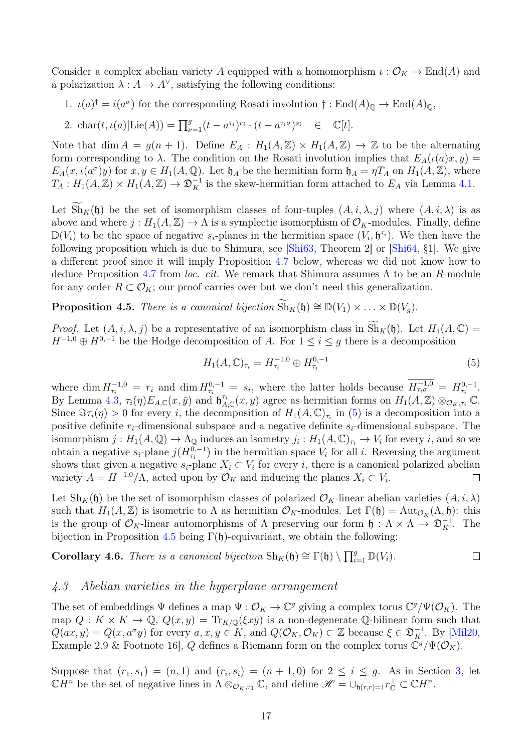Consider a complex abelian variety $A$ equipped with a homomorphism $\iota : \mathcal{O}_K \to \mathrm{End}(A)$ and a polarization $\lambda : A \to A^\vee$, satisfying the following conditions:

1. $\iota(a)^\dagger = i(a^\sigma)$ for the corresponding Rosati involution $\dagger : \mathrm{End}(A)_\mathbb{Q} \to \mathrm{End}(A)_\mathbb{Q}$,
2. $\mathrm{char}(t, \iota(a)|\mathrm{Lie}(A)) = \prod_{\nu=1}^{g}(t - a^{\tau_i})^{r_i} \cdot (t - a^{\tau_i\sigma})^{s_i} \quad \in \quad \mathbb{C}[t]$.

Note that $\dim A = g(n+1)$. Define $E_A : H_1(A, \mathbb{Z}) \times H_1(A, \mathbb{Z}) \to \mathbb{Z}$ to be the alternating form corresponding to $\lambda$. The condition on the Rosati involution implies that $E_A(\iota(a)x, y) = E_A(x, \iota(a^\sigma)y)$ for $x, y \in H_1(A, \mathbb{Q})$. Let $\mathfrak{h}_A$ be the hermitian form $\mathfrak{h}_A = \eta T_A$ on $H_1(A, \mathbb{Z})$, where $T_A : H_1(A, \mathbb{Z}) \times H_1(A, \mathbb{Z}) \to \mathfrak{D}_K^{-1}$ is the skew-hermitian form attached to $E_A$ via Lemma 4.1.

Let $\widetilde{\mathrm{Sh}}_K(\mathfrak{h})$ be the set of isomorphism classes of four-tuples $(A, i, \lambda, j)$ where $(A, i, \lambda)$ is as above and where $j : H_1(A, \mathbb{Z}) \to \Lambda$ is a symplectic isomorphism of $\mathcal{O}_K$-modules. Finally, define $\mathbb{D}(V_i)$ to be the space of negative $s_i$-planes in the hermitian space $(V_i, \mathfrak{h}^{\tau_i})$. We then have the following proposition which is due to Shimura, see [Shi63, Theorem 2] or [Shi64, §1]. We give a different proof since it will imply Proposition 4.7 below, whereas we did not know how to deduce Proposition 4.7 from *loc. cit.* We remark that Shimura assumes $\Lambda$ to be an $R$-module for any order $R \subset \mathcal{O}_K$; our proof carries over but we don't need this generalization.

**Proposition 4.5.** *There is a canonical bijection* $\widetilde{\mathrm{Sh}}_K(\mathfrak{h}) \cong \mathbb{D}(V_1) \times \ldots \times \mathbb{D}(V_g)$.

*Proof.* Let $(A, i, \lambda, j)$ be a representative of an isomorphism class in $\widetilde{\mathrm{Sh}}_K(\mathfrak{h})$. Let $H_1(A, \mathbb{C}) = H^{-1,0} \oplus H^{0,-1}$ be the Hodge decomposition of $A$. For $1 \leq i \leq g$ there is a decomposition

$$H_1(A, \mathbb{C})_{\tau_i} = H^{-1,0}_{\tau_i} \oplus H^{0,-1}_{\tau_i} \tag{5}$$

where $\dim H^{-1,0}_{\tau_i} = r_i$ and $\dim H^{0,-1}_{\tau_i} = s_i$, where the latter holds because $\overline{H^{-1,0}_{\tau_i\sigma}} = H^{0,-1}_{\tau_i}$. By Lemma 4.3, $\tau_i(\eta)E_{A,\mathbb{C}}(x, \bar{y})$ and $\mathfrak{h}^{\tau_i}_{A,\mathbb{C}}(x, y)$ agree as hermitian forms on $H_1(A, \mathbb{Z}) \otimes_{\mathcal{O}_K, \tau_i} \mathbb{C}$. Since $\Im\tau_i(\eta) > 0$ for every $i$, the decomposition of $H_1(A, \mathbb{C})_{\tau_i}$ in (5) is a decomposition into a positive definite $r_i$-dimensional subspace and a negative definite $s_i$-dimensional subspace. The isomorphism $j : H_1(A, \mathbb{Q}) \to \Lambda_\mathbb{Q}$ induces an isometry $j_i : H_1(A, \mathbb{C})_{\tau_i} \to V_i$ for every $i$, and so we obtain a negative $s_i$-plane $j(H^{0,-1}_{\tau_i})$ in the hermitian space $V_i$ for all $i$. Reversing the argument shows that given a negative $s_i$-plane $X_i \subset V_i$ for every $i$, there is a canonical polarized abelian variety $A = H^{-1,0}/\Lambda$, acted upon by $\mathcal{O}_K$ and inducing the planes $X_i \subset V_i$. $\square$

Let $\mathrm{Sh}_K(\mathfrak{h})$ be the set of isomorphism classes of polarized $\mathcal{O}_K$-linear abelian varieties $(A, i, \lambda)$ such that $H_1(A, \mathbb{Z})$ is isometric to $\Lambda$ as hermitian $\mathcal{O}_K$-modules. Let $\Gamma(\mathfrak{h}) = \mathrm{Aut}_{\mathcal{O}_K}(\Lambda, \mathfrak{h})$: this is the group of $\mathcal{O}_K$-linear automorphisms of $\Lambda$ preserving our form $\mathfrak{h} : \Lambda \times \Lambda \to \mathfrak{D}_K^{-1}$. The bijection in Proposition 4.5 being $\Gamma(\mathfrak{h})$-equivariant, we obtain the following:

**Corollary 4.6.** *There is a canonical bijection* $\mathrm{Sh}_K(\mathfrak{h}) \cong \Gamma(\mathfrak{h}) \setminus \prod_{i=1}^{g} \mathbb{D}(V_i)$. $\square$

### *4.3 Abelian varieties in the hyperplane arrangement*

The set of embeddings $\Psi$ defines a map $\Psi : \mathcal{O}_K \to \mathbb{C}^g$ giving a complex torus $\mathbb{C}^g/\Psi(\mathcal{O}_K)$. The map $Q : K \times K \to \mathbb{Q}$, $Q(x, y) = \mathrm{Tr}_{K/\mathbb{Q}}(\xi x\bar{y})$ is a non-degenerate $\mathbb{Q}$-bilinear form such that $Q(ax, y) = Q(x, a^\sigma y)$ for every $a, x, y \in K$, and $Q(\mathcal{O}_K, \mathcal{O}_K) \subset \mathbb{Z}$ because $\xi \in \mathfrak{D}_K^{-1}$. By [Mil20, Example 2.9 & Footnote 16], $Q$ defines a Riemann form on the complex torus $\mathbb{C}^g/\Psi(\mathcal{O}_K)$.

Suppose that $(r_1, s_1) = (n, 1)$ and $(r_i, s_i) = (n+1, 0)$ for $2 \leq i \leq g$. As in Section 3, let $\mathbb{C}H^n$ be the set of negative lines in $\Lambda \otimes_{\mathcal{O}_K, \tau_1} \mathbb{C}$, and define $\mathscr{H} = \cup_{\mathfrak{h}(r,r)=1} r^\perp_\mathbb{C} \subset \mathbb{C}H^n$.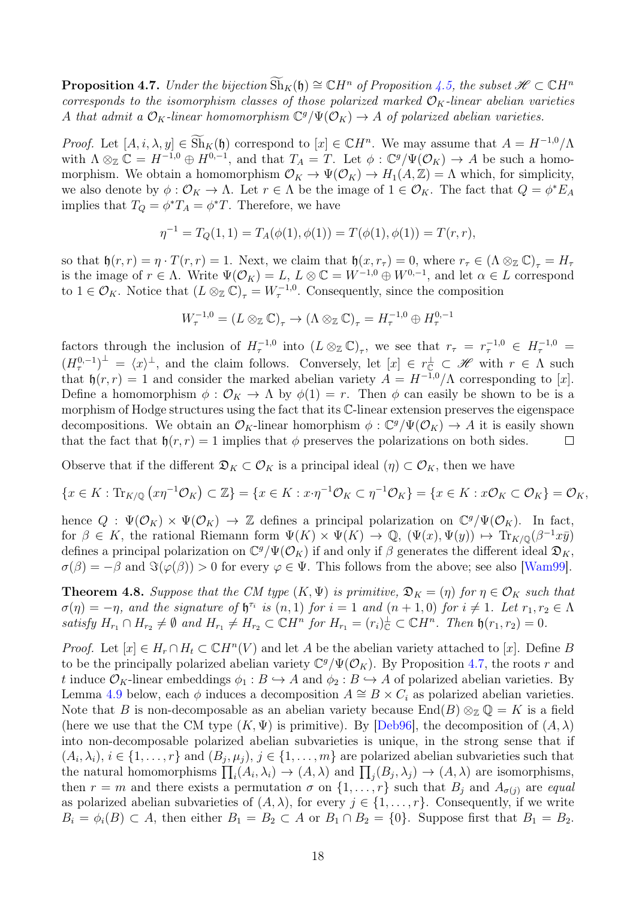**Proposition 4.7.** *Under the bijection $\widetilde{\mathrm{Sh}}_K(\mathfrak{h}) \cong \mathbb{C}H^n$ of Proposition 4.5, the subset $\mathscr{H} \subset \mathbb{C}H^n$ corresponds to the isomorphism classes of those polarized marked $\mathcal{O}_K$-linear abelian varieties $A$ that admit a $\mathcal{O}_K$-linear homomorphism $\mathbb{C}^g/\Psi(\mathcal{O}_K) \to A$ of polarized abelian varieties.*

*Proof.* Let $[A, i, \lambda, y] \in \widetilde{\mathrm{Sh}}_K(\mathfrak{h})$ correspond to $[x] \in \mathbb{C}H^n$. We may assume that $A = H^{-1,0}/\Lambda$ with $\Lambda \otimes_{\mathbb{Z}} \mathbb{C} = H^{-1,0} \oplus H^{0,-1}$, and that $T_A = T$. Let $\phi : \mathbb{C}^g/\Psi(\mathcal{O}_K) \to A$ be such a homomorphism. We obtain a homomorphism $\mathcal{O}_K \to \Psi(\mathcal{O}_K) \to H_1(A, \mathbb{Z}) = \Lambda$ which, for simplicity, we also denote by $\phi : \mathcal{O}_K \to \Lambda$. Let $r \in \Lambda$ be the image of $1 \in \mathcal{O}_K$. The fact that $Q = \phi^* E_A$ implies that $T_Q = \phi^* T_A = \phi^* T$. Therefore, we have

$$\eta^{-1} = T_Q(1,1) = T_A(\phi(1), \phi(1)) = T(\phi(1), \phi(1)) = T(r,r),$$

so that $\mathfrak{h}(r,r) = \eta \cdot T(r,r) = 1$. Next, we claim that $\mathfrak{h}(x, r_\tau) = 0$, where $r_\tau \in (\Lambda \otimes_{\mathbb{Z}} \mathbb{C})_\tau = H_\tau$ is the image of $r \in \Lambda$. Write $\Psi(\mathcal{O}_K) = L$, $L \otimes \mathbb{C} = W^{-1,0} \oplus W^{0,-1}$, and let $\alpha \in L$ correspond to $1 \in \mathcal{O}_K$. Notice that $(L \otimes_{\mathbb{Z}} \mathbb{C})_\tau = W^{-1,0}_\tau$. Consequently, since the composition

$$W^{-1,0}_\tau = (L \otimes_{\mathbb{Z}} \mathbb{C})_\tau \to (\Lambda \otimes_{\mathbb{Z}} \mathbb{C})_\tau = H^{-1,0}_\tau \oplus H^{0,-1}_\tau$$

factors through the inclusion of $H^{-1,0}_\tau$ into $(L \otimes_{\mathbb{Z}} \mathbb{C})_\tau$, we see that $r_\tau = r^{-1,0}_\tau \in H^{-1,0}_\tau = (H^{0,-1}_\tau)^\perp = \langle x \rangle^\perp$, and the claim follows. Conversely, let $[x] \in r_{\mathbb{C}}^\perp \subset \mathscr{H}$ with $r \in \Lambda$ such that $\mathfrak{h}(r,r) = 1$ and consider the marked abelian variety $A = H^{-1,0}/\Lambda$ corresponding to $[x]$. Define a homomorphism $\phi : \mathcal{O}_K \to \Lambda$ by $\phi(1) = r$. Then $\phi$ can easily be shown to be is a morphism of Hodge structures using the fact that its $\mathbb{C}$-linear extension preserves the eigenspace decompositions. We obtain an $\mathcal{O}_K$-linear homorphism $\phi : \mathbb{C}^g/\Psi(\mathcal{O}_K) \to A$ it is easily shown that the fact that $\mathfrak{h}(r,r) = 1$ implies that $\phi$ preserves the polarizations on both sides. $\square$

Observe that if the different $\mathfrak{D}_K \subset \mathcal{O}_K$ is a principal ideal $(\eta) \subset \mathcal{O}_K$, then we have

$$\{x \in K : \mathrm{Tr}_{K/\mathbb{Q}}\left(x\eta^{-1}\mathcal{O}_K\right) \subset \mathbb{Z}\} = \{x \in K : x \cdot \eta^{-1}\mathcal{O}_K \subset \eta^{-1}\mathcal{O}_K\} = \{x \in K : x\mathcal{O}_K \subset \mathcal{O}_K\} = \mathcal{O}_K,$$

hence $Q : \Psi(\mathcal{O}_K) \times \Psi(\mathcal{O}_K) \to \mathbb{Z}$ defines a principal polarization on $\mathbb{C}^g/\Psi(\mathcal{O}_K)$. In fact, for $\beta \in K$, the rational Riemann form $\Psi(K) \times \Psi(K) \to \mathbb{Q}$, $(\Psi(x), \Psi(y)) \mapsto \mathrm{Tr}_{K/\mathbb{Q}}(\beta^{-1}x\bar{y})$ defines a principal polarization on $\mathbb{C}^g/\Psi(\mathcal{O}_K)$ if and only if $\beta$ generates the different ideal $\mathfrak{D}_K$, $\sigma(\beta) = -\beta$ and $\Im(\varphi(\beta)) > 0$ for every $\varphi \in \Psi$. This follows from the above; see also [Wam99].

**Theorem 4.8.** *Suppose that the CM type $(K, \Psi)$ is primitive, $\mathfrak{D}_K = (\eta)$ for $\eta \in \mathcal{O}_K$ such that $\sigma(\eta) = -\eta$, and the signature of $\mathfrak{h}^{\tau_i}$ is $(n,1)$ for $i = 1$ and $(n+1, 0)$ for $i \neq 1$. Let $r_1, r_2 \in \Lambda$ satisfy $H_{r_1} \cap H_{r_2} \neq \emptyset$ and $H_{r_1} \neq H_{r_2} \subset \mathbb{C}H^n$ for $H_{r_1} = (r_i)^\perp_{\mathbb{C}} \subset \mathbb{C}H^n$. Then $\mathfrak{h}(r_1, r_2) = 0$.*

*Proof.* Let $[x] \in H_r \cap H_t \subset \mathbb{C}H^n(V)$ and let $A$ be the abelian variety attached to $[x]$. Define $B$ to be the principally polarized abelian variety $\mathbb{C}^g/\Psi(\mathcal{O}_K)$. By Proposition 4.7, the roots $r$ and $t$ induce $\mathcal{O}_K$-linear embeddings $\phi_1 : B \hookrightarrow A$ and $\phi_2 : B \hookrightarrow A$ of polarized abelian varieties. By Lemma 4.9 below, each $\phi$ induces a decomposition $A \cong B \times C_i$ as polarized abelian varieties. Note that $B$ is non-decomposable as an abelian variety because $\mathrm{End}(B) \otimes_{\mathbb{Z}} \mathbb{Q} = K$ is a field (here we use that the CM type $(K, \Psi)$ is primitive). By [Deb96], the decomposition of $(A, \lambda)$ into non-decomposable polarized abelian subvarieties is unique, in the strong sense that if $(A_i, \lambda_i)$, $i \in \{1, \ldots, r\}$ and $(B_j, \mu_j)$, $j \in \{1, \ldots, m\}$ are polarized abelian subvarieties such that the natural homomorphisms $\prod_i (A_i, \lambda_i) \to (A, \lambda)$ and $\prod_j (B_j, \lambda_j) \to (A, \lambda)$ are isomorphisms, then $r = m$ and there exists a permutation $\sigma$ on $\{1, \ldots, r\}$ such that $B_j$ and $A_{\sigma(j)}$ are *equal* as polarized abelian subvarieties of $(A, \lambda)$, for every $j \in \{1, \ldots, r\}$. Consequently, if we write $B_i = \phi_i(B) \subset A$, then either $B_1 = B_2 \subset A$ or $B_1 \cap B_2 = \{0\}$. Suppose first that $B_1 = B_2$.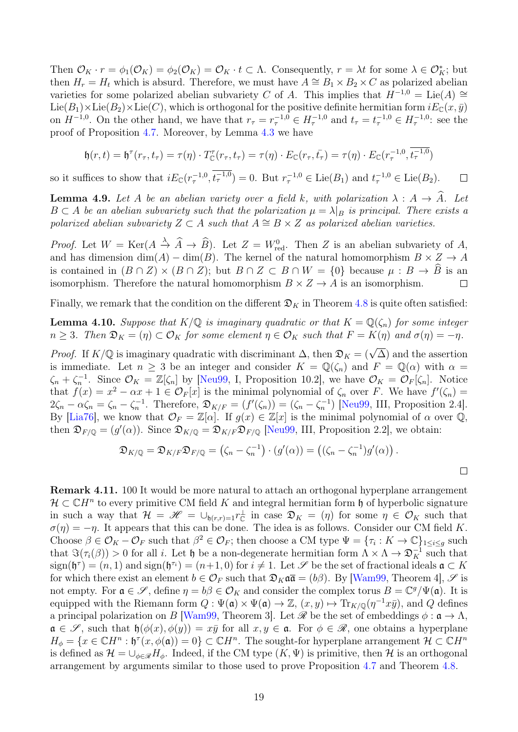Then $\mathcal{O}_K \cdot r = \phi_1(\mathcal{O}_K) = \phi_2(\mathcal{O}_K) = \mathcal{O}_K \cdot t \subset \Lambda$. Consequently, $r = \lambda t$ for some $\lambda \in \mathcal{O}_K^*$; but then $H_r = H_t$ which is absurd. Therefore, we must have $A \cong B_1 \times B_2 \times C$ as polarized abelian varieties for some polarized abelian subvariety $C$ of $A$. This implies that $H^{-1,0} = \mathrm{Lie}(A) \cong \mathrm{Lie}(B_1) \times \mathrm{Lie}(B_2) \times \mathrm{Lie}(C)$, which is orthogonal for the positive definite hermitian form $iE_{\mathbb{C}}(x, \bar{y})$ on $H^{-1,0}$. On the other hand, we have that $r_\tau = r_\tau^{-1,0} \in H_\tau^{-1,0}$ and $t_\tau = t_\tau^{-1,0} \in H_\tau^{-1,0}$: see the proof of Proposition 4.7. Moreover, by Lemma 4.3 we have

$$\mathfrak{h}(r,t) = \mathfrak{h}^\tau(r_\tau, t_\tau) = \tau(\eta) \cdot T_{\mathbb{C}}^\tau(r_\tau, t_\tau) = \tau(\eta) \cdot E_{\mathbb{C}}(r_\tau, \bar{t_\tau}) = \tau(\eta) \cdot E_{\mathbb{C}}(r_\tau^{-1,0}, \overline{t_\tau^{-1,0}})$$

so it suffices to show that $iE_{\mathbb{C}}(r_\tau^{-1,0}, \overline{t_\tau^{-1,0}}) = 0$. But $r_\tau^{-1,0} \in \mathrm{Lie}(B_1)$ and $t_\tau^{-1,0} \in \mathrm{Lie}(B_2)$. $\square$

**Lemma 4.9.** *Let $A$ be an abelian variety over a field $k$, with polarization $\lambda : A \to \widehat{A}$. Let $B \subset A$ be an abelian subvariety such that the polarization $\mu = \lambda|_B$ is principal. There exists a polarized abelian subvariety $Z \subset A$ such that $A \cong B \times Z$ as polarized abelian varieties.*

*Proof.* Let $W = \mathrm{Ker}(A \xrightarrow{\lambda} \widehat{A} \to \widehat{B})$. Let $Z = W^0_{\mathrm{red}}$. Then $Z$ is an abelian subvariety of $A$, and has dimension $\dim(A) - \dim(B)$. The kernel of the natural homomorphism $B \times Z \to A$ is contained in $(B \cap Z) \times (B \cap Z)$; but $B \cap Z \subset B \cap W = \{0\}$ because $\mu : B \to \widehat{B}$ is an isomorphism. Therefore the natural homomorphism $B \times Z \to A$ is an isomorphism. $\square$

Finally, we remark that the condition on the different $\mathfrak{D}_K$ in Theorem 4.8 is quite often satisfied:

**Lemma 4.10.** *Suppose that $K/\mathbb{Q}$ is imaginary quadratic or that $K = \mathbb{Q}(\zeta_n)$ for some integer $n \geq 3$. Then $\mathfrak{D}_K = (\eta) \subset \mathcal{O}_K$ for some element $\eta \in \mathcal{O}_K$ such that $F = K(\eta)$ and $\sigma(\eta) = -\eta$.*

*Proof.* If $K/\mathbb{Q}$ is imaginary quadratic with discriminant $\Delta$, then $\mathfrak{D}_K = (\sqrt{\Delta})$ and the assertion is immediate. Let $n \geq 3$ be an integer and consider $K = \mathbb{Q}(\zeta_n)$ and $F = \mathbb{Q}(\alpha)$ with $\alpha = \zeta_n + \zeta_n^{-1}$. Since $\mathcal{O}_K = \mathbb{Z}[\zeta_n]$ by [Neu99, I, Proposition 10.2], we have $\mathcal{O}_K = \mathcal{O}_F[\zeta_n]$. Notice that $f(x) = x^2 - \alpha x + 1 \in \mathcal{O}_F[x]$ is the minimal polynomial of $\zeta_n$ over $F$. We have $f'(\zeta_n) = 2\zeta_n - \alpha\zeta_n = \zeta_n - \zeta_n^{-1}$. Therefore, $\mathfrak{D}_{K/F} = (f'(\zeta_n)) = (\zeta_n - \zeta_n^{-1})$ [Neu99, III, Proposition 2.4]. By [Lia76], we know that $\mathcal{O}_F = \mathbb{Z}[\alpha]$. If $g(x) \in \mathbb{Z}[x]$ is the minimal polynomial of $\alpha$ over $\mathbb{Q}$, then $\mathfrak{D}_{F/\mathbb{Q}} = (g'(\alpha))$. Since $\mathfrak{D}_{K/\mathbb{Q}} = \mathfrak{D}_{K/F}\mathfrak{D}_{F/\mathbb{Q}}$ [Neu99, III, Proposition 2.2], we obtain:

$$\mathfrak{D}_{K/\mathbb{Q}} = \mathfrak{D}_{K/F}\mathfrak{D}_{F/\mathbb{Q}} = \left(\zeta_n - \zeta_n^{-1}\right) \cdot (g'(\alpha)) = \left((\zeta_n - \zeta_n^{-1})g'(\alpha)\right).$$

$\square$

**Remark 4.11.** 100 It would be more natural to attach an orthogonal hyperplane arrangement $\mathcal{H} \subset \mathbb{C}H^n$ to every primitive CM field $K$ and integral hermitian form $\mathfrak{h}$ of hyperbolic signature in such a way that $\mathcal{H} = \mathscr{H} = \cup_{\mathfrak{h}(r,r)=1} r_{\mathbb{C}}^\perp$ in case $\mathfrak{D}_K = (\eta)$ for some $\eta \in \mathcal{O}_K$ such that $\sigma(\eta) = -\eta$. It appears that this can be done. The idea is as follows. Consider our CM field $K$. Choose $\beta \in \mathcal{O}_K - \mathcal{O}_F$ such that $\beta^2 \in \mathcal{O}_F$; then choose a CM type $\Psi = \{\tau_i : K \to \mathbb{C}\}_{1 \leq i \leq g}$ such that $\Im(\tau_i(\beta)) > 0$ for all $i$. Let $\mathfrak{h}$ be a non-degenerate hermitian form $\Lambda \times \Lambda \to \mathfrak{D}_K^{-1}$ such that $\mathrm{sign}(\mathfrak{h}^\tau) = (n, 1)$ and $\mathrm{sign}(\mathfrak{h}^{\tau_i}) = (n+1, 0)$ for $i \neq 1$. Let $\mathscr{S}$ be the set of fractional ideals $\mathfrak{a} \subset K$ for which there exist an element $b \in \mathcal{O}_F$ such that $\mathfrak{D}_K \mathfrak{a}\bar{\mathfrak{a}} = (b\beta)$. By [Wam99, Theorem 4], $\mathscr{S}$ is not empty. For $\mathfrak{a} \in \mathscr{S}$, define $\eta = b\beta \in \mathcal{O}_K$ and consider the complex torus $B = \mathbb{C}^g/\Psi(\mathfrak{a})$. It is equipped with the Riemann form $Q : \Psi(\mathfrak{a}) \times \Psi(\mathfrak{a}) \to \mathbb{Z}$, $(x, y) \mapsto \mathrm{Tr}_{K/\mathbb{Q}}(\eta^{-1} x \bar{y})$, and $Q$ defines a principal polarization on $B$ [Wam99, Theorem 3]. Let $\mathscr{R}$ be the set of embeddings $\phi : \mathfrak{a} \to \Lambda$, $\mathfrak{a} \in \mathscr{S}$, such that $\mathfrak{h}(\phi(x), \phi(y)) = x\bar{y}$ for all $x, y \in \mathfrak{a}$. For $\phi \in \mathscr{R}$, one obtains a hyperplane $H_\phi = \{x \in \mathbb{C}H^n : \mathfrak{h}^\tau(x, \phi(\mathfrak{a})) = 0\} \subset \mathbb{C}H^n$. The sought-for hyperplane arrangement $\mathcal{H} \subset \mathbb{C}H^n$ is defined as $\mathcal{H} = \cup_{\phi \in \mathscr{R}} H_\phi$. Indeed, if the CM type $(K, \Psi)$ is primitive, then $\mathcal{H}$ is an orthogonal arrangement by arguments similar to those used to prove Proposition 4.7 and Theorem 4.8.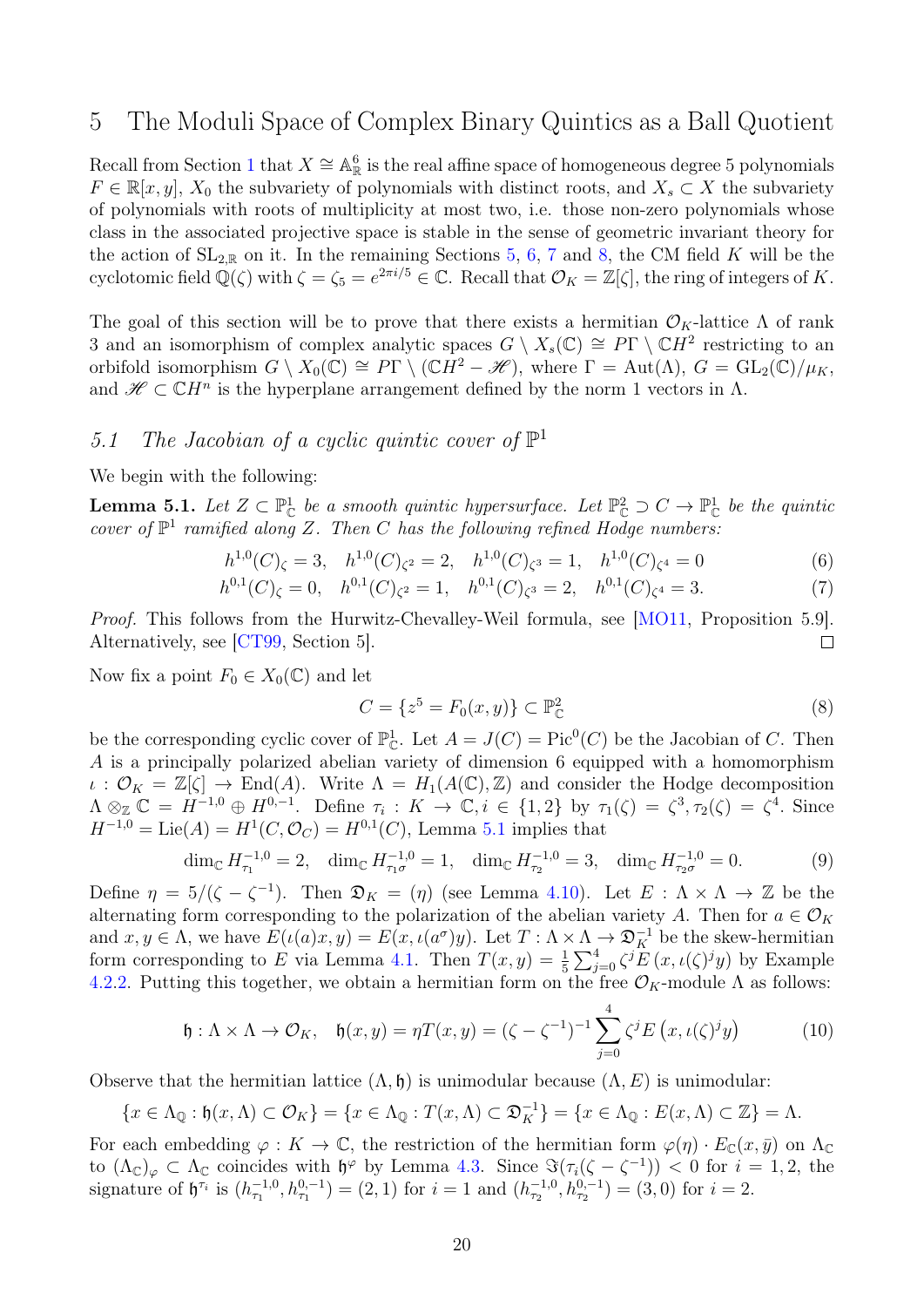# 5 The Moduli Space of Complex Binary Quintics as a Ball Quotient

Recall from Section 1 that $X \cong \mathbb{A}^6_{\mathbb{R}}$ is the real affine space of homogeneous degree 5 polynomials $F \in \mathbb{R}[x, y]$, $X_0$ the subvariety of polynomials with distinct roots, and $X_s \subset X$ the subvariety of polynomials with roots of multiplicity at most two, i.e. those non-zero polynomials whose class in the associated projective space is stable in the sense of geometric invariant theory for the action of $\mathrm{SL}_{2,\mathbb{R}}$ on it. In the remaining Sections 5, 6, 7 and 8, the CM field $K$ will be the cyclotomic field $\mathbb{Q}(\zeta)$ with $\zeta = \zeta_5 = e^{2\pi i/5} \in \mathbb{C}$. Recall that $\mathcal{O}_K = \mathbb{Z}[\zeta]$, the ring of integers of $K$.

The goal of this section will be to prove that there exists a hermitian $\mathcal{O}_K$-lattice $\Lambda$ of rank 3 and an isomorphism of complex analytic spaces $G \setminus X_s(\mathbb{C}) \cong P\Gamma \setminus \mathbb{C}H^2$ restricting to an orbifold isomorphism $G \setminus X_0(\mathbb{C}) \cong P\Gamma \setminus (\mathbb{C}H^2 - \mathscr{H})$, where $\Gamma = \mathrm{Aut}(\Lambda)$, $G = \mathrm{GL}_2(\mathbb{C})/\mu_K$, and $\mathscr{H} \subset \mathbb{C}H^n$ is the hyperplane arrangement defined by the norm 1 vectors in $\Lambda$.

## 5.1 The Jacobian of a cyclic quintic cover of $\mathbb{P}^1$

We begin with the following:

**Lemma 5.1.** *Let $Z \subset \mathbb{P}^1_{\mathbb{C}}$ be a smooth quintic hypersurface. Let $\mathbb{P}^2_{\mathbb{C}} \supset C \to \mathbb{P}^1_{\mathbb{C}}$ be the quintic cover of $\mathbb{P}^1$ ramified along $Z$. Then $C$ has the following refined Hodge numbers:*

$$h^{1,0}(C)_{\zeta} = 3, \quad h^{1,0}(C)_{\zeta^2} = 2, \quad h^{1,0}(C)_{\zeta^3} = 1, \quad h^{1,0}(C)_{\zeta^4} = 0 \tag{6}$$

$$h^{0,1}(C)_{\zeta} = 0, \quad h^{0,1}(C)_{\zeta^2} = 1, \quad h^{0,1}(C)_{\zeta^3} = 2, \quad h^{0,1}(C)_{\zeta^4} = 3. \tag{7}$$

*Proof.* This follows from the Hurwitz-Chevalley-Weil formula, see [MO11, Proposition 5.9]. Alternatively, see [CT99, Section 5]. $\square$

Now fix a point $F_0 \in X_0(\mathbb{C})$ and let

$$C = \{z^5 = F_0(x, y)\} \subset \mathbb{P}^2_{\mathbb{C}} \tag{8}$$

be the corresponding cyclic cover of $\mathbb{P}^1_{\mathbb{C}}$. Let $A = J(C) = \mathrm{Pic}^0(C)$ be the Jacobian of $C$. Then $A$ is a principally polarized abelian variety of dimension 6 equipped with a homomorphism $\iota : \mathcal{O}_K = \mathbb{Z}[\zeta] \to \mathrm{End}(A)$. Write $\Lambda = H_1(A(\mathbb{C}), \mathbb{Z})$ and consider the Hodge decomposition $\Lambda \otimes_{\mathbb{Z}} \mathbb{C} = H^{-1,0} \oplus H^{0,-1}$. Define $\tau_i : K \to \mathbb{C}, i \in \{1, 2\}$ by $\tau_1(\zeta) = \zeta^3, \tau_2(\zeta) = \zeta^4$. Since $H^{-1,0} = \mathrm{Lie}(A) = H^1(C, \mathcal{O}_C) = H^{0,1}(C)$, Lemma 5.1 implies that

$$\dim_{\mathbb{C}} H^{-1,0}_{\tau_1} = 2, \quad \dim_{\mathbb{C}} H^{-1,0}_{\tau_1\sigma} = 1, \quad \dim_{\mathbb{C}} H^{-1,0}_{\tau_2} = 3, \quad \dim_{\mathbb{C}} H^{-1,0}_{\tau_2\sigma} = 0. \tag{9}$$

Define $\eta = 5/(\zeta - \zeta^{-1})$. Then $\mathfrak{D}_K = (\eta)$ (see Lemma 4.10). Let $E : \Lambda \times \Lambda \to \mathbb{Z}$ be the alternating form corresponding to the polarization of the abelian variety $A$. Then for $a \in \mathcal{O}_K$ and $x, y \in \Lambda$, we have $E(\iota(a)x, y) = E(x, \iota(a^\sigma)y)$. Let $T : \Lambda \times \Lambda \to \mathfrak{D}_K^{-1}$ be the skew-hermitian form corresponding to $E$ via Lemma 4.1. Then $T(x, y) = \frac{1}{5}\sum_{j=0}^{4} \zeta^j E(x, \iota(\zeta)^j y)$ by Example 4.2.2. Putting this together, we obtain a hermitian form on the free $\mathcal{O}_K$-module $\Lambda$ as follows:

$$\mathfrak{h} : \Lambda \times \Lambda \to \mathcal{O}_K, \quad \mathfrak{h}(x, y) = \eta T(x, y) = (\zeta - \zeta^{-1})^{-1} \sum_{j=0}^{4} \zeta^j E\left(x, \iota(\zeta)^j y\right) \tag{10}$$

Observe that the hermitian lattice $(\Lambda, \mathfrak{h})$ is unimodular because $(\Lambda, E)$ is unimodular:

$$\{x \in \Lambda_{\mathbb{Q}} : \mathfrak{h}(x, \Lambda) \subset \mathcal{O}_K\} = \{x \in \Lambda_{\mathbb{Q}} : T(x, \Lambda) \subset \mathfrak{D}_K^{-1}\} = \{x \in \Lambda_{\mathbb{Q}} : E(x, \Lambda) \subset \mathbb{Z}\} = \Lambda.$$

For each embedding $\varphi : K \to \mathbb{C}$, the restriction of the hermitian form $\varphi(\eta) \cdot E_{\mathbb{C}}(x, \bar{y})$ on $\Lambda_{\mathbb{C}}$ to $(\Lambda_{\mathbb{C}})_{\varphi} \subset \Lambda_{\mathbb{C}}$ coincides with $\mathfrak{h}^{\varphi}$ by Lemma 4.3. Since $\Im(\tau_i(\zeta - \zeta^{-1})) < 0$ for $i = 1, 2$, the signature of $\mathfrak{h}^{\tau_i}$ is $(h^{-1,0}_{\tau_1}, h^{0,-1}_{\tau_1}) = (2, 1)$ for $i = 1$ and $(h^{-1,0}_{\tau_2}, h^{0,-1}_{\tau_2}) = (3, 0)$ for $i = 2$.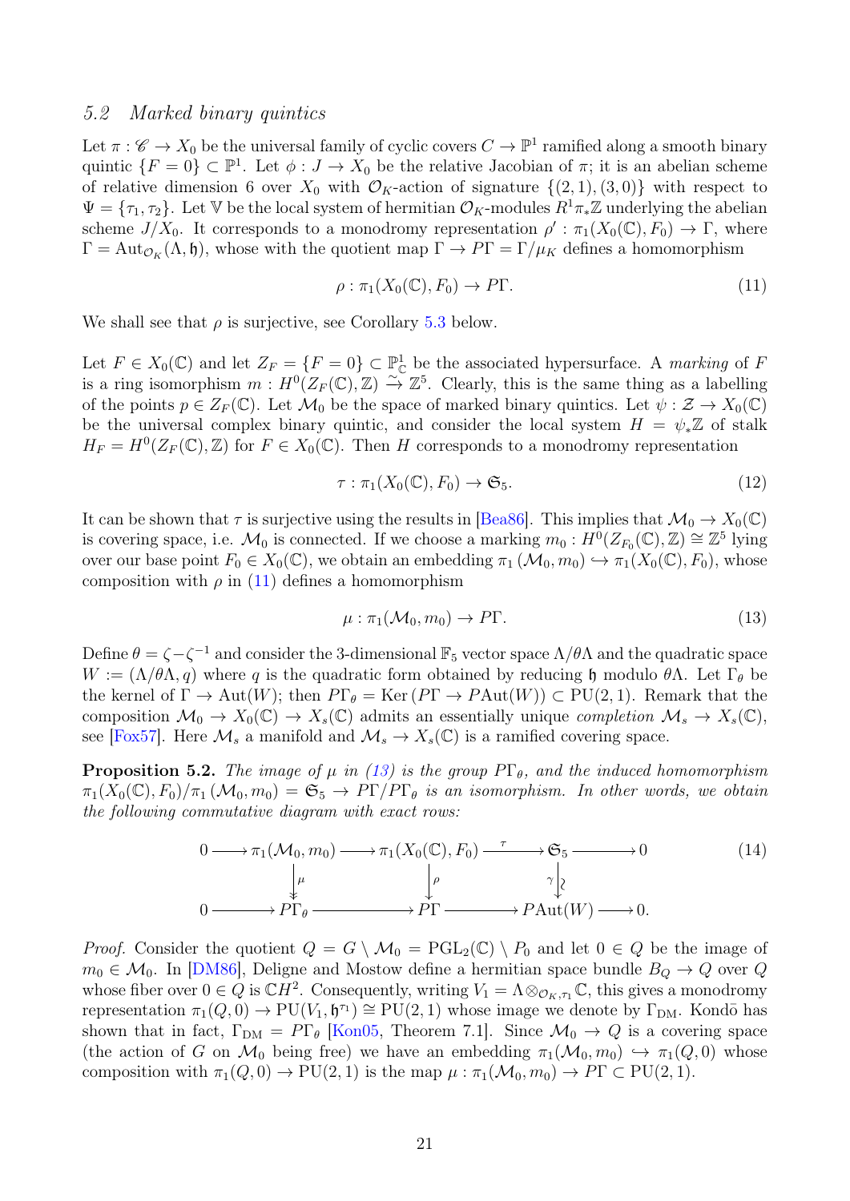### 5.2 Marked binary quintics

Let $\pi : \mathscr{C} \to X_0$ be the universal family of cyclic covers $C \to \mathbb{P}^1$ ramified along a smooth binary quintic $\{F = 0\} \subset \mathbb{P}^1$. Let $\phi : J \to X_0$ be the relative Jacobian of $\pi$; it is an abelian scheme of relative dimension 6 over $X_0$ with $\mathcal{O}_K$-action of signature $\{(2,1),(3,0)\}$ with respect to $\Psi = \{\tau_1, \tau_2\}$. Let $\mathbb{V}$ be the local system of hermitian $\mathcal{O}_K$-modules $R^1\pi_*\mathbb{Z}$ underlying the abelian scheme $J/X_0$. It corresponds to a monodromy representation $\rho' : \pi_1(X_0(\mathbb{C}), F_0) \to \Gamma$, where $\Gamma = \mathrm{Aut}_{\mathcal{O}_K}(\Lambda, \mathfrak{h})$, whose with the quotient map $\Gamma \to P\Gamma = \Gamma/\mu_K$ defines a homomorphism

$$\rho : \pi_1(X_0(\mathbb{C}), F_0) \to P\Gamma. \tag{11}$$

We shall see that $\rho$ is surjective, see Corollary 5.3 below.

Let $F \in X_0(\mathbb{C})$ and let $Z_F = \{F = 0\} \subset \mathbb{P}^1_{\mathbb{C}}$ be the associated hypersurface. A *marking* of $F$ is a ring isomorphism $m : H^0(Z_F(\mathbb{C}), \mathbb{Z}) \xrightarrow{\sim} \mathbb{Z}^5$. Clearly, this is the same thing as a labelling of the points $p \in Z_F(\mathbb{C})$. Let $\mathcal{M}_0$ be the space of marked binary quintics. Let $\psi : \mathcal{Z} \to X_0(\mathbb{C})$ be the universal complex binary quintic, and consider the local system $H = \psi_*\mathbb{Z}$ of stalk $H_F = H^0(Z_F(\mathbb{C}), \mathbb{Z})$ for $F \in X_0(\mathbb{C})$. Then $H$ corresponds to a monodromy representation

$$\tau : \pi_1(X_0(\mathbb{C}), F_0) \to \mathfrak{S}_5. \tag{12}$$

It can be shown that $\tau$ is surjective using the results in [Bea86]. This implies that $\mathcal{M}_0 \to X_0(\mathbb{C})$ is covering space, i.e. $\mathcal{M}_0$ is connected. If we choose a marking $m_0 : H^0(Z_{F_0}(\mathbb{C}), \mathbb{Z}) \cong \mathbb{Z}^5$ lying over our base point $F_0 \in X_0(\mathbb{C})$, we obtain an embedding $\pi_1(\mathcal{M}_0, m_0) \hookrightarrow \pi_1(X_0(\mathbb{C}), F_0)$, whose composition with $\rho$ in (11) defines a homomorphism

$$\mu : \pi_1(\mathcal{M}_0, m_0) \to P\Gamma. \tag{13}$$

Define $\theta = \zeta - \zeta^{-1}$ and consider the 3-dimensional $\mathbb{F}_5$ vector space $\Lambda/\theta\Lambda$ and the quadratic space $W := (\Lambda/\theta\Lambda, q)$ where $q$ is the quadratic form obtained by reducing $\mathfrak{h}$ modulo $\theta\Lambda$. Let $\Gamma_\theta$ be the kernel of $\Gamma \to \mathrm{Aut}(W)$; then $P\Gamma_\theta = \mathrm{Ker}\left(P\Gamma \to P\mathrm{Aut}(W)\right) \subset \mathrm{PU}(2,1)$. Remark that the composition $\mathcal{M}_0 \to X_0(\mathbb{C}) \to X_s(\mathbb{C})$ admits an essentially unique *completion* $\mathcal{M}_s \to X_s(\mathbb{C})$, see [Fox57]. Here $\mathcal{M}_s$ a manifold and $\mathcal{M}_s \to X_s(\mathbb{C})$ is a ramified covering space.

**Proposition 5.2.** *The image of $\mu$ in (13) is the group $P\Gamma_\theta$, and the induced homomorphism $\pi_1(X_0(\mathbb{C}), F_0)/\pi_1(\mathcal{M}_0, m_0) = \mathfrak{S}_5 \to P\Gamma/P\Gamma_\theta$ is an isomorphism. In other words, we obtain the following commutative diagram with exact rows:*

$$\begin{array}{ccccccccc}
0 & \longrightarrow & \pi_1(\mathcal{M}_0, m_0) & \longrightarrow & \pi_1(X_0(\mathbb{C}), F_0) & \xrightarrow{\ \tau\ } & \mathfrak{S}_5 & \longrightarrow & 0 \\
 & & \big\downarrow \mu & & \big\downarrow \rho & & \gamma \big\downarrow \wr & & \\
0 & \longrightarrow & P\Gamma_\theta & \longrightarrow & P\Gamma & \longrightarrow & P\mathrm{Aut}(W) & \longrightarrow & 0.
\end{array} \tag{14}$$

*Proof.* Consider the quotient $Q = G \setminus \mathcal{M}_0 = \mathrm{PGL}_2(\mathbb{C}) \setminus P_0$ and let $0 \in Q$ be the image of $m_0 \in \mathcal{M}_0$. In [DM86], Deligne and Mostow define a hermitian space bundle $B_Q \to Q$ over $Q$ whose fiber over $0 \in Q$ is $\mathbb{C}H^2$. Consequently, writing $V_1 = \Lambda \otimes_{\mathcal{O}_K, \tau_1} \mathbb{C}$, this gives a monodromy representation $\pi_1(Q, 0) \to \mathrm{PU}(V_1, \mathfrak{h}^{\tau_1}) \cong \mathrm{PU}(2,1)$ whose image we denote by $\Gamma_{\mathrm{DM}}$. Kondō has shown that in fact, $\Gamma_{\mathrm{DM}} = P\Gamma_\theta$ [Kon05, Theorem 7.1]. Since $\mathcal{M}_0 \to Q$ is a covering space (the action of $G$ on $\mathcal{M}_0$ being free) we have an embedding $\pi_1(\mathcal{M}_0, m_0) \hookrightarrow \pi_1(Q, 0)$ whose composition with $\pi_1(Q, 0) \to \mathrm{PU}(2,1)$ is the map $\mu : \pi_1(\mathcal{M}_0, m_0) \to P\Gamma \subset \mathrm{PU}(2,1)$.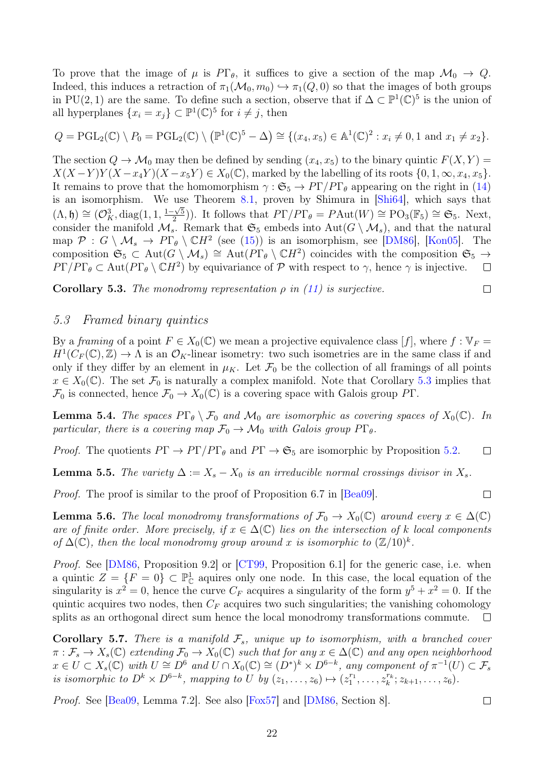To prove that the image of $\mu$ is $P\Gamma_\theta$, it suffices to give a section of the map $\mathcal{M}_0 \to Q$. Indeed, this induces a retraction of $\pi_1(\mathcal{M}_0, m_0) \hookrightarrow \pi_1(Q, 0)$ so that the images of both groups in $\mathrm{PU}(2,1)$ are the same. To define such a section, observe that if $\Delta \subset \mathbb{P}^1(\mathbb{C})^5$ is the union of all hyperplanes $\{x_i = x_j\} \subset \mathbb{P}^1(\mathbb{C})^5$ for $i \neq j$, then

$$Q = \mathrm{PGL}_2(\mathbb{C}) \setminus P_0 = \mathrm{PGL}_2(\mathbb{C}) \setminus \left(\mathbb{P}^1(\mathbb{C})^5 - \Delta\right) \cong \{(x_4, x_5) \in \mathbb{A}^1(\mathbb{C})^2 : x_i \neq 0, 1 \text{ and } x_1 \neq x_2\}.$$

The section $Q \to \mathcal{M}_0$ may then be defined by sending $(x_4, x_5)$ to the binary quintic $F(X,Y) = X(X-Y)Y(X-x_4Y)(X-x_5Y) \in X_0(\mathbb{C})$, marked by the labelling of its roots $\{0, 1, \infty, x_4, x_5\}$. It remains to prove that the homomorphism $\gamma : \mathfrak{S}_5 \to P\Gamma/P\Gamma_\theta$ appearing on the right in (14) is an isomorphism. We use Theorem 8.1, proven by Shimura in [Shi64], which says that $(\Lambda, \mathfrak{h}) \cong (\mathcal{O}_K^3, \mathrm{diag}(1, 1, \frac{1-\sqrt{5}}{2}))$. It follows that $P\Gamma/P\Gamma_\theta = P\mathrm{Aut}(W) \cong \mathrm{PO}_3(\mathbb{F}_5) \cong \mathfrak{S}_5$. Next, consider the manifold $\mathcal{M}_s$. Remark that $\mathfrak{S}_5$ embeds into $\mathrm{Aut}(G \setminus \mathcal{M}_s)$, and that the natural map $\mathcal{P} : G \setminus \mathcal{M}_s \to P\Gamma_\theta \setminus \mathbb{C}H^2$ (see (15)) is an isomorphism, see [DM86], [Kon05]. The composition $\mathfrak{S}_5 \subset \mathrm{Aut}(G \setminus \mathcal{M}_s) \cong \mathrm{Aut}(P\Gamma_\theta \setminus \mathbb{C}H^2)$ coincides with the composition $\mathfrak{S}_5 \to P\Gamma/P\Gamma_\theta \subset \mathrm{Aut}(P\Gamma_\theta \setminus \mathbb{C}H^2)$ by equivariance of $\mathcal{P}$ with respect to $\gamma$, hence $\gamma$ is injective. $\square$

**Corollary 5.3.** *The monodromy representation $\rho$ in (11) is surjective.* $\square$

### 5.3 Framed binary quintics

By a *framing* of a point $F \in X_0(\mathbb{C})$ we mean a projective equivalence class $[f]$, where $f : \mathbb{V}_F = H^1(C_F(\mathbb{C}), \mathbb{Z}) \to \Lambda$ is an $\mathcal{O}_K$-linear isometry: two such isometries are in the same class if and only if they differ by an element in $\mu_K$. Let $\mathcal{F}_0$ be the collection of all framings of all points $x \in X_0(\mathbb{C})$. The set $\mathcal{F}_0$ is naturally a complex manifold. Note that Corollary 5.3 implies that $\mathcal{F}_0$ is connected, hence $\mathcal{F}_0 \to X_0(\mathbb{C})$ is a covering space with Galois group $P\Gamma$.

**Lemma 5.4.** *The spaces $P\Gamma_\theta \setminus \mathcal{F}_0$ and $\mathcal{M}_0$ are isomorphic as covering spaces of $X_0(\mathbb{C})$. In particular, there is a covering map $\mathcal{F}_0 \to \mathcal{M}_0$ with Galois group $P\Gamma_\theta$.*

*Proof.* The quotients $P\Gamma \to P\Gamma/P\Gamma_\theta$ and $P\Gamma \to \mathfrak{S}_5$ are isomorphic by Proposition 5.2. $\square$

**Lemma 5.5.** *The variety $\Delta := X_s - X_0$ is an irreducible normal crossings divisor in $X_s$.*

*Proof.* The proof is similar to the proof of Proposition 6.7 in [Bea09]. $\square$

**Lemma 5.6.** *The local monodromy transformations of $\mathcal{F}_0 \to X_0(\mathbb{C})$ around every $x \in \Delta(\mathbb{C})$ are of finite order. More precisely, if $x \in \Delta(\mathbb{C})$ lies on the intersection of $k$ local components of $\Delta(\mathbb{C})$, then the local monodromy group around $x$ is isomorphic to $(\mathbb{Z}/10)^k$.*

*Proof.* See [DM86, Proposition 9.2] or [CT99, Proposition 6.1] for the generic case, i.e. when a quintic $Z = \{F = 0\} \subset \mathbb{P}^1_{\mathbb{C}}$ aquires only one node. In this case, the local equation of the singularity is $x^2 = 0$, hence the curve $C_F$ acquires a singularity of the form $y^5 + x^2 = 0$. If the quintic acquires two nodes, then $C_F$ acquires two such singularities; the vanishing cohomology splits as an orthogonal direct sum hence the local monodromy transformations commute. $\square$

**Corollary 5.7.** *There is a manifold $\mathcal{F}_s$, unique up to isomorphism, with a branched cover $\pi : \mathcal{F}_s \to X_s(\mathbb{C})$ extending $\mathcal{F}_0 \to X_0(\mathbb{C})$ such that for any $x \in \Delta(\mathbb{C})$ and any open neighborhood $x \in U \subset X_s(\mathbb{C})$ with $U \cong D^6$ and $U \cap X_0(\mathbb{C}) \cong (D^*)^k \times D^{6-k}$, any component of $\pi^{-1}(U) \subset \mathcal{F}_s$ is isomorphic to $D^k \times D^{6-k}$, mapping to $U$ by $(z_1, \ldots, z_6) \mapsto (z_1^{r_1}, \ldots, z_k^{r_k}; z_{k+1}, \ldots, z_6)$.*

*Proof.* See [Bea09, Lemma 7.2]. See also [Fox57] and [DM86, Section 8]. $\square$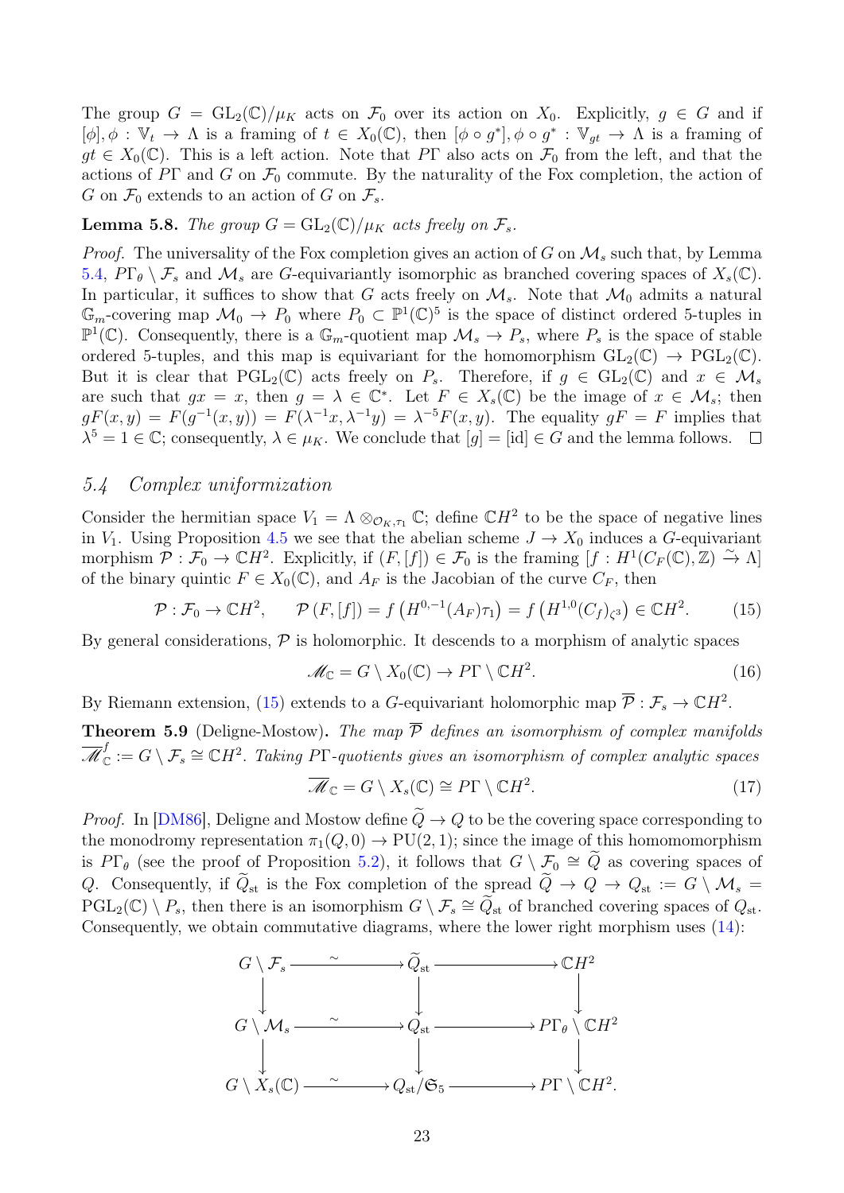The group $G = \mathrm{GL}_2(\mathbb{C})/\mu_K$ acts on $\mathcal{F}_0$ over its action on $X_0$. Explicitly, $g \in G$ and if $[\phi], \phi : \mathbb{V}_t \to \Lambda$ is a framing of $t \in X_0(\mathbb{C})$, then $[\phi \circ g^*], \phi \circ g^* : \mathbb{V}_{gt} \to \Lambda$ is a framing of $gt \in X_0(\mathbb{C})$. This is a left action. Note that $P\Gamma$ also acts on $\mathcal{F}_0$ from the left, and that the actions of $P\Gamma$ and $G$ on $\mathcal{F}_0$ commute. By the naturality of the Fox completion, the action of $G$ on $\mathcal{F}_0$ extends to an action of $G$ on $\mathcal{F}_s$.

**Lemma 5.8.** *The group $G = \mathrm{GL}_2(\mathbb{C})/\mu_K$ acts freely on $\mathcal{F}_s$.*

*Proof.* The universality of the Fox completion gives an action of $G$ on $\mathcal{M}_s$ such that, by Lemma 5.4, $P\Gamma_\theta \setminus \mathcal{F}_s$ and $\mathcal{M}_s$ are $G$-equivariantly isomorphic as branched covering spaces of $X_s(\mathbb{C})$. In particular, it suffices to show that $G$ acts freely on $\mathcal{M}_s$. Note that $\mathcal{M}_0$ admits a natural $\mathbb{G}_m$-covering map $\mathcal{M}_0 \to P_0$ where $P_0 \subset \mathbb{P}^1(\mathbb{C})^5$ is the space of distinct ordered 5-tuples in $\mathbb{P}^1(\mathbb{C})$. Consequently, there is a $\mathbb{G}_m$-quotient map $\mathcal{M}_s \to P_s$, where $P_s$ is the space of stable ordered 5-tuples, and this map is equivariant for the homomorphism $\mathrm{GL}_2(\mathbb{C}) \to \mathrm{PGL}_2(\mathbb{C})$. But it is clear that $\mathrm{PGL}_2(\mathbb{C})$ acts freely on $P_s$. Therefore, if $g \in \mathrm{GL}_2(\mathbb{C})$ and $x \in \mathcal{M}_s$ are such that $gx = x$, then $g = \lambda \in \mathbb{C}^*$. Let $F \in X_s(\mathbb{C})$ be the image of $x \in \mathcal{M}_s$; then $gF(x,y) = F(g^{-1}(x,y)) = F(\lambda^{-1}x, \lambda^{-1}y) = \lambda^{-5}F(x,y)$. The equality $gF = F$ implies that $\lambda^5 = 1 \in \mathbb{C}$; consequently, $\lambda \in \mu_K$. We conclude that $[g] = [\mathrm{id}] \in G$ and the lemma follows. $\square$

### 5.4 Complex uniformization

Consider the hermitian space $V_1 = \Lambda \otimes_{\mathcal{O}_K, \tau_1} \mathbb{C}$; define $\mathbb{C}H^2$ to be the space of negative lines in $V_1$. Using Proposition 4.5 we see that the abelian scheme $J \to X_0$ induces a $G$-equivariant morphism $\mathcal{P} : \mathcal{F}_0 \to \mathbb{C}H^2$. Explicitly, if $(F, [f]) \in \mathcal{F}_0$ is the framing $[f : H^1(C_F(\mathbb{C}), \mathbb{Z}) \xrightarrow{\sim} \Lambda]$ of the binary quintic $F \in X_0(\mathbb{C})$, and $A_F$ is the Jacobian of the curve $C_F$, then

$$\mathcal{P} : \mathcal{F}_0 \to \mathbb{C}H^2, \qquad \mathcal{P}(F, [f]) = f\left(H^{0,-1}(A_F)\tau_1\right) = f\left(H^{1,0}(C_f)_{\zeta^3}\right) \in \mathbb{C}H^2. \tag{15}$$

By general considerations, $\mathcal{P}$ is holomorphic. It descends to a morphism of analytic spaces

$$\mathscr{M}_{\mathbb{C}} = G \setminus X_0(\mathbb{C}) \to P\Gamma \setminus \mathbb{C}H^2. \tag{16}$$

By Riemann extension, (15) extends to a $G$-equivariant holomorphic map $\overline{\mathcal{P}} : \mathcal{F}_s \to \mathbb{C}H^2$.

**Theorem 5.9** (Deligne-Mostow). *The map $\overline{\mathcal{P}}$ defines an isomorphism of complex manifolds $\overline{\mathscr{M}}^f_{\mathbb{C}} := G \setminus \mathcal{F}_s \cong \mathbb{C}H^2$. Taking $P\Gamma$-quotients gives an isomorphism of complex analytic spaces*

$$\overline{\mathscr{M}}_{\mathbb{C}} = G \setminus X_s(\mathbb{C}) \cong P\Gamma \setminus \mathbb{C}H^2. \tag{17}$$

*Proof.* In [DM86], Deligne and Mostow define $\widetilde{Q} \to Q$ to be the covering space corresponding to the monodromy representation $\pi_1(Q, 0) \to \mathrm{PU}(2,1)$; since the image of this homomomorphism is $P\Gamma_\theta$ (see the proof of Proposition 5.2), it follows that $G \setminus \mathcal{F}_0 \cong \widetilde{Q}$ as covering spaces of $Q$. Consequently, if $\widetilde{Q}_{\mathrm{st}}$ is the Fox completion of the spread $\widetilde{Q} \to Q \to Q_{\mathrm{st}} := G \setminus \mathcal{M}_s = \mathrm{PGL}_2(\mathbb{C}) \setminus P_s$, then there is an isomorphism $G \setminus \mathcal{F}_s \cong \widetilde{Q}_{\mathrm{st}}$ of branched covering spaces of $Q_{\mathrm{st}}$. Consequently, we obtain commutative diagrams, where the lower right morphism uses (14):

$$\begin{array}{ccccc}
G \setminus \mathcal{F}_s & \xrightarrow{\sim} & \widetilde{Q}_{\mathrm{st}} & \longrightarrow & \mathbb{C}H^2 \\
\downarrow & & \downarrow & & \downarrow \\
G \setminus \mathcal{M}_s & \xrightarrow{\sim} & Q_{\mathrm{st}} & \longrightarrow & P\Gamma_\theta \setminus \mathbb{C}H^2 \\
\downarrow & & \downarrow & & \downarrow \\
G \setminus X_s(\mathbb{C}) & \xrightarrow{\sim} & Q_{\mathrm{st}}/\mathfrak{S}_5 & \longrightarrow & P\Gamma \setminus \mathbb{C}H^2.
\end{array}$$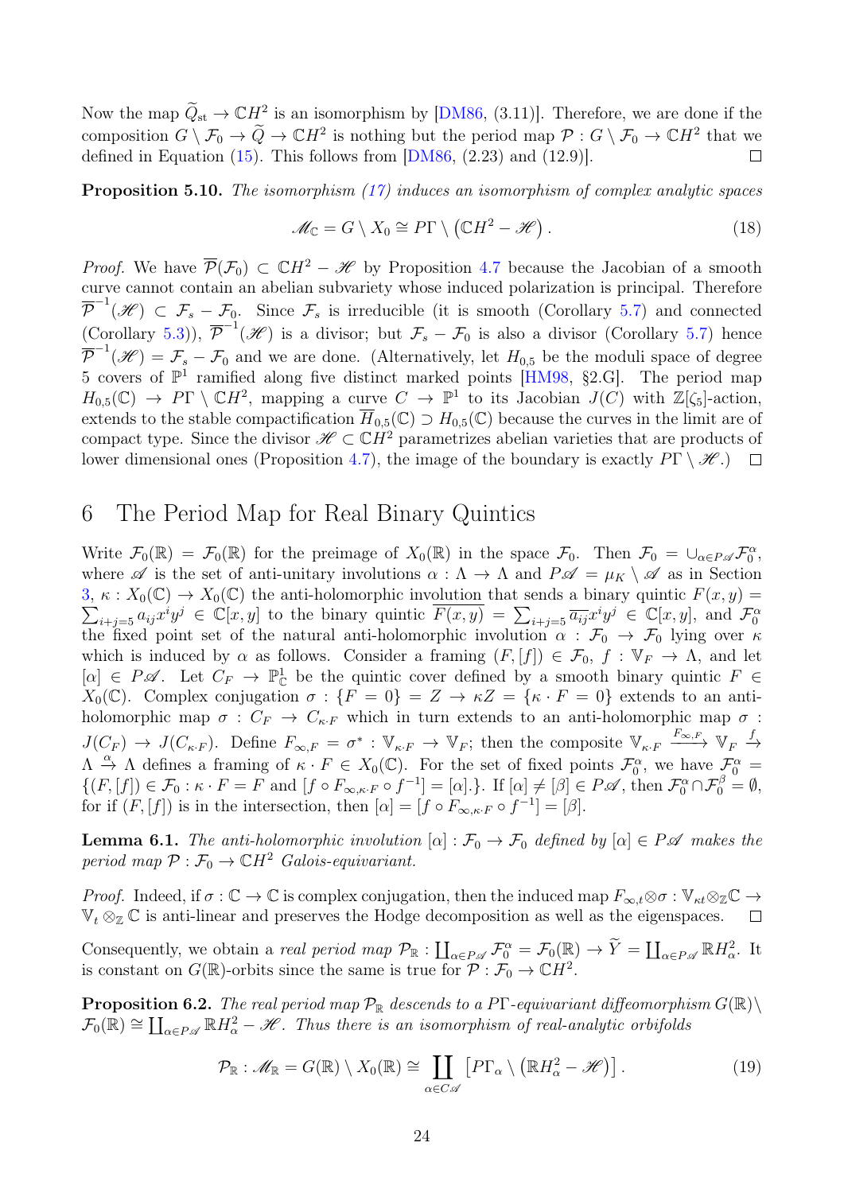Now the map $\widetilde{Q}_{\mathrm{st}} \to \mathbb{C}H^2$ is an isomorphism by [DM86, (3.11)]. Therefore, we are done if the composition $G \setminus \mathcal{F}_0 \to \widetilde{Q} \to \mathbb{C}H^2$ is nothing but the period map $\mathcal{P} : G \setminus \mathcal{F}_0 \to \mathbb{C}H^2$ that we defined in Equation (15). This follows from [DM86, (2.23) and (12.9)]. ☐

**Proposition 5.10.** *The isomorphism (17) induces an isomorphism of complex analytic spaces*

$$\mathscr{M}_{\mathbb{C}} = G \setminus X_0 \cong P\Gamma \setminus \left(\mathbb{C}H^2 - \mathscr{H}\right). \tag{18}$$

*Proof.* We have $\overline{\mathcal{P}}(\mathcal{F}_0) \subset \mathbb{C}H^2 - \mathscr{H}$ by Proposition 4.7 because the Jacobian of a smooth curve cannot contain an abelian subvariety whose induced polarization is principal. Therefore $\overline{\mathcal{P}}^{-1}(\mathscr{H}) \subset \mathcal{F}_s - \mathcal{F}_0$. Since $\mathcal{F}_s$ is irreducible (it is smooth (Corollary 5.7) and connected (Corollary 5.3)), $\overline{\mathcal{P}}^{-1}(\mathscr{H})$ is a divisor; but $\mathcal{F}_s - \mathcal{F}_0$ is also a divisor (Corollary 5.7) hence $\overline{\mathcal{P}}^{-1}(\mathscr{H}) = \mathcal{F}_s - \mathcal{F}_0$ and we are done. (Alternatively, let $H_{0,5}$ be the moduli space of degree 5 covers of $\mathbb{P}^1$ ramified along five distinct marked points [HM98, §2.G]. The period map $H_{0,5}(\mathbb{C}) \to P\Gamma \setminus \mathbb{C}H^2$, mapping a curve $C \to \mathbb{P}^1$ to its Jacobian $J(C)$ with $\mathbb{Z}[\zeta_5]$-action, extends to the stable compactification $\overline{H}_{0,5}(\mathbb{C}) \supset H_{0,5}(\mathbb{C})$ because the curves in the limit are of compact type. Since the divisor $\mathscr{H} \subset \mathbb{C}H^2$ parametrizes abelian varieties that are products of lower dimensional ones (Proposition 4.7), the image of the boundary is exactly $P\Gamma \setminus \mathscr{H}$.) ☐

# 6 The Period Map for Real Binary Quintics

Write $\mathcal{F}_0(\mathbb{R}) = \mathcal{F}_0(\mathbb{R})$ for the preimage of $X_0(\mathbb{R})$ in the space $\mathcal{F}_0$. Then $\mathcal{F}_0 = \cup_{\alpha \in P\mathscr{A}} \mathcal{F}_0^\alpha$, where $\mathscr{A}$ is the set of anti-unitary involutions $\alpha : \Lambda \to \Lambda$ and $P\mathscr{A} = \mu_K \setminus \mathscr{A}$ as in Section 3, $\kappa : X_0(\mathbb{C}) \to X_0(\mathbb{C})$ the anti-holomorphic involution that sends a binary quintic $F(x,y) = \sum_{i+j=5} a_{ij} x^i y^j \in \mathbb{C}[x,y]$ to the binary quintic $\overline{F(x,y)} = \sum_{i+j=5} \overline{a_{ij}} x^i y^j \in \mathbb{C}[x,y]$, and $\mathcal{F}_0^\alpha$ the fixed point set of the natural anti-holomorphic involution $\alpha : \mathcal{F}_0 \to \mathcal{F}_0$ lying over $\kappa$ which is induced by $\alpha$ as follows. Consider a framing $(F,[f]) \in \mathcal{F}_0$, $f : \mathbb{V}_F \to \Lambda$, and let $[\alpha] \in P\mathscr{A}$. Let $C_F \to \mathbb{P}^1_{\mathbb{C}}$ be the quintic cover defined by a smooth binary quintic $F \in X_0(\mathbb{C})$. Complex conjugation $\sigma : \{F = 0\} = Z \to \kappa Z = \{\kappa \cdot F = 0\}$ extends to an anti-holomorphic map $\sigma : C_F \to C_{\kappa \cdot F}$ which in turn extends to an anti-holomorphic map $\sigma : J(C_F) \to J(C_{\kappa \cdot F})$. Define $F_{\infty,F} = \sigma^* : \mathbb{V}_{\kappa \cdot F} \to \mathbb{V}_F$; then the composite $\mathbb{V}_{\kappa \cdot F} \xrightarrow{F_{\infty,F}} \mathbb{V}_F \xrightarrow{f} \Lambda \xrightarrow{\alpha} \Lambda$ defines a framing of $\kappa \cdot F \in X_0(\mathbb{C})$. For the set of fixed points $\mathcal{F}_0^\alpha$, we have $\mathcal{F}_0^\alpha = \{(F,[f]) \in \mathcal{F}_0 : \kappa \cdot F = F \text{ and } [f \circ F_{\infty,\kappa \cdot F} \circ f^{-1}] = [\alpha].\}$. If $[\alpha] \neq [\beta] \in P\mathscr{A}$, then $\mathcal{F}_0^\alpha \cap \mathcal{F}_0^\beta = \emptyset$, for if $(F,[f])$ is in the intersection, then $[\alpha] = [f \circ F_{\infty,\kappa \cdot F} \circ f^{-1}] = [\beta]$.

**Lemma 6.1.** *The anti-holomorphic involution $[\alpha] : \mathcal{F}_0 \to \mathcal{F}_0$ defined by $[\alpha] \in P\mathscr{A}$ makes the period map $\mathcal{P} : \mathcal{F}_0 \to \mathbb{C}H^2$ Galois-equivariant.*

*Proof.* Indeed, if $\sigma : \mathbb{C} \to \mathbb{C}$ is complex conjugation, then the induced map $F_{\infty,t} \otimes \sigma : \mathbb{V}_{\kappa t} \otimes_{\mathbb{Z}} \mathbb{C} \to \mathbb{V}_t \otimes_{\mathbb{Z}} \mathbb{C}$ is anti-linear and preserves the Hodge decomposition as well as the eigenspaces. ☐

Consequently, we obtain a *real period map* $\mathcal{P}_{\mathbb{R}} : \coprod_{\alpha \in P\mathscr{A}} \mathcal{F}_0^\alpha = \mathcal{F}_0(\mathbb{R}) \to \widetilde{Y} = \coprod_{\alpha \in P\mathscr{A}} \mathbb{R}H^2_\alpha$. It is constant on $G(\mathbb{R})$-orbits since the same is true for $\mathcal{P} : \mathcal{F}_0 \to \mathbb{C}H^2$.

**Proposition 6.2.** *The real period map $\mathcal{P}_{\mathbb{R}}$ descends to a $P\Gamma$-equivariant diffeomorphism $G(\mathbb{R}) \setminus \mathcal{F}_0(\mathbb{R}) \cong \coprod_{\alpha \in P\mathscr{A}} \mathbb{R}H^2_\alpha - \mathscr{H}$. Thus there is an isomorphism of real-analytic orbifolds*

$$\mathcal{P}_{\mathbb{R}} : \mathscr{M}_{\mathbb{R}} = G(\mathbb{R}) \setminus X_0(\mathbb{R}) \cong \coprod_{\alpha \in C\mathscr{A}} \left[P\Gamma_\alpha \setminus \left(\mathbb{R}H^2_\alpha - \mathscr{H}\right)\right]. \tag{19}$$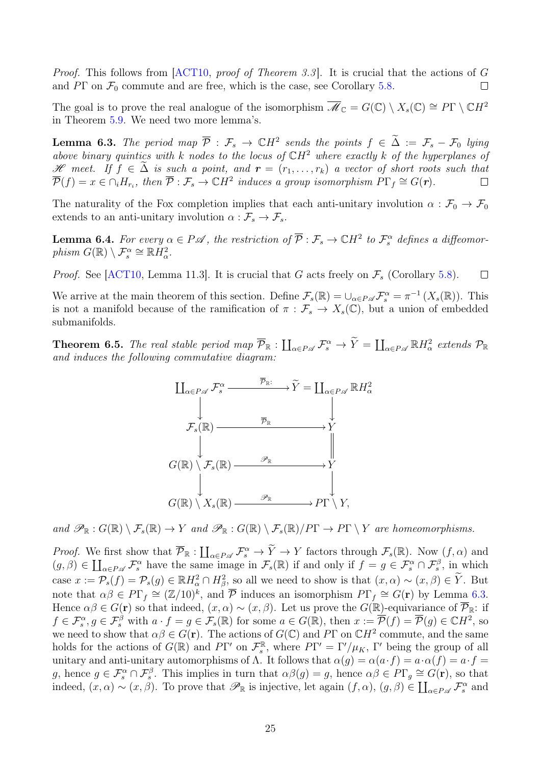*Proof.* This follows from [ACT10, *proof of Theorem 3.3*]. It is crucial that the actions of $G$ and $P\Gamma$ on $\mathcal{F}_0$ commute and are free, which is the case, see Corollary 5.8. $\square$

The goal is to prove the real analogue of the isomorphism $\overline{\mathscr{M}}_{\mathbb{C}} = G(\mathbb{C}) \setminus X_s(\mathbb{C}) \cong P\Gamma \setminus \mathbb{C}H^2$ in Theorem 5.9. We need two more lemma's.

**Lemma 6.3.** *The period map $\overline{\mathcal{P}} : \mathcal{F}_s \to \mathbb{C}H^2$ sends the points $f \in \widetilde{\Delta} := \mathcal{F}_s - \mathcal{F}_0$ lying above binary quintics with $k$ nodes to the locus of $\mathbb{C}H^2$ where exactly $k$ of the hyperplanes of $\mathscr{H}$ meet. If $f \in \widetilde{\Delta}$ is such a point, and $\boldsymbol{r} = (r_1, \ldots, r_k)$ a vector of short roots such that $\overline{\mathcal{P}}(f) = x \in \cap_i H_{r_i}$, then $\overline{\mathcal{P}} : \mathcal{F}_s \to \mathbb{C}H^2$ induces a group isomorphism $P\Gamma_f \cong G(\boldsymbol{r})$.* $\square$

The naturality of the Fox completion implies that each anti-unitary involution $\alpha : \mathcal{F}_0 \to \mathcal{F}_0$ extends to an anti-unitary involution $\alpha : \mathcal{F}_s \to \mathcal{F}_s$.

**Lemma 6.4.** *For every $\alpha \in P\mathscr{A}$, the restriction of $\overline{\mathcal{P}} : \mathcal{F}_s \to \mathbb{C}H^2$ to $\mathcal{F}_s^\alpha$ defines a diffeomorphism $G(\mathbb{R}) \setminus \mathcal{F}_s^\alpha \cong \mathbb{R}H^2_\alpha$.*

*Proof.* See [ACT10, Lemma 11.3]. It is crucial that $G$ acts freely on $\mathcal{F}_s$ (Corollary 5.8). $\square$

We arrive at the main theorem of this section. Define $\mathcal{F}_s(\mathbb{R}) = \cup_{\alpha \in P\mathscr{A}} \mathcal{F}_s^\alpha = \pi^{-1}(X_s(\mathbb{R}))$. This is not a manifold because of the ramification of $\pi : \mathcal{F}_s \to X_s(\mathbb{C})$, but a union of embedded submanifolds.

**Theorem 6.5.** *The real stable period map $\overline{\mathcal{P}}_{\mathbb{R}} : \coprod_{\alpha \in P\mathscr{A}} \mathcal{F}_s^\alpha \to \widetilde{Y} = \coprod_{\alpha \in P\mathscr{A}} \mathbb{R}H^2_\alpha$ extends $\mathcal{P}_{\mathbb{R}}$ and induces the following commutative diagram:*

$$\begin{array}{ccc}
\coprod_{\alpha \in P\mathscr{A}} \mathcal{F}_s^\alpha & \xrightarrow{\overline{\mathcal{P}}_{\mathbb{R}}:} & \widetilde{Y} = \coprod_{\alpha \in P\mathscr{A}} \mathbb{R}H^2_\alpha \\
\downarrow & & \downarrow \\
\mathcal{F}_s(\mathbb{R}) & \xrightarrow{\overline{\mathcal{P}}_{\mathbb{R}}} & Y \\
\downarrow & & \| \\
G(\mathbb{R}) \setminus \mathcal{F}_s(\mathbb{R}) & \xrightarrow{\mathscr{P}_{\mathbb{R}}} & Y \\
\downarrow & & \downarrow \\
G(\mathbb{R}) \setminus X_s(\mathbb{R}) & \xrightarrow{\mathscr{P}_{\mathbb{R}}} & P\Gamma \setminus Y,
\end{array}$$

*and $\mathscr{P}_{\mathbb{R}} : G(\mathbb{R}) \setminus \mathcal{F}_s(\mathbb{R}) \to Y$ and $\mathscr{P}_{\mathbb{R}} : G(\mathbb{R}) \setminus \mathcal{F}_s(\mathbb{R})/P\Gamma \to P\Gamma \setminus Y$ are homeomorphisms.*

*Proof.* We first show that $\overline{\mathcal{P}}_{\mathbb{R}} : \coprod_{\alpha \in P\mathscr{A}} \mathcal{F}_s^\alpha \to \widetilde{Y} \to Y$ factors through $\mathcal{F}_s(\mathbb{R})$. Now $(f, \alpha)$ and $(g, \beta) \in \coprod_{\alpha \in P\mathscr{A}} \mathcal{F}_s^\alpha$ have the same image in $\mathcal{F}_s(\mathbb{R})$ if and only if $f = g \in \mathcal{F}_s^\alpha \cap \mathcal{F}_s^\beta$, in which case $x := \mathcal{P}_s(f) = \mathcal{P}_s(g) \in \mathbb{R}H^2_\alpha \cap H^2_\beta$, so all we need to show is that $(x, \alpha) \sim (x, \beta) \in \widetilde{Y}$. But note that $\alpha\beta \in P\Gamma_f \cong (\mathbb{Z}/10)^k$, and $\overline{\mathcal{P}}$ induces an isomorphism $P\Gamma_f \cong G(\mathbf{r})$ by Lemma 6.3. Hence $\alpha\beta \in G(\mathbf{r})$ so that indeed, $(x, \alpha) \sim (x, \beta)$. Let us prove the $G(\mathbb{R})$-equivariance of $\overline{\mathcal{P}}_{\mathbb{R}}$: if $f \in \mathcal{F}_s^\alpha, g \in \mathcal{F}_s^\beta$ with $a \cdot f = g \in \mathcal{F}_s(\mathbb{R})$ for some $a \in G(\mathbb{R})$, then $x := \overline{\mathcal{P}}(f) = \overline{\mathcal{P}}(g) \in \mathbb{C}H^2$, so we need to show that $\alpha\beta \in G(\mathbf{r})$. The actions of $G(\mathbb{C})$ and $P\Gamma$ on $\mathbb{C}H^2$ commute, and the same holds for the actions of $G(\mathbb{R})$ and $P\Gamma'$ on $\mathcal{F}_s^{\mathbb{R}}$, where $P\Gamma' = \Gamma'/\mu_K$, $\Gamma'$ being the group of all unitary and anti-unitary automorphisms of $\Lambda$. It follows that $\alpha(g) = \alpha(a \cdot f) = a \cdot \alpha(f) = a \cdot f = g$, hence $g \in \mathcal{F}_s^\alpha \cap \mathcal{F}_s^\beta$. This implies in turn that $\alpha\beta(g) = g$, hence $\alpha\beta \in P\Gamma_g \cong G(\mathbf{r})$, so that indeed, $(x, \alpha) \sim (x, \beta)$. To prove that $\mathscr{P}_{\mathbb{R}}$ is injective, let again $(f, \alpha), (g, \beta) \in \coprod_{\alpha \in P\mathscr{A}} \mathcal{F}_s^\alpha$ and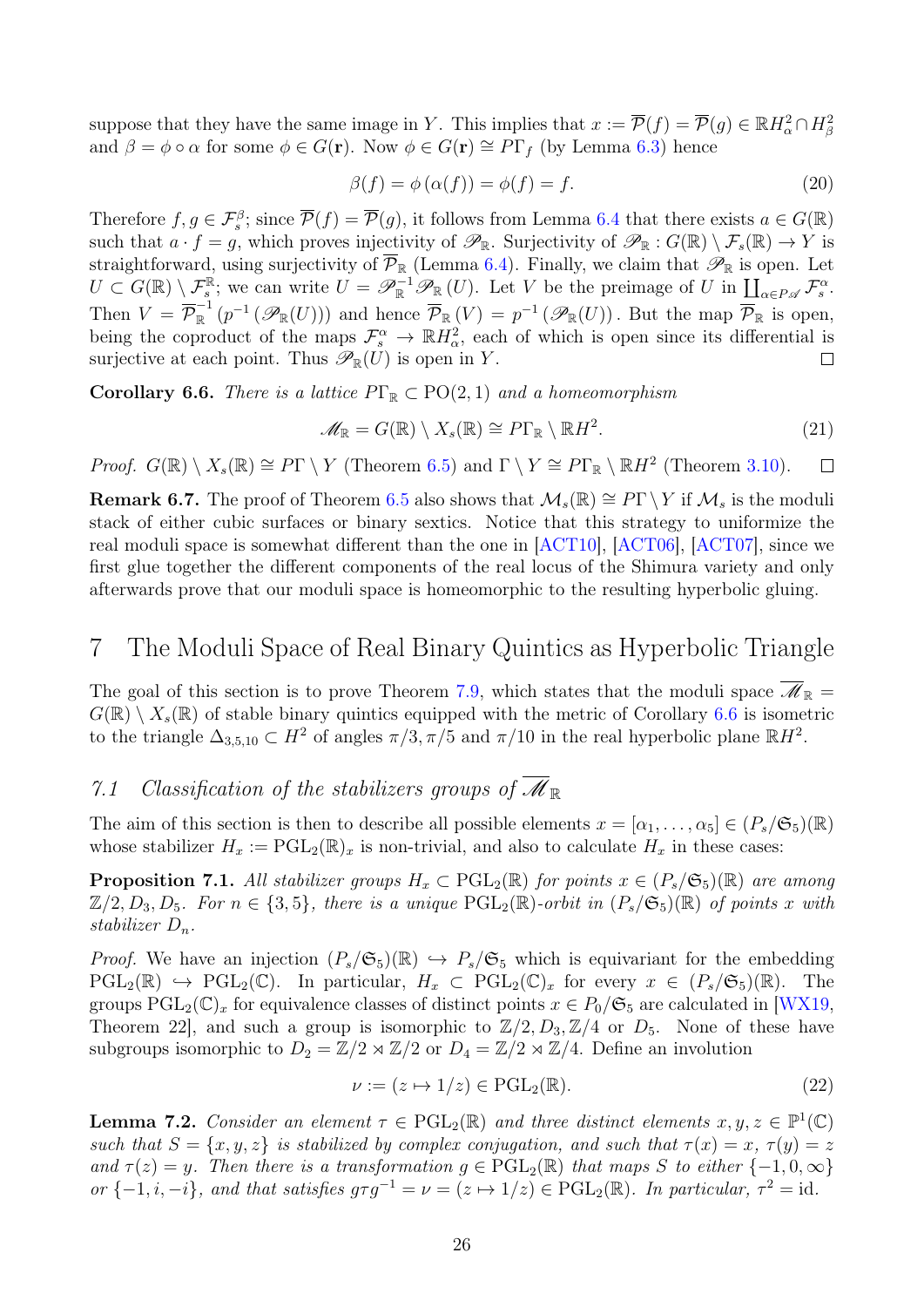suppose that they have the same image in $Y$. This implies that $x := \overline{\mathcal{P}}(f) = \overline{\mathcal{P}}(g) \in \mathbb{R}H^2_\alpha \cap H^2_\beta$ and $\beta = \phi \circ \alpha$ for some $\phi \in G(\mathbf{r})$. Now $\phi \in G(\mathbf{r}) \cong P\Gamma_f$ (by Lemma 6.3) hence

$$\beta(f) = \phi(\alpha(f)) = \phi(f) = f. \tag{20}$$

Therefore $f, g \in \mathcal{F}_s^\beta$; since $\overline{\mathcal{P}}(f) = \overline{\mathcal{P}}(g)$, it follows from Lemma 6.4 that there exists $a \in G(\mathbb{R})$ such that $a \cdot f = g$, which proves injectivity of $\mathscr{P}_\mathbb{R}$. Surjectivity of $\mathscr{P}_\mathbb{R} : G(\mathbb{R}) \setminus \mathcal{F}_s(\mathbb{R}) \to Y$ is straightforward, using surjectivity of $\overline{\mathcal{P}}_\mathbb{R}$ (Lemma 6.4). Finally, we claim that $\mathscr{P}_\mathbb{R}$ is open. Let $U \subset G(\mathbb{R}) \setminus \mathcal{F}_s^\mathbb{R}$; we can write $U = \mathscr{P}_\mathbb{R}^{-1}\mathscr{P}_\mathbb{R}(U)$. Let $V$ be the preimage of $U$ in $\coprod_{\alpha \in P\mathscr{A}} \mathcal{F}_s^\alpha$. Then $V = \overline{\mathcal{P}}_\mathbb{R}^{-1}\left(p^{-1}\left(\mathscr{P}_\mathbb{R}(U)\right)\right)$ and hence $\overline{\mathcal{P}}_\mathbb{R}(V) = p^{-1}\left(\mathscr{P}_\mathbb{R}(U)\right)$. But the map $\overline{\mathcal{P}}_\mathbb{R}$ is open, being the coproduct of the maps $\mathcal{F}_s^\alpha \to \mathbb{R}H^2_\alpha$, each of which is open since its differential is surjective at each point. Thus $\mathscr{P}_\mathbb{R}(U)$ is open in $Y$. $\square$

**Corollary 6.6.** *There is a lattice $P\Gamma_\mathbb{R} \subset \mathrm{PO}(2,1)$ and a homeomorphism*

$$\mathscr{M}_\mathbb{R} = G(\mathbb{R}) \setminus X_s(\mathbb{R}) \cong P\Gamma_\mathbb{R} \setminus \mathbb{R}H^2. \tag{21}$$

*Proof.* $G(\mathbb{R}) \setminus X_s(\mathbb{R}) \cong P\Gamma \setminus Y$ (Theorem 6.5) and $\Gamma \setminus Y \cong P\Gamma_\mathbb{R} \setminus \mathbb{R}H^2$ (Theorem 3.10). $\square$

**Remark 6.7.** The proof of Theorem 6.5 also shows that $\mathcal{M}_s(\mathbb{R}) \cong P\Gamma \setminus Y$ if $\mathcal{M}_s$ is the moduli stack of either cubic surfaces or binary sextics. Notice that this strategy to uniformize the real moduli space is somewhat different than the one in [ACT10], [ACT06], [ACT07], since we first glue together the different components of the real locus of the Shimura variety and only afterwards prove that our moduli space is homeomorphic to the resulting hyperbolic gluing.

# 7 The Moduli Space of Real Binary Quintics as Hyperbolic Triangle

The goal of this section is to prove Theorem 7.9, which states that the moduli space $\overline{\mathscr{M}}_\mathbb{R} = G(\mathbb{R}) \setminus X_s(\mathbb{R})$ of stable binary quintics equipped with the metric of Corollary 6.6 is isometric to the triangle $\Delta_{3,5,10} \subset H^2$ of angles $\pi/3, \pi/5$ and $\pi/10$ in the real hyperbolic plane $\mathbb{R}H^2$.

## *7.1 Classification of the stabilizers groups of $\overline{\mathscr{M}}_\mathbb{R}$*

The aim of this section is then to describe all possible elements $x = [\alpha_1, \dots, \alpha_5] \in (P_s/\mathfrak{S}_5)(\mathbb{R})$ whose stabilizer $H_x := \mathrm{PGL}_2(\mathbb{R})_x$ is non-trivial, and also to calculate $H_x$ in these cases:

**Proposition 7.1.** *All stabilizer groups $H_x \subset \mathrm{PGL}_2(\mathbb{R})$ for points $x \in (P_s/\mathfrak{S}_5)(\mathbb{R})$ are among $\mathbb{Z}/2, D_3, D_5$. For $n \in \{3, 5\}$, there is a unique $\mathrm{PGL}_2(\mathbb{R})$-orbit in $(P_s/\mathfrak{S}_5)(\mathbb{R})$ of points $x$ with stabilizer $D_n$.*

*Proof.* We have an injection $(P_s/\mathfrak{S}_5)(\mathbb{R}) \hookrightarrow P_s/\mathfrak{S}_5$ which is equivariant for the embedding $\mathrm{PGL}_2(\mathbb{R}) \hookrightarrow \mathrm{PGL}_2(\mathbb{C})$. In particular, $H_x \subset \mathrm{PGL}_2(\mathbb{C})_x$ for every $x \in (P_s/\mathfrak{S}_5)(\mathbb{R})$. The groups $\mathrm{PGL}_2(\mathbb{C})_x$ for equivalence classes of distinct points $x \in P_0/\mathfrak{S}_5$ are calculated in [WX19, Theorem 22], and such a group is isomorphic to $\mathbb{Z}/2, D_3, \mathbb{Z}/4$ or $D_5$. None of these have subgroups isomorphic to $D_2 = \mathbb{Z}/2 \rtimes \mathbb{Z}/2$ or $D_4 = \mathbb{Z}/2 \rtimes \mathbb{Z}/4$. Define an involution

$$\nu := (z \mapsto 1/z) \in \mathrm{PGL}_2(\mathbb{R}). \tag{22}$$

**Lemma 7.2.** *Consider an element $\tau \in \mathrm{PGL}_2(\mathbb{R})$ and three distinct elements $x, y, z \in \mathbb{P}^1(\mathbb{C})$ such that $S = \{x, y, z\}$ is stabilized by complex conjugation, and such that $\tau(x) = x$, $\tau(y) = z$ and $\tau(z) = y$. Then there is a transformation $g \in \mathrm{PGL}_2(\mathbb{R})$ that maps $S$ to either $\{-1, 0, \infty\}$ or $\{-1, i, -i\}$, and that satisfies $g\tau g^{-1} = \nu = (z \mapsto 1/z) \in \mathrm{PGL}_2(\mathbb{R})$. In particular, $\tau^2 = \mathrm{id}$.*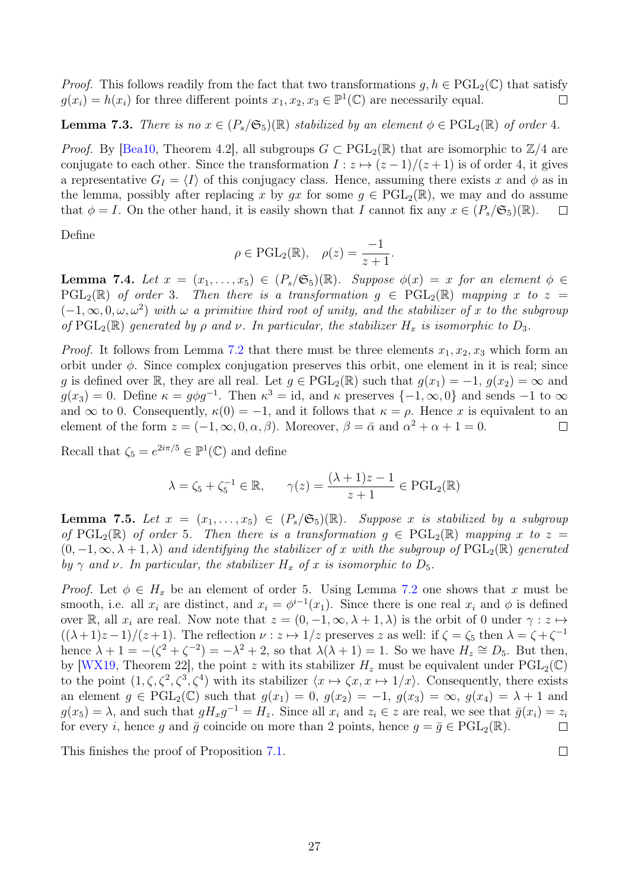*Proof.* This follows readily from the fact that two transformations $g, h \in \mathrm{PGL}_2(\mathbb{C})$ that satisfy $g(x_i) = h(x_i)$ for three different points $x_1, x_2, x_3 \in \mathbb{P}^1(\mathbb{C})$ are necessarily equal. ∎

**Lemma 7.3.** *There is no $x \in (P_s/\mathfrak{S}_5)(\mathbb{R})$ stabilized by an element $\phi \in \mathrm{PGL}_2(\mathbb{R})$ of order 4.*

*Proof.* By [Bea10, Theorem 4.2], all subgroups $G \subset \mathrm{PGL}_2(\mathbb{R})$ that are isomorphic to $\mathbb{Z}/4$ are conjugate to each other. Since the transformation $I : z \mapsto (z-1)/(z+1)$ is of order 4, it gives a representative $G_I = \langle I \rangle$ of this conjugacy class. Hence, assuming there exists $x$ and $\phi$ as in the lemma, possibly after replacing $x$ by $gx$ for some $g \in \mathrm{PGL}_2(\mathbb{R})$, we may and do assume that $\phi = I$. On the other hand, it is easily shown that $I$ cannot fix any $x \in (P_s/\mathfrak{S}_5)(\mathbb{R})$. ∎

Define

$$\rho \in \mathrm{PGL}_2(\mathbb{R}), \quad \rho(z) = \frac{-1}{z+1}.$$

**Lemma 7.4.** *Let $x = (x_1, \ldots, x_5) \in (P_s/\mathfrak{S}_5)(\mathbb{R})$. Suppose $\phi(x) = x$ for an element $\phi \in \mathrm{PGL}_2(\mathbb{R})$ of order 3. Then there is a transformation $g \in \mathrm{PGL}_2(\mathbb{R})$ mapping $x$ to $z = (-1, \infty, 0, \omega, \omega^2)$ with $\omega$ a primitive third root of unity, and the stabilizer of $x$ to the subgroup of $\mathrm{PGL}_2(\mathbb{R})$ generated by $\rho$ and $\nu$. In particular, the stabilizer $H_x$ is isomorphic to $D_3$.*

*Proof.* It follows from Lemma 7.2 that there must be three elements $x_1, x_2, x_3$ which form an orbit under $\phi$. Since complex conjugation preserves this orbit, one element in it is real; since $g$ is defined over $\mathbb{R}$, they are all real. Let $g \in \mathrm{PGL}_2(\mathbb{R})$ such that $g(x_1) = -1$, $g(x_2) = \infty$ and $g(x_3) = 0$. Define $\kappa = g\phi g^{-1}$. Then $\kappa^3 = \mathrm{id}$, and $\kappa$ preserves $\{-1, \infty, 0\}$ and sends $-1$ to $\infty$ and $\infty$ to 0. Consequently, $\kappa(0) = -1$, and it follows that $\kappa = \rho$. Hence $x$ is equivalent to an element of the form $z = (-1, \infty, 0, \alpha, \beta)$. Moreover, $\beta = \bar{\alpha}$ and $\alpha^2 + \alpha + 1 = 0$. ∎

Recall that $\zeta_5 = e^{2i\pi/5} \in \mathbb{P}^1(\mathbb{C})$ and define

$$\lambda = \zeta_5 + \zeta_5^{-1} \in \mathbb{R}, \qquad \gamma(z) = \frac{(\lambda+1)z - 1}{z+1} \in \mathrm{PGL}_2(\mathbb{R})$$

**Lemma 7.5.** *Let $x = (x_1, \ldots, x_5) \in (P_s/\mathfrak{S}_5)(\mathbb{R})$. Suppose $x$ is stabilized by a subgroup of $\mathrm{PGL}_2(\mathbb{R})$ of order 5. Then there is a transformation $g \in \mathrm{PGL}_2(\mathbb{R})$ mapping $x$ to $z = (0, -1, \infty, \lambda+1, \lambda)$ and identifying the stabilizer of $x$ with the subgroup of $\mathrm{PGL}_2(\mathbb{R})$ generated by $\gamma$ and $\nu$. In particular, the stabilizer $H_x$ of $x$ is isomorphic to $D_5$.*

*Proof.* Let $\phi \in H_x$ be an element of order 5. Using Lemma 7.2 one shows that $x$ must be smooth, i.e. all $x_i$ are distinct, and $x_i = \phi^{i-1}(x_1)$. Since there is one real $x_i$ and $\phi$ is defined over $\mathbb{R}$, all $x_i$ are real. Now note that $z = (0, -1, \infty, \lambda+1, \lambda)$ is the orbit of 0 under $\gamma : z \mapsto ((\lambda+1)z - 1)/(z+1)$. The reflection $\nu : z \mapsto 1/z$ preserves $z$ as well: if $\zeta = \zeta_5$ then $\lambda = \zeta + \zeta^{-1}$ hence $\lambda + 1 = -(\zeta^2 + \zeta^{-2}) = -\lambda^2 + 2$, so that $\lambda(\lambda+1) = 1$. So we have $H_z \cong D_5$. But then, by [WX19, Theorem 22], the point $z$ with its stabilizer $H_z$ must be equivalent under $\mathrm{PGL}_2(\mathbb{C})$ to the point $(1, \zeta, \zeta^2, \zeta^3, \zeta^4)$ with its stabilizer $\langle x \mapsto \zeta x, x \mapsto 1/x \rangle$. Consequently, there exists an element $g \in \mathrm{PGL}_2(\mathbb{C})$ such that $g(x_1) = 0$, $g(x_2) = -1$, $g(x_3) = \infty$, $g(x_4) = \lambda + 1$ and $g(x_5) = \lambda$, and such that $gH_xg^{-1} = H_z$. Since all $x_i$ and $z_i \in z$ are real, we see that $\bar{g}(x_i) = z_i$ for every $i$, hence $g$ and $\bar{g}$ coincide on more than 2 points, hence $g = \bar{g} \in \mathrm{PGL}_2(\mathbb{R})$. ∎

This finishes the proof of Proposition 7.1. ∎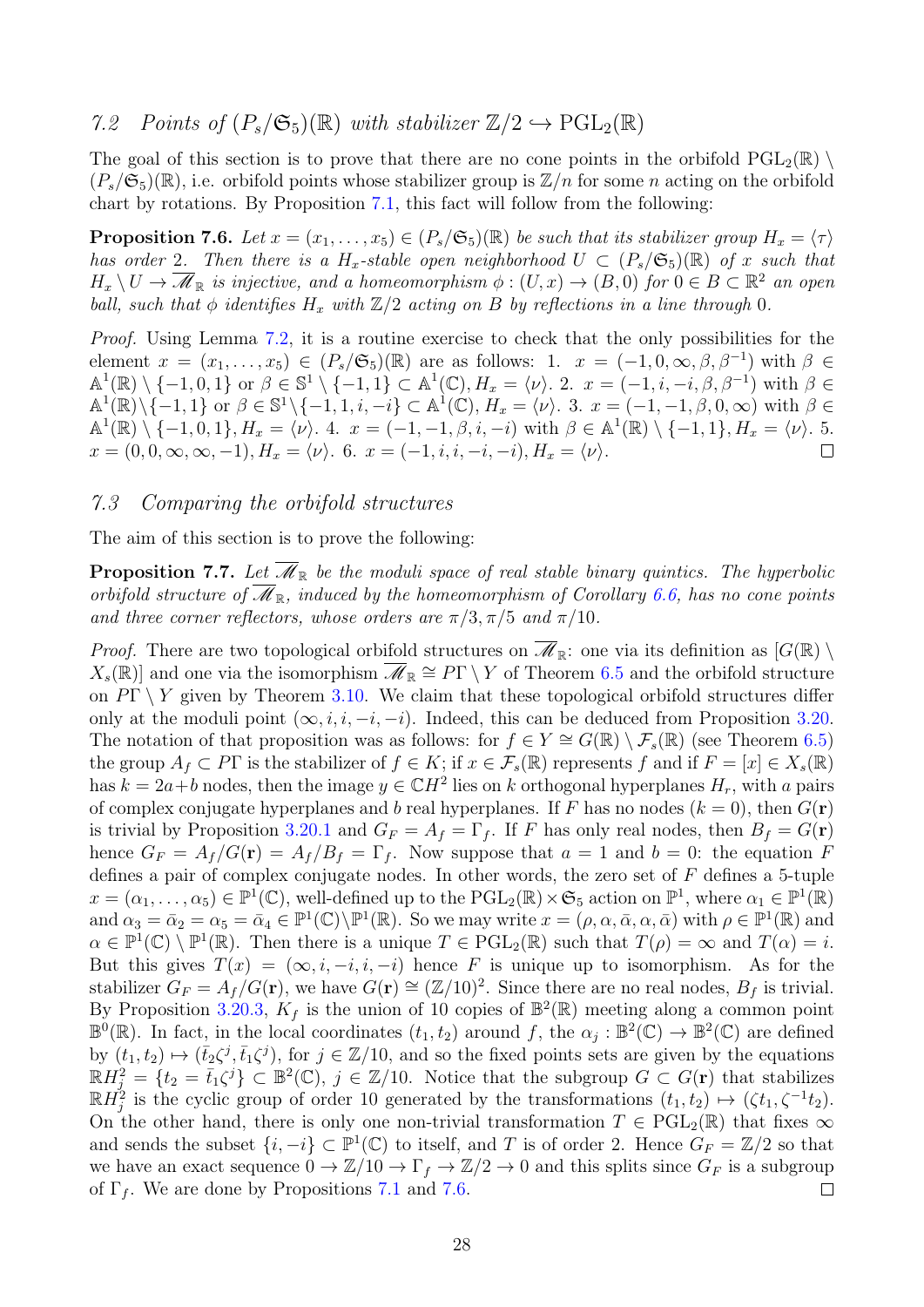## 7.2 *Points of* $(P_s/\mathfrak{S}_5)(\mathbb{R})$ *with stabilizer* $\mathbb{Z}/2 \hookrightarrow \mathrm{PGL}_2(\mathbb{R})$

The goal of this section is to prove that there are no cone points in the orbifold $\mathrm{PGL}_2(\mathbb{R}) \setminus (P_s/\mathfrak{S}_5)(\mathbb{R})$, i.e. orbifold points whose stabilizer group is $\mathbb{Z}/n$ for some $n$ acting on the orbifold chart by rotations. By Proposition 7.1, this fact will follow from the following:

**Proposition 7.6.** *Let $x = (x_1, \ldots, x_5) \in (P_s/\mathfrak{S}_5)(\mathbb{R})$ be such that its stabilizer group $H_x = \langle \tau \rangle$ has order 2. Then there is a $H_x$-stable open neighborhood $U \subset (P_s/\mathfrak{S}_5)(\mathbb{R})$ of $x$ such that $H_x \setminus U \to \overline{\mathscr{M}}_{\mathbb{R}}$ is injective, and a homeomorphism $\phi : (U, x) \to (B, 0)$ for $0 \in B \subset \mathbb{R}^2$ an open ball, such that $\phi$ identifies $H_x$ with $\mathbb{Z}/2$ acting on $B$ by reflections in a line through 0.*

*Proof.* Using Lemma 7.2, it is a routine exercise to check that the only possibilities for the element $x = (x_1, \ldots, x_5) \in (P_s/\mathfrak{S}_5)(\mathbb{R})$ are as follows: 1. $x = (-1, 0, \infty, \beta, \beta^{-1})$ with $\beta \in \mathbb{A}^1(\mathbb{R}) \setminus \{-1, 0, 1\}$ or $\beta \in \mathbb{S}^1 \setminus \{-1, 1\} \subset \mathbb{A}^1(\mathbb{C})$, $H_x = \langle \nu \rangle$. 2. $x = (-1, i, -i, \beta, \beta^{-1})$ with $\beta \in \mathbb{A}^1(\mathbb{R}) \setminus \{-1, 1\}$ or $\beta \in \mathbb{S}^1 \setminus \{-1, 1, i, -i\} \subset \mathbb{A}^1(\mathbb{C})$, $H_x = \langle \nu \rangle$. 3. $x = (-1, -1, \beta, 0, \infty)$ with $\beta \in \mathbb{A}^1(\mathbb{R}) \setminus \{-1, 0, 1\}$, $H_x = \langle \nu \rangle$. 4. $x = (-1, -1, \beta, i, -i)$ with $\beta \in \mathbb{A}^1(\mathbb{R}) \setminus \{-1, 1\}$, $H_x = \langle \nu \rangle$. 5. $x = (0, 0, \infty, \infty, -1)$, $H_x = \langle \nu \rangle$. 6. $x = (-1, i, i, -i, -i)$, $H_x = \langle \nu \rangle$. $\square$

## 7.3 *Comparing the orbifold structures*

The aim of this section is to prove the following:

**Proposition 7.7.** *Let $\overline{\mathscr{M}}_{\mathbb{R}}$ be the moduli space of real stable binary quintics. The hyperbolic orbifold structure of $\overline{\mathscr{M}}_{\mathbb{R}}$, induced by the homeomorphism of Corollary 6.6, has no cone points and three corner reflectors, whose orders are $\pi/3, \pi/5$ and $\pi/10$.*

*Proof.* There are two topological orbifold structures on $\overline{\mathscr{M}}_{\mathbb{R}}$: one via its definition as $[G(\mathbb{R}) \setminus X_s(\mathbb{R})]$ and one via the isomorphism $\overline{\mathscr{M}}_{\mathbb{R}} \cong P\Gamma \setminus Y$ of Theorem 6.5 and the orbifold structure on $P\Gamma \setminus Y$ given by Theorem 3.10. We claim that these topological orbifold structures differ only at the moduli point $(\infty, i, i, -i, -i)$. Indeed, this can be deduced from Proposition 3.20. The notation of that proposition was as follows: for $f \in Y \cong G(\mathbb{R}) \setminus \mathcal{F}_s(\mathbb{R})$ (see Theorem 6.5) the group $A_f \subset P\Gamma$ is the stabilizer of $f \in K$; if $x \in \mathcal{F}_s(\mathbb{R})$ represents $f$ and if $F = [x] \in X_s(\mathbb{R})$ has $k = 2a + b$ nodes, then the image $y \in \mathbb{C}H^2$ lies on $k$ orthogonal hyperplanes $H_r$, with $a$ pairs of complex conjugate hyperplanes and $b$ real hyperplanes. If $F$ has no nodes ($k = 0$), then $G(\mathbf{r})$ is trivial by Proposition 3.20.1 and $G_F = A_f = \Gamma_f$. If $F$ has only real nodes, then $B_f = G(\mathbf{r})$ hence $G_F = A_f/G(\mathbf{r}) = A_f/B_f = \Gamma_f$. Now suppose that $a = 1$ and $b = 0$: the equation $F$ defines a pair of complex conjugate nodes. In other words, the zero set of $F$ defines a 5-tuple $x = (\alpha_1, \ldots, \alpha_5) \in \mathbb{P}^1(\mathbb{C})$, well-defined up to the $\mathrm{PGL}_2(\mathbb{R}) \times \mathfrak{S}_5$ action on $\mathbb{P}^1$, where $\alpha_1 \in \mathbb{P}^1(\mathbb{R})$ and $\alpha_3 = \bar{\alpha}_2 = \alpha_5 = \bar{\alpha}_4 \in \mathbb{P}^1(\mathbb{C}) \setminus \mathbb{P}^1(\mathbb{R})$. So we may write $x = (\rho, \alpha, \bar{\alpha}, \alpha, \bar{\alpha})$ with $\rho \in \mathbb{P}^1(\mathbb{R})$ and $\alpha \in \mathbb{P}^1(\mathbb{C}) \setminus \mathbb{P}^1(\mathbb{R})$. Then there is a unique $T \in \mathrm{PGL}_2(\mathbb{R})$ such that $T(\rho) = \infty$ and $T(\alpha) = i$. But this gives $T(x) = (\infty, i, -i, i, -i)$ hence $F$ is unique up to isomorphism. As for the stabilizer $G_F = A_f/G(\mathbf{r})$, we have $G(\mathbf{r}) \cong (\mathbb{Z}/10)^2$. Since there are no real nodes, $B_f$ is trivial. By Proposition 3.20.3, $K_f$ is the union of 10 copies of $\mathbb{B}^2(\mathbb{R})$ meeting along a common point $\mathbb{B}^0(\mathbb{R})$. In fact, in the local coordinates $(t_1, t_2)$ around $f$, the $\alpha_j : \mathbb{B}^2(\mathbb{C}) \to \mathbb{B}^2(\mathbb{C})$ are defined by $(t_1, t_2) \mapsto (\bar{t}_2 \zeta^j, \bar{t}_1 \zeta^j)$, for $j \in \mathbb{Z}/10$, and so the fixed points sets are given by the equations $\mathbb{R}H^2_j = \{t_2 = \bar{t}_1 \zeta^j\} \subset \mathbb{B}^2(\mathbb{C})$, $j \in \mathbb{Z}/10$. Notice that the subgroup $G \subset G(\mathbf{r})$ that stabilizes $\mathbb{R}H^2_j$ is the cyclic group of order 10 generated by the transformations $(t_1, t_2) \mapsto (\zeta t_1, \zeta^{-1} t_2)$. On the other hand, there is only one non-trivial transformation $T \in \mathrm{PGL}_2(\mathbb{R})$ that fixes $\infty$ and sends the subset $\{i, -i\} \subset \mathbb{P}^1(\mathbb{C})$ to itself, and $T$ is of order 2. Hence $G_F = \mathbb{Z}/2$ so that we have an exact sequence $0 \to \mathbb{Z}/10 \to \Gamma_f \to \mathbb{Z}/2 \to 0$ and this splits since $G_F$ is a subgroup of $\Gamma_f$. We are done by Propositions 7.1 and 7.6. $\square$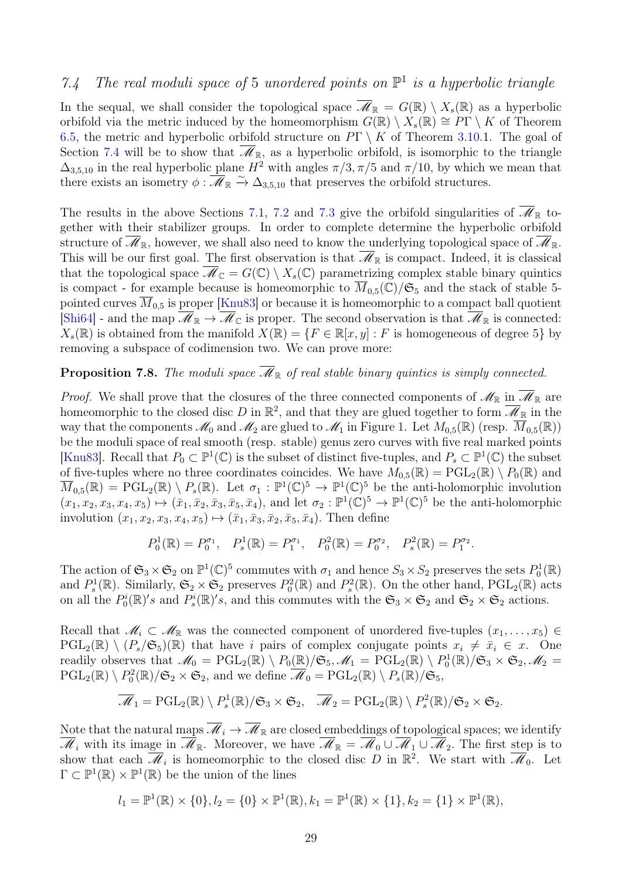### 7.4 The real moduli space of 5 unordered points on $\mathbb{P}^1$ is a hyperbolic triangle

In the sequal, we shall consider the topological space $\overline{\mathscr{M}}_{\mathbb{R}} = G(\mathbb{R}) \setminus X_s(\mathbb{R})$ as a hyperbolic orbifold via the metric induced by the homeomorphism $G(\mathbb{R}) \setminus X_s(\mathbb{R}) \cong P\Gamma \setminus K$ of Theorem 6.5, the metric and hyperbolic orbifold structure on $P\Gamma \setminus K$ of Theorem 3.10.1. The goal of Section 7.4 will be to show that $\overline{\mathscr{M}}_{\mathbb{R}}$, as a hyperbolic orbifold, is isomorphic to the triangle $\Delta_{3,5,10}$ in the real hyperbolic plane $H^2$ with angles $\pi/3, \pi/5$ and $\pi/10$, by which we mean that there exists an isometry $\phi : \overline{\mathscr{M}}_{\mathbb{R}} \xrightarrow{\sim} \Delta_{3,5,10}$ that preserves the orbifold structures.

The results in the above Sections 7.1, 7.2 and 7.3 give the orbifold singularities of $\overline{\mathscr{M}}_{\mathbb{R}}$ together with their stabilizer groups. In order to complete determine the hyperbolic orbifold structure of $\overline{\mathscr{M}}_{\mathbb{R}}$, however, we shall also need to know the underlying topological space of $\overline{\mathscr{M}}_{\mathbb{R}}$. This will be our first goal. The first observation is that $\overline{\mathscr{M}}_{\mathbb{R}}$ is compact. Indeed, it is classical that the topological space $\overline{\mathscr{M}}_{\mathbb{C}} = G(\mathbb{C}) \setminus X_s(\mathbb{C})$ parametrizing complex stable binary quintics is compact - for example because is homeomorphic to $\overline{M}_{0,5}(\mathbb{C})/\mathfrak{S}_5$ and the stack of stable 5-pointed curves $\overline{M}_{0,5}$ is proper [Knu83] or because it is homeomorphic to a compact ball quotient [Shi64] - and the map $\overline{\mathscr{M}}_{\mathbb{R}} \to \overline{\mathscr{M}}_{\mathbb{C}}$ is proper. The second observation is that $\overline{\mathscr{M}}_{\mathbb{R}}$ is connected: $X_s(\mathbb{R})$ is obtained from the manifold $X(\mathbb{R}) = \{F \in \mathbb{R}[x,y] : F \text{ is homogeneous of degree } 5\}$ by removing a subspace of codimension two. We can prove more:

**Proposition 7.8.** *The moduli space $\overline{\mathscr{M}}_{\mathbb{R}}$ of real stable binary quintics is simply connected.*

*Proof.* We shall prove that the closures of the three connected components of $\mathscr{M}_{\mathbb{R}}$ in $\overline{\mathscr{M}}_{\mathbb{R}}$ are homeomorphic to the closed disc $D$ in $\mathbb{R}^2$, and that they are glued together to form $\overline{\mathscr{M}}_{\mathbb{R}}$ in the way that the components $\mathscr{M}_0$ and $\mathscr{M}_2$ are glued to $\mathscr{M}_1$ in Figure 1. Let $M_{0,5}(\mathbb{R})$ (resp. $\overline{M}_{0,5}(\mathbb{R})$) be the moduli space of real smooth (resp. stable) genus zero curves with five real marked points [Knu83]. Recall that $P_0 \subset \mathbb{P}^1(\mathbb{C})$ is the subset of distinct five-tuples, and $P_s \subset \mathbb{P}^1(\mathbb{C})$ the subset of five-tuples where no three coordinates coincides. We have $M_{0,5}(\mathbb{R}) = \mathrm{PGL}_2(\mathbb{R}) \setminus P_0(\mathbb{R})$ and $\overline{M}_{0,5}(\mathbb{R}) = \mathrm{PGL}_2(\mathbb{R}) \setminus P_s(\mathbb{R})$. Let $\sigma_1 : \mathbb{P}^1(\mathbb{C})^5 \to \mathbb{P}^1(\mathbb{C})^5$ be the anti-holomorphic involution $(x_1, x_2, x_3, x_4, x_5) \mapsto (\bar{x}_1, \bar{x}_2, \bar{x}_3, \bar{x}_5, \bar{x}_4)$, and let $\sigma_2 : \mathbb{P}^1(\mathbb{C})^5 \to \mathbb{P}^1(\mathbb{C})^5$ be the anti-holomorphic involution $(x_1, x_2, x_3, x_4, x_5) \mapsto (\bar{x}_1, \bar{x}_3, \bar{x}_2, \bar{x}_5, \bar{x}_4)$. Then define

$$P_0^1(\mathbb{R}) = P_0^{\sigma_1}, \quad P_s^1(\mathbb{R}) = P_1^{\sigma_1}, \quad P_0^2(\mathbb{R}) = P_0^{\sigma_2}, \quad P_s^2(\mathbb{R}) = P_1^{\sigma_2}.$$

The action of $\mathfrak{S}_3 \times \mathfrak{S}_2$ on $\mathbb{P}^1(\mathbb{C})^5$ commutes with $\sigma_1$ and hence $S_3 \times S_2$ preserves the sets $P_0^1(\mathbb{R})$ and $P_s^1(\mathbb{R})$. Similarly, $\mathfrak{S}_2 \times \mathfrak{S}_2$ preserves $P_0^2(\mathbb{R})$ and $P_s^2(\mathbb{R})$. On the other hand, $\mathrm{PGL}_2(\mathbb{R})$ acts on all the $P_0^i(\mathbb{R})'s$ and $P_s^i(\mathbb{R})'s$, and this commutes with the $\mathfrak{S}_3 \times \mathfrak{S}_2$ and $\mathfrak{S}_2 \times \mathfrak{S}_2$ actions.

Recall that $\mathscr{M}_i \subset \mathscr{M}_{\mathbb{R}}$ was the connected component of unordered five-tuples $(x_1, \dots, x_5) \in \mathrm{PGL}_2(\mathbb{R}) \setminus (P_s/\mathfrak{S}_5)(\mathbb{R})$ that have $i$ pairs of complex conjugate points $x_i \neq \bar{x}_i \in x$. One readily observes that $\mathscr{M}_0 = \mathrm{PGL}_2(\mathbb{R}) \setminus P_0(\mathbb{R})/\mathfrak{S}_5, \mathscr{M}_1 = \mathrm{PGL}_2(\mathbb{R}) \setminus P_0^1(\mathbb{R})/\mathfrak{S}_3 \times \mathfrak{S}_2, \mathscr{M}_2 = \mathrm{PGL}_2(\mathbb{R}) \setminus P_0^2(\mathbb{R})/\mathfrak{S}_2 \times \mathfrak{S}_2$, and we define $\overline{\mathscr{M}}_0 = \mathrm{PGL}_2(\mathbb{R}) \setminus P_s(\mathbb{R})/\mathfrak{S}_5$,

$$\overline{\mathscr{M}}_1 = \mathrm{PGL}_2(\mathbb{R}) \setminus P_s^1(\mathbb{R})/\mathfrak{S}_3 \times \mathfrak{S}_2, \quad \overline{\mathscr{M}}_2 = \mathrm{PGL}_2(\mathbb{R}) \setminus P_s^2(\mathbb{R})/\mathfrak{S}_2 \times \mathfrak{S}_2.$$

Note that the natural maps $\overline{\mathscr{M}}_i \to \overline{\mathscr{M}}_{\mathbb{R}}$ are closed embeddings of topological spaces; we identify $\overline{\mathscr{M}}_i$ with its image in $\overline{\mathscr{M}}_{\mathbb{R}}$. Moreover, we have $\overline{\mathscr{M}}_{\mathbb{R}} = \overline{\mathscr{M}}_0 \cup \overline{\mathscr{M}}_1 \cup \overline{\mathscr{M}}_2$. The first step is to show that each $\overline{\mathscr{M}}_i$ is homeomorphic to the closed disc $D$ in $\mathbb{R}^2$. We start with $\overline{\mathscr{M}}_0$. Let $\Gamma \subset \mathbb{P}^1(\mathbb{R}) \times \mathbb{P}^1(\mathbb{R})$ be the union of the lines

$$l_1 = \mathbb{P}^1(\mathbb{R}) \times \{0\}, l_2 = \{0\} \times \mathbb{P}^1(\mathbb{R}), k_1 = \mathbb{P}^1(\mathbb{R}) \times \{1\}, k_2 = \{1\} \times \mathbb{P}^1(\mathbb{R}),$$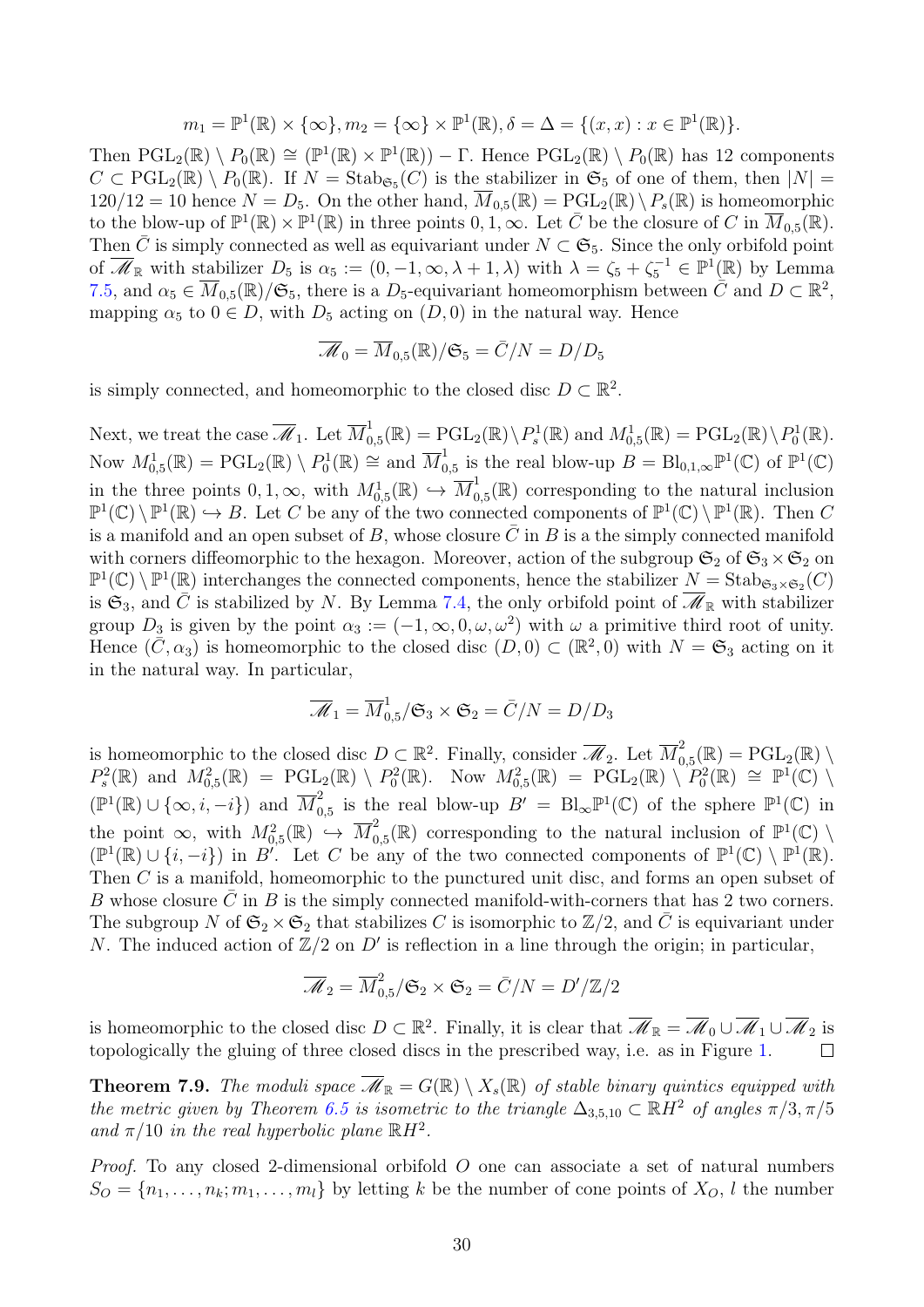$$m_1 = \mathbb{P}^1(\mathbb{R}) \times \{\infty\}, m_2 = \{\infty\} \times \mathbb{P}^1(\mathbb{R}), \delta = \Delta = \{(x,x) : x \in \mathbb{P}^1(\mathbb{R})\}.$$

Then $\mathrm{PGL}_2(\mathbb{R}) \setminus P_0(\mathbb{R}) \cong (\mathbb{P}^1(\mathbb{R}) \times \mathbb{P}^1(\mathbb{R})) - \Gamma$. Hence $\mathrm{PGL}_2(\mathbb{R}) \setminus P_0(\mathbb{R})$ has 12 components $C \subset \mathrm{PGL}_2(\mathbb{R}) \setminus P_0(\mathbb{R})$. If $N = \mathrm{Stab}_{\mathfrak{S}_5}(C)$ is the stabilizer in $\mathfrak{S}_5$ of one of them, then $|N| = 120/12 = 10$ hence $N = D_5$. On the other hand, $\overline{M}_{0,5}(\mathbb{R}) = \mathrm{PGL}_2(\mathbb{R}) \setminus P_s(\mathbb{R})$ is homeomorphic to the blow-up of $\mathbb{P}^1(\mathbb{R}) \times \mathbb{P}^1(\mathbb{R})$ in three points $0, 1, \infty$. Let $\bar{C}$ be the closure of $C$ in $\overline{M}_{0,5}(\mathbb{R})$. Then $\bar{C}$ is simply connected as well as equivariant under $N \subset \mathfrak{S}_5$. Since the only orbifold point of $\overline{\mathscr{M}}_{\mathbb{R}}$ with stabilizer $D_5$ is $\alpha_5 := (0, -1, \infty, \lambda + 1, \lambda)$ with $\lambda = \zeta_5 + \zeta_5^{-1} \in \mathbb{P}^1(\mathbb{R})$ by Lemma 7.5, and $\alpha_5 \in \overline{M}_{0,5}(\mathbb{R})/\mathfrak{S}_5$, there is a $D_5$-equivariant homeomorphism between $\bar{C}$ and $D \subset \mathbb{R}^2$, mapping $\alpha_5$ to $0 \in D$, with $D_5$ acting on $(D, 0)$ in the natural way. Hence

$$\overline{\mathscr{M}}_0 = \overline{M}_{0,5}(\mathbb{R})/\mathfrak{S}_5 = \bar{C}/N = D/D_5$$

is simply connected, and homeomorphic to the closed disc $D \subset \mathbb{R}^2$.

Next, we treat the case $\overline{\mathscr{M}}_1$. Let $\overline{M}^1_{0,5}(\mathbb{R}) = \mathrm{PGL}_2(\mathbb{R}) \setminus P^1_s(\mathbb{R})$ and $M^1_{0,5}(\mathbb{R}) = \mathrm{PGL}_2(\mathbb{R}) \setminus P^1_0(\mathbb{R})$. Now $M^1_{0,5}(\mathbb{R}) = \mathrm{PGL}_2(\mathbb{R}) \setminus P^1_0(\mathbb{R}) \cong$ and $\overline{M}^1_{0,5}$ is the real blow-up $B = \mathrm{Bl}_{0,1,\infty}\mathbb{P}^1(\mathbb{C})$ of $\mathbb{P}^1(\mathbb{C})$ in the three points $0, 1, \infty$, with $M^1_{0,5}(\mathbb{R}) \hookrightarrow \overline{M}^1_{0,5}(\mathbb{R})$ corresponding to the natural inclusion $\mathbb{P}^1(\mathbb{C}) \setminus \mathbb{P}^1(\mathbb{R}) \hookrightarrow B$. Let $C$ be any of the two connected components of $\mathbb{P}^1(\mathbb{C}) \setminus \mathbb{P}^1(\mathbb{R})$. Then $C$ is a manifold and an open subset of $B$, whose closure $\bar{C}$ in $B$ is a the simply connected manifold with corners diffeomorphic to the hexagon. Moreover, action of the subgroup $\mathfrak{S}_2$ of $\mathfrak{S}_3 \times \mathfrak{S}_2$ on $\mathbb{P}^1(\mathbb{C}) \setminus \mathbb{P}^1(\mathbb{R})$ interchanges the connected components, hence the stabilizer $N = \mathrm{Stab}_{\mathfrak{S}_3 \times \mathfrak{S}_2}(C)$ is $\mathfrak{S}_3$, and $\bar{C}$ is stabilized by $N$. By Lemma 7.4, the only orbifold point of $\overline{\mathscr{M}}_{\mathbb{R}}$ with stabilizer group $D_3$ is given by the point $\alpha_3 := (-1, \infty, 0, \omega, \omega^2)$ with $\omega$ a primitive third root of unity. Hence $(\bar{C}, \alpha_3)$ is homeomorphic to the closed disc $(D, 0) \subset (\mathbb{R}^2, 0)$ with $N = \mathfrak{S}_3$ acting on it in the natural way. In particular,

$$\overline{\mathscr{M}}_1 = \overline{M}^1_{0,5}/\mathfrak{S}_3 \times \mathfrak{S}_2 = \bar{C}/N = D/D_3$$

is homeomorphic to the closed disc $D \subset \mathbb{R}^2$. Finally, consider $\overline{\mathscr{M}}_2$. Let $\overline{M}^2_{0,5}(\mathbb{R}) = \mathrm{PGL}_2(\mathbb{R}) \setminus P^2_s(\mathbb{R})$ and $M^2_{0,5}(\mathbb{R}) = \mathrm{PGL}_2(\mathbb{R}) \setminus P^2_0(\mathbb{R})$. Now $M^2_{0,5}(\mathbb{R}) = \mathrm{PGL}_2(\mathbb{R}) \setminus P^2_0(\mathbb{R}) \cong \mathbb{P}^1(\mathbb{C}) \setminus (\mathbb{P}^1(\mathbb{R}) \cup \{\infty, i, -i\})$ and $\overline{M}^2_{0,5}$ is the real blow-up $B' = \mathrm{Bl}_\infty \mathbb{P}^1(\mathbb{C})$ of the sphere $\mathbb{P}^1(\mathbb{C})$ in the point $\infty$, with $M^2_{0,5}(\mathbb{R}) \hookrightarrow \overline{M}^2_{0,5}(\mathbb{R})$ corresponding to the natural inclusion of $\mathbb{P}^1(\mathbb{C}) \setminus (\mathbb{P}^1(\mathbb{R}) \cup \{i, -i\})$ in $B'$. Let $C$ be any of the two connected components of $\mathbb{P}^1(\mathbb{C}) \setminus \mathbb{P}^1(\mathbb{R})$. Then $C$ is a manifold, homeomorphic to the punctured unit disc, and forms an open subset of $B$ whose closure $\bar{C}$ in $B$ is the simply connected manifold-with-corners that has 2 two corners. The subgroup $N$ of $\mathfrak{S}_2 \times \mathfrak{S}_2$ that stabilizes $C$ is isomorphic to $\mathbb{Z}/2$, and $\bar{C}$ is equivariant under $N$. The induced action of $\mathbb{Z}/2$ on $D'$ is reflection in a line through the origin; in particular,

$$\overline{\mathscr{M}}_2 = \overline{M}^2_{0,5}/\mathfrak{S}_2 \times \mathfrak{S}_2 = \bar{C}/N = D'/\mathbb{Z}/2$$

is homeomorphic to the closed disc $D \subset \mathbb{R}^2$. Finally, it is clear that $\overline{\mathscr{M}}_{\mathbb{R}} = \overline{\mathscr{M}}_0 \cup \overline{\mathscr{M}}_1 \cup \overline{\mathscr{M}}_2$ is topologically the gluing of three closed discs in the prescribed way, i.e. as in Figure 1. □

**Theorem 7.9.** *The moduli space $\overline{\mathscr{M}}_{\mathbb{R}} = G(\mathbb{R}) \setminus X_s(\mathbb{R})$ of stable binary quintics equipped with the metric given by Theorem 6.5 is isometric to the triangle $\Delta_{3,5,10} \subset \mathbb{R}H^2$ of angles $\pi/3, \pi/5$ and $\pi/10$ in the real hyperbolic plane $\mathbb{R}H^2$.*

*Proof.* To any closed 2-dimensional orbifold $O$ one can associate a set of natural numbers $S_O = \{n_1, \ldots, n_k; m_1, \ldots, m_l\}$ by letting $k$ be the number of cone points of $X_O$, $l$ the number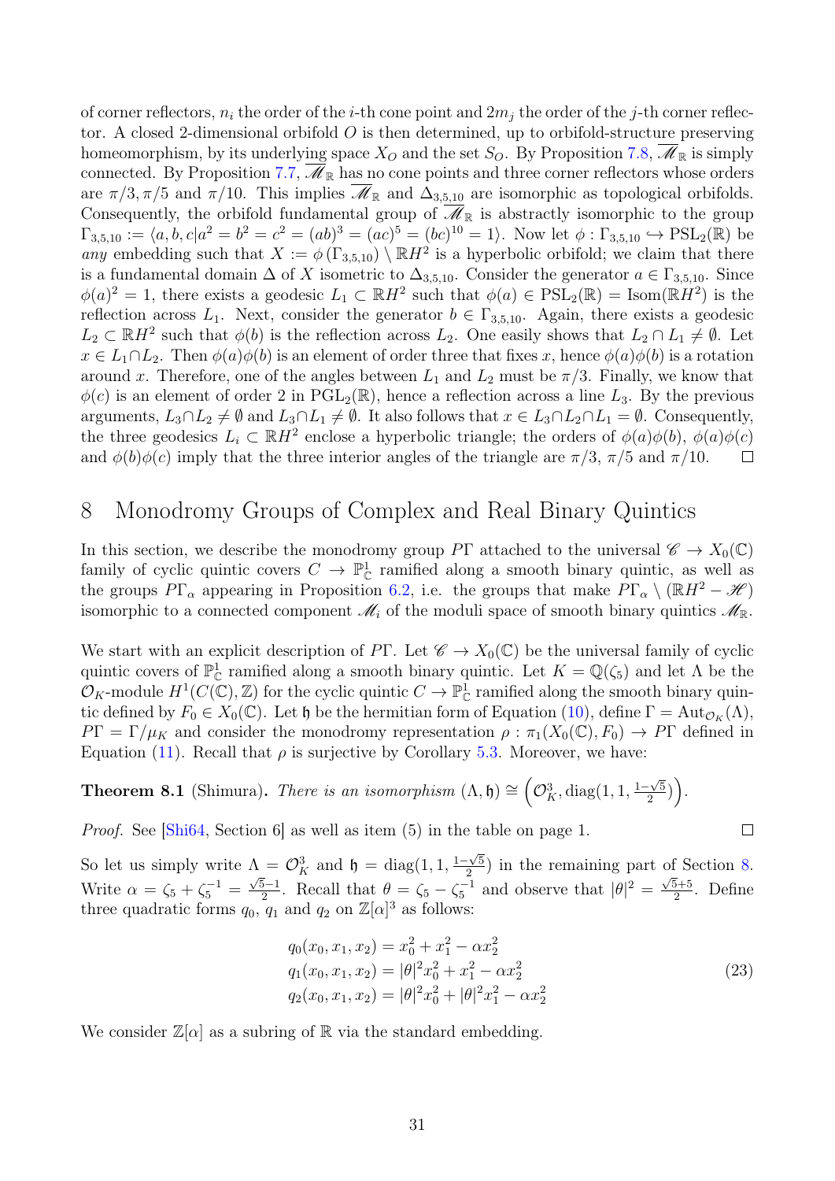of corner reflectors, $n_i$ the order of the $i$-th cone point and $2m_j$ the order of the $j$-th corner reflector. A closed 2-dimensional orbifold $O$ is then determined, up to orbifold-structure preserving homeomorphism, by its underlying space $X_O$ and the set $S_O$. By Proposition 7.8, $\overline{\mathscr{M}}_{\mathbb{R}}$ is simply connected. By Proposition 7.7, $\overline{\mathscr{M}}_{\mathbb{R}}$ has no cone points and three corner reflectors whose orders are $\pi/3, \pi/5$ and $\pi/10$. This implies $\overline{\mathscr{M}}_{\mathbb{R}}$ and $\Delta_{3,5,10}$ are isomorphic as topological orbifolds. Consequently, the orbifold fundamental group of $\overline{\mathscr{M}}_{\mathbb{R}}$ is abstractly isomorphic to the group $\Gamma_{3,5,10} := \langle a, b, c | a^2 = b^2 = c^2 = (ab)^3 = (ac)^5 = (bc)^{10} = 1 \rangle$. Now let $\phi : \Gamma_{3,5,10} \hookrightarrow \mathrm{PSL}_2(\mathbb{R})$ be *any* embedding such that $X := \phi(\Gamma_{3,5,10}) \setminus \mathbb{R}H^2$ is a hyperbolic orbifold; we claim that there is a fundamental domain $\Delta$ of $X$ isometric to $\Delta_{3,5,10}$. Consider the generator $a \in \Gamma_{3,5,10}$. Since $\phi(a)^2 = 1$, there exists a geodesic $L_1 \subset \mathbb{R}H^2$ such that $\phi(a) \in \mathrm{PSL}_2(\mathbb{R}) = \mathrm{Isom}(\mathbb{R}H^2)$ is the reflection across $L_1$. Next, consider the generator $b \in \Gamma_{3,5,10}$. Again, there exists a geodesic $L_2 \subset \mathbb{R}H^2$ such that $\phi(b)$ is the reflection across $L_2$. One easily shows that $L_2 \cap L_1 \neq \emptyset$. Let $x \in L_1 \cap L_2$. Then $\phi(a)\phi(b)$ is an element of order three that fixes $x$, hence $\phi(a)\phi(b)$ is a rotation around $x$. Therefore, one of the angles between $L_1$ and $L_2$ must be $\pi/3$. Finally, we know that $\phi(c)$ is an element of order 2 in $\mathrm{PGL}_2(\mathbb{R})$, hence a reflection across a line $L_3$. By the previous arguments, $L_3 \cap L_2 \neq \emptyset$ and $L_3 \cap L_1 \neq \emptyset$. It also follows that $x \in L_3 \cap L_2 \cap L_1 = \emptyset$. Consequently, the three geodesics $L_i \subset \mathbb{R}H^2$ enclose a hyperbolic triangle; the orders of $\phi(a)\phi(b)$, $\phi(a)\phi(c)$ and $\phi(b)\phi(c)$ imply that the three interior angles of the triangle are $\pi/3$, $\pi/5$ and $\pi/10$. $\square$

# 8 Monodromy Groups of Complex and Real Binary Quintics

In this section, we describe the monodromy group $P\Gamma$ attached to the universal $\mathscr{C} \to X_0(\mathbb{C})$ family of cyclic quintic covers $C \to \mathbb{P}^1_{\mathbb{C}}$ ramified along a smooth binary quintic, as well as the groups $P\Gamma_\alpha$ appearing in Proposition 6.2, i.e. the groups that make $P\Gamma_\alpha \setminus (\mathbb{R}H^2 - \mathscr{H})$ isomorphic to a connected component $\mathscr{M}_i$ of the moduli space of smooth binary quintics $\mathscr{M}_{\mathbb{R}}$.

We start with an explicit description of $P\Gamma$. Let $\mathscr{C} \to X_0(\mathbb{C})$ be the universal family of cyclic quintic covers of $\mathbb{P}^1_{\mathbb{C}}$ ramified along a smooth binary quintic. Let $K = \mathbb{Q}(\zeta_5)$ and let $\Lambda$ be the $\mathcal{O}_K$-module $H^1(C(\mathbb{C}), \mathbb{Z})$ for the cyclic quintic $C \to \mathbb{P}^1_{\mathbb{C}}$ ramified along the smooth binary quintic defined by $F_0 \in X_0(\mathbb{C})$. Let $\mathfrak{h}$ be the hermitian form of Equation (10), define $\Gamma = \mathrm{Aut}_{\mathcal{O}_K}(\Lambda)$, $P\Gamma = \Gamma/\mu_K$ and consider the monodromy representation $\rho : \pi_1(X_0(\mathbb{C}), F_0) \to P\Gamma$ defined in Equation (11). Recall that $\rho$ is surjective by Corollary 5.3. Moreover, we have:

**Theorem 8.1** (Shimura)**.** *There is an isomorphism* $(\Lambda, \mathfrak{h}) \cong \left(\mathcal{O}_K^3, \mathrm{diag}(1, 1, \frac{1-\sqrt{5}}{2})\right)$.

*Proof.* See [Shi64, Section 6] as well as item (5) in the table on page 1. $\square$

So let us simply write $\Lambda = \mathcal{O}_K^3$ and $\mathfrak{h} = \mathrm{diag}(1, 1, \frac{1-\sqrt{5}}{2})$ in the remaining part of Section 8. Write $\alpha = \zeta_5 + \zeta_5^{-1} = \frac{\sqrt{5}-1}{2}$. Recall that $\theta = \zeta_5 - \zeta_5^{-1}$ and observe that $|\theta|^2 = \frac{\sqrt{5}+5}{2}$. Define three quadratic forms $q_0$, $q_1$ and $q_2$ on $\mathbb{Z}[\alpha]^3$ as follows:

$$
\begin{aligned}
q_0(x_0, x_1, x_2) &= x_0^2 + x_1^2 - \alpha x_2^2 \\
q_1(x_0, x_1, x_2) &= |\theta|^2 x_0^2 + x_1^2 - \alpha x_2^2 \\
q_2(x_0, x_1, x_2) &= |\theta|^2 x_0^2 + |\theta|^2 x_1^2 - \alpha x_2^2
\end{aligned}
\tag{23}
$$

We consider $\mathbb{Z}[\alpha]$ as a subring of $\mathbb{R}$ via the standard embedding.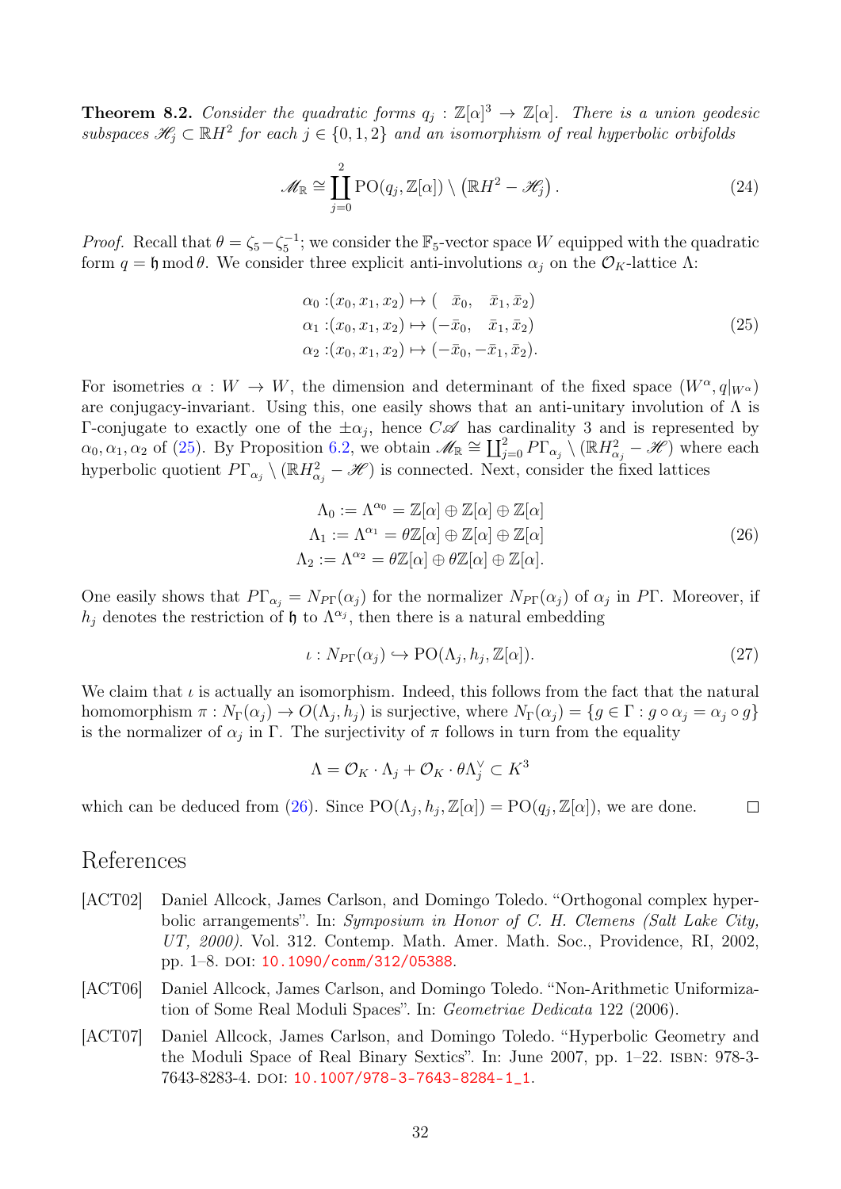**Theorem 8.2.** *Consider the quadratic forms $q_j : \mathbb{Z}[\alpha]^3 \to \mathbb{Z}[\alpha]$. There is a union geodesic subspaces $\mathscr{H}_j \subset \mathbb{R}H^2$ for each $j \in \{0, 1, 2\}$ and an isomorphism of real hyperbolic orbifolds*

$$\mathscr{M}_{\mathbb{R}} \cong \coprod_{j=0}^{2} \mathrm{PO}(q_j, \mathbb{Z}[\alpha]) \setminus \left(\mathbb{R}H^2 - \mathscr{H}_j\right). \tag{24}$$

*Proof.* Recall that $\theta = \zeta_5 - \zeta_5^{-1}$; we consider the $\mathbb{F}_5$-vector space $W$ equipped with the quadratic form $q = \mathfrak{h} \bmod \theta$. We consider three explicit anti-involutions $\alpha_j$ on the $\mathcal{O}_K$-lattice $\Lambda$:

$$\begin{aligned}
\alpha_0 &: (x_0, x_1, x_2) \mapsto (\ \ \bar{x}_0, \ \ \ \bar{x}_1, \bar{x}_2) \\
\alpha_1 &: (x_0, x_1, x_2) \mapsto (-\bar{x}_0, \ \ \ \bar{x}_1, \bar{x}_2) \\
\alpha_2 &: (x_0, x_1, x_2) \mapsto (-\bar{x}_0, -\bar{x}_1, \bar{x}_2).
\end{aligned} \tag{25}$$

For isometries $\alpha : W \to W$, the dimension and determinant of the fixed space $(W^\alpha, q|_{W^\alpha})$ are conjugacy-invariant. Using this, one easily shows that an anti-unitary involution of $\Lambda$ is $\Gamma$-conjugate to exactly one of the $\pm\alpha_j$, hence $C\mathscr{A}$ has cardinality 3 and is represented by $\alpha_0, \alpha_1, \alpha_2$ of (25). By Proposition 6.2, we obtain $\mathscr{M}_{\mathbb{R}} \cong \coprod_{j=0}^{2} P\Gamma_{\alpha_j} \setminus (\mathbb{R}H^2_{\alpha_j} - \mathscr{H})$ where each hyperbolic quotient $P\Gamma_{\alpha_j} \setminus (\mathbb{R}H^2_{\alpha_j} - \mathscr{H})$ is connected. Next, consider the fixed lattices

$$\begin{aligned}
\Lambda_0 &:= \Lambda^{\alpha_0} = \mathbb{Z}[\alpha] \oplus \mathbb{Z}[\alpha] \oplus \mathbb{Z}[\alpha] \\
\Lambda_1 &:= \Lambda^{\alpha_1} = \theta\mathbb{Z}[\alpha] \oplus \mathbb{Z}[\alpha] \oplus \mathbb{Z}[\alpha] \\
\Lambda_2 &:= \Lambda^{\alpha_2} = \theta\mathbb{Z}[\alpha] \oplus \theta\mathbb{Z}[\alpha] \oplus \mathbb{Z}[\alpha].
\end{aligned} \tag{26}$$

One easily shows that $P\Gamma_{\alpha_j} = N_{P\Gamma}(\alpha_j)$ for the normalizer $N_{P\Gamma}(\alpha_j)$ of $\alpha_j$ in $P\Gamma$. Moreover, if $h_j$ denotes the restriction of $\mathfrak{h}$ to $\Lambda^{\alpha_j}$, then there is a natural embedding

$$\iota : N_{P\Gamma}(\alpha_j) \hookrightarrow \mathrm{PO}(\Lambda_j, h_j, \mathbb{Z}[\alpha]). \tag{27}$$

We claim that $\iota$ is actually an isomorphism. Indeed, this follows from the fact that the natural homomorphism $\pi : N_\Gamma(\alpha_j) \to O(\Lambda_j, h_j)$ is surjective, where $N_\Gamma(\alpha_j) = \{g \in \Gamma : g \circ \alpha_j = \alpha_j \circ g\}$ is the normalizer of $\alpha_j$ in $\Gamma$. The surjectivity of $\pi$ follows in turn from the equality

$$\Lambda = \mathcal{O}_K \cdot \Lambda_j + \mathcal{O}_K \cdot \theta\Lambda_j^\vee \subset K^3$$

which can be deduced from (26). Since $\mathrm{PO}(\Lambda_j, h_j, \mathbb{Z}[\alpha]) = \mathrm{PO}(q_j, \mathbb{Z}[\alpha])$, we are done. $\square$

# References

[ACT02] Daniel Allcock, James Carlson, and Domingo Toledo. "Orthogonal complex hyperbolic arrangements". In: *Symposium in Honor of C. H. Clemens (Salt Lake City, UT, 2000)*. Vol. 312. Contemp. Math. Amer. Math. Soc., Providence, RI, 2002, pp. 1–8. DOI: 10.1090/conm/312/05388.

[ACT06] Daniel Allcock, James Carlson, and Domingo Toledo. "Non-Arithmetic Uniformization of Some Real Moduli Spaces". In: *Geometriae Dedicata* 122 (2006).

[ACT07] Daniel Allcock, James Carlson, and Domingo Toledo. "Hyperbolic Geometry and the Moduli Space of Real Binary Sextics". In: June 2007, pp. 1–22. ISBN: 978-3-7643-8283-4. DOI: 10.1007/978-3-7643-8284-1_1.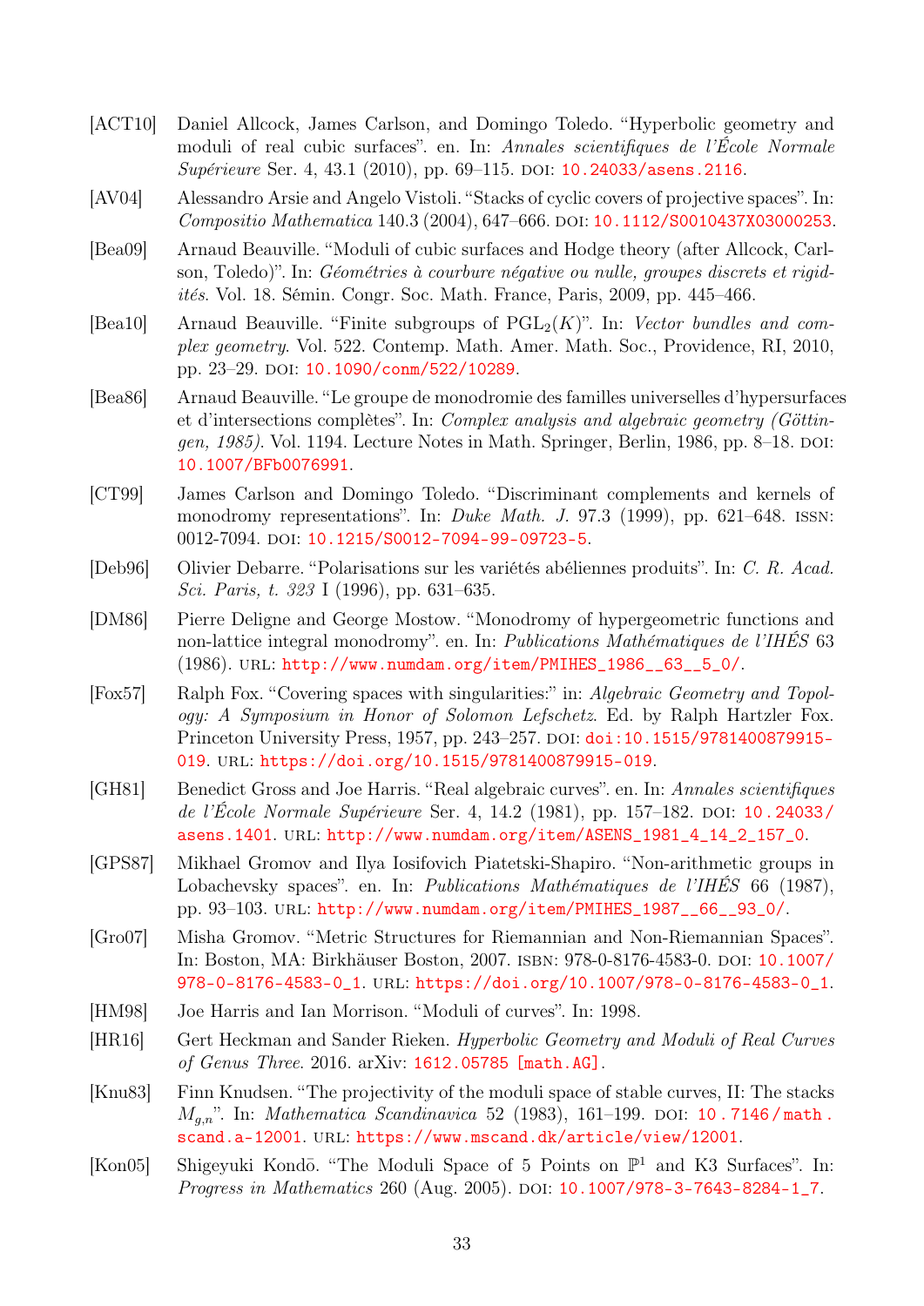[ACT10] Daniel Allcock, James Carlson, and Domingo Toledo. "Hyperbolic geometry and moduli of real cubic surfaces". en. In: *Annales scientifiques de l'École Normale Supérieure* Ser. 4, 43.1 (2010), pp. 69–115. DOI: 10.24033/asens.2116.

[AV04] Alessandro Arsie and Angelo Vistoli. "Stacks of cyclic covers of projective spaces". In: *Compositio Mathematica* 140.3 (2004), 647–666. DOI: 10.1112/S0010437X03000253.

[Bea09] Arnaud Beauville. "Moduli of cubic surfaces and Hodge theory (after Allcock, Carlson, Toledo)". In: *Géométries à courbure négative ou nulle, groupes discrets et rigidités*. Vol. 18. Sémin. Congr. Soc. Math. France, Paris, 2009, pp. 445–466.

[Bea10] Arnaud Beauville. "Finite subgroups of $\mathrm{PGL}_2(K)$". In: *Vector bundles and complex geometry*. Vol. 522. Contemp. Math. Amer. Math. Soc., Providence, RI, 2010, pp. 23–29. DOI: 10.1090/conm/522/10289.

[Bea86] Arnaud Beauville. "Le groupe de monodromie des familles universelles d'hypersurfaces et d'intersections complètes". In: *Complex analysis and algebraic geometry (Göttingen, 1985)*. Vol. 1194. Lecture Notes in Math. Springer, Berlin, 1986, pp. 8–18. DOI: 10.1007/BFb0076991.

[CT99] James Carlson and Domingo Toledo. "Discriminant complements and kernels of monodromy representations". In: *Duke Math. J.* 97.3 (1999), pp. 621–648. ISSN: 0012-7094. DOI: 10.1215/S0012-7094-99-09723-5.

[Deb96] Olivier Debarre. "Polarisations sur les variétés abéliennes produits". In: *C. R. Acad. Sci. Paris, t. 323* I (1996), pp. 631–635.

[DM86] Pierre Deligne and George Mostow. "Monodromy of hypergeometric functions and non-lattice integral monodromy". en. In: *Publications Mathématiques de l'IHÉS* 63 (1986). URL: http://www.numdam.org/item/PMIHES_1986__63__5_0/.

[Fox57] Ralph Fox. "Covering spaces with singularities:" in: *Algebraic Geometry and Topology: A Symposium in Honor of Solomon Lefschetz*. Ed. by Ralph Hartzler Fox. Princeton University Press, 1957, pp. 243–257. DOI: doi:10.1515/9781400879915-019. URL: https://doi.org/10.1515/9781400879915-019.

[GH81] Benedict Gross and Joe Harris. "Real algebraic curves". en. In: *Annales scientifiques de l'École Normale Supérieure* Ser. 4, 14.2 (1981), pp. 157–182. DOI: 10.24033/asens.1401. URL: http://www.numdam.org/item/ASENS_1981_4_14_2_157_0.

[GPS87] Mikhael Gromov and Ilya Iosifovich Piatetski-Shapiro. "Non-arithmetic groups in Lobachevsky spaces". en. In: *Publications Mathématiques de l'IHÉS* 66 (1987), pp. 93–103. URL: http://www.numdam.org/item/PMIHES_1987__66__93_0/.

[Gro07] Misha Gromov. "Metric Structures for Riemannian and Non-Riemannian Spaces". In: Boston, MA: Birkhäuser Boston, 2007. ISBN: 978-0-8176-4583-0. DOI: 10.1007/978-0-8176-4583-0_1. URL: https://doi.org/10.1007/978-0-8176-4583-0_1.

[HM98] Joe Harris and Ian Morrison. "Moduli of curves". In: 1998.

[HR16] Gert Heckman and Sander Rieken. *Hyperbolic Geometry and Moduli of Real Curves of Genus Three*. 2016. arXiv: 1612.05785 [math.AG].

[Knu83] Finn Knudsen. "The projectivity of the moduli space of stable curves, II: The stacks $M_{g,n}$". In: *Mathematica Scandinavica* 52 (1983), 161–199. DOI: 10.7146/math.scand.a-12001. URL: https://www.mscand.dk/article/view/12001.

[Kon05] Shigeyuki Kondō. "The Moduli Space of 5 Points on $\mathbb{P}^1$ and K3 Surfaces". In: *Progress in Mathematics* 260 (Aug. 2005). DOI: 10.1007/978-3-7643-8284-1_7.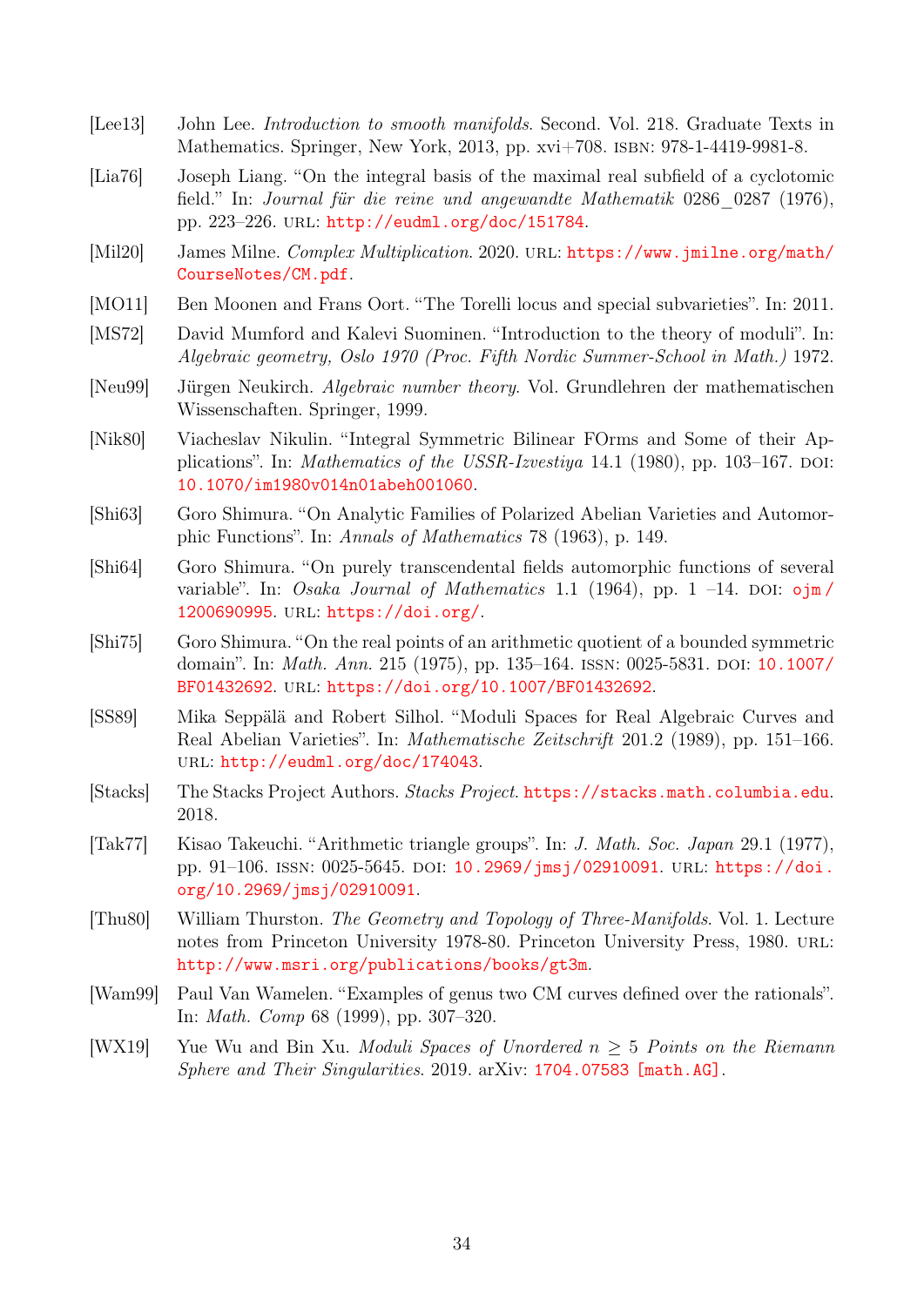- [Lee13] John Lee. *Introduction to smooth manifolds*. Second. Vol. 218. Graduate Texts in Mathematics. Springer, New York, 2013, pp. xvi+708. ISBN: 978-1-4419-9981-8.
- [Lia76] Joseph Liang. "On the integral basis of the maximal real subfield of a cyclotomic field." In: *Journal für die reine und angewandte Mathematik* 0286_0287 (1976), pp. 223–226. URL: http://eudml.org/doc/151784.
- [Mil20] James Milne. *Complex Multiplication*. 2020. URL: https://www.jmilne.org/math/CourseNotes/CM.pdf.
- [MO11] Ben Moonen and Frans Oort. "The Torelli locus and special subvarieties". In: 2011.
- [MS72] David Mumford and Kalevi Suominen. "Introduction to the theory of moduli". In: *Algebraic geometry, Oslo 1970 (Proc. Fifth Nordic Summer-School in Math.)* 1972.
- [Neu99] Jürgen Neukirch. *Algebraic number theory*. Vol. Grundlehren der mathematischen Wissenschaften. Springer, 1999.
- [Nik80] Viacheslav Nikulin. "Integral Symmetric Bilinear FOrms and Some of their Applications". In: *Mathematics of the USSR-Izvestiya* 14.1 (1980), pp. 103–167. DOI: 10.1070/im1980v014n01abeh001060.
- [Shi63] Goro Shimura. "On Analytic Families of Polarized Abelian Varieties and Automorphic Functions". In: *Annals of Mathematics* 78 (1963), p. 149.
- [Shi64] Goro Shimura. "On purely transcendental fields automorphic functions of several variable". In: *Osaka Journal of Mathematics* 1.1 (1964), pp. 1 –14. DOI: ojm/1200690995. URL: https://doi.org/.
- [Shi75] Goro Shimura. "On the real points of an arithmetic quotient of a bounded symmetric domain". In: *Math. Ann.* 215 (1975), pp. 135–164. ISSN: 0025-5831. DOI: 10.1007/BF01432692. URL: https://doi.org/10.1007/BF01432692.
- [SS89] Mika Seppälä and Robert Silhol. "Moduli Spaces for Real Algebraic Curves and Real Abelian Varieties". In: *Mathematische Zeitschrift* 201.2 (1989), pp. 151–166. URL: http://eudml.org/doc/174043.
- [Stacks] The Stacks Project Authors. *Stacks Project*. https://stacks.math.columbia.edu. 2018.
- [Tak77] Kisao Takeuchi. "Arithmetic triangle groups". In: *J. Math. Soc. Japan* 29.1 (1977), pp. 91–106. ISSN: 0025-5645. DOI: 10.2969/jmsj/02910091. URL: https://doi.org/10.2969/jmsj/02910091.
- [Thu80] William Thurston. *The Geometry and Topology of Three-Manifolds*. Vol. 1. Lecture notes from Princeton University 1978-80. Princeton University Press, 1980. URL: http://www.msri.org/publications/books/gt3m.
- [Wam99] Paul Van Wamelen. "Examples of genus two CM curves defined over the rationals". In: *Math. Comp* 68 (1999), pp. 307–320.
- [WX19] Yue Wu and Bin Xu. *Moduli Spaces of Unordered $n \geq 5$ Points on the Riemann Sphere and Their Singularities*. 2019. arXiv: 1704.07583 [math.AG].